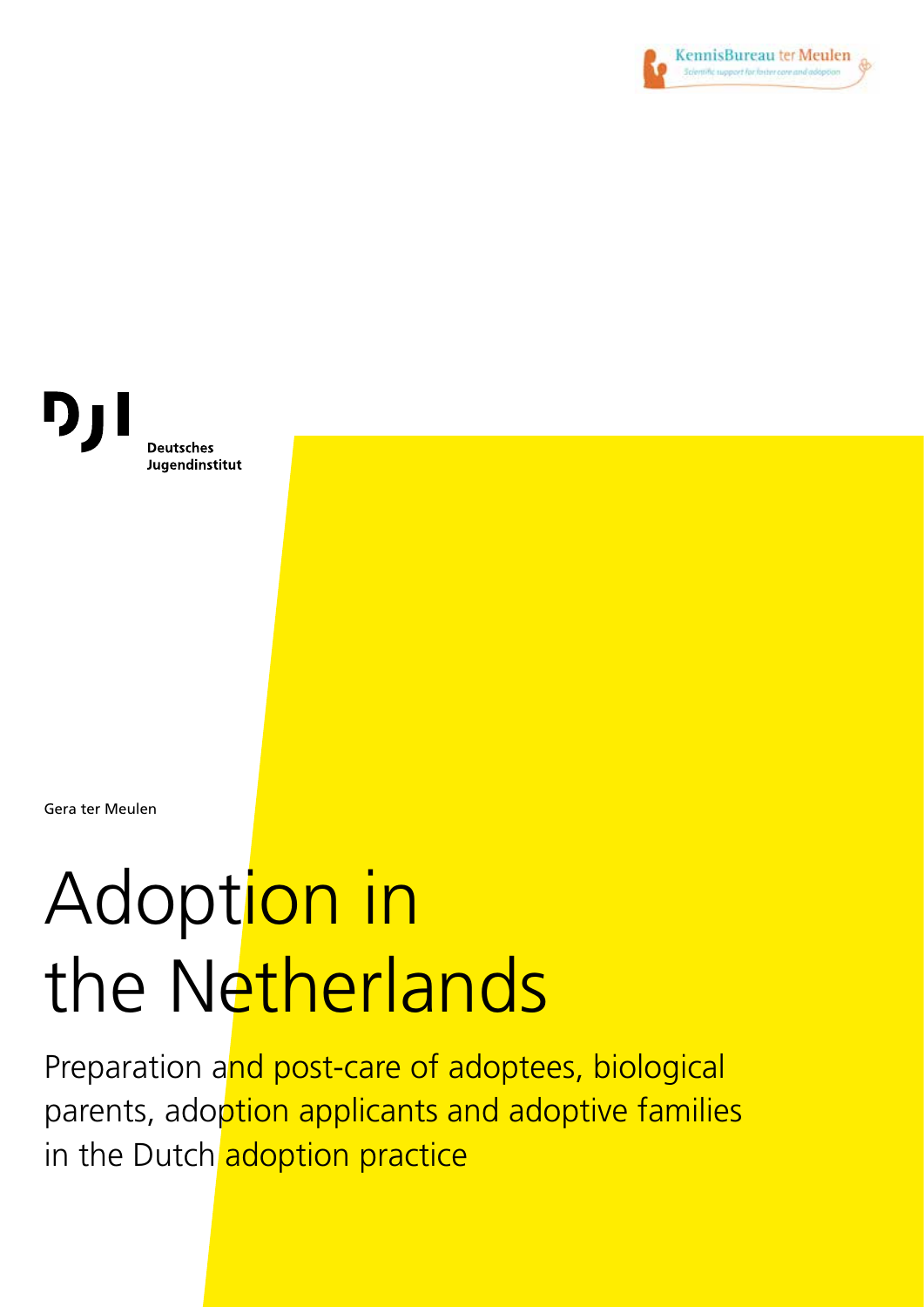KennisBureau ter Meulen
Scientific support for foster care and adoption

DJI
Deutsches Jugendinstitut

Gera ter Meulen

# Adoption in the Netherlands

## Preparation and post-care of adoptees, biological parents, adoption applicants and adoptive families in the Dutch adoption practice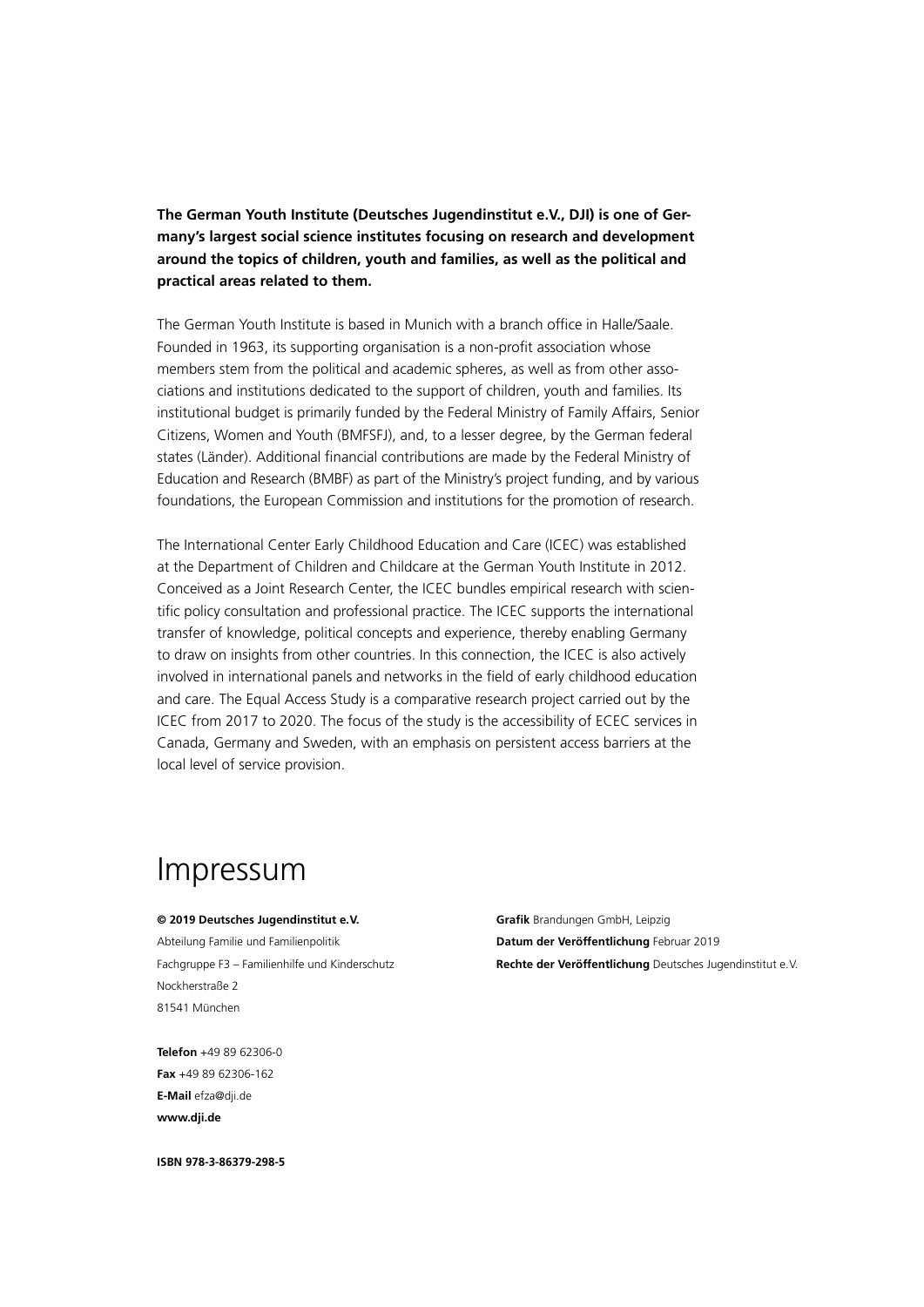**The German Youth Institute (Deutsches Jugendinstitut e.V., DJI) is one of Germany's largest social science institutes focusing on research and development around the topics of children, youth and families, as well as the political and practical areas related to them.**

The German Youth Institute is based in Munich with a branch office in Halle/Saale. Founded in 1963, its supporting organisation is a non-profit association whose members stem from the political and academic spheres, as well as from other associations and institutions dedicated to the support of children, youth and families. Its institutional budget is primarily funded by the Federal Ministry of Family Affairs, Senior Citizens, Women and Youth (BMFSFJ), and, to a lesser degree, by the German federal states (Länder). Additional financial contributions are made by the Federal Ministry of Education and Research (BMBF) as part of the Ministry's project funding, and by various foundations, the European Commission and institutions for the promotion of research.

The International Center Early Childhood Education and Care (ICEC) was established at the Department of Children and Childcare at the German Youth Institute in 2012. Conceived as a Joint Research Center, the ICEC bundles empirical research with scientific policy consultation and professional practice. The ICEC supports the international transfer of knowledge, political concepts and experience, thereby enabling Germany to draw on insights from other countries. In this connection, the ICEC is also actively involved in international panels and networks in the field of early childhood education and care. The Equal Access Study is a comparative research project carried out by the ICEC from 2017 to 2020. The focus of the study is the accessibility of ECEC services in Canada, Germany and Sweden, with an emphasis on persistent access barriers at the local level of service provision.

# Impressum

**© 2019 Deutsches Jugendinstitut e.V.**
Abteilung Familie und Familienpolitik
Fachgruppe F3 – Familienhilfe und Kinderschutz
Nockherstraße 2
81541 München

**Telefon** +49 89 62306-0
**Fax** +49 89 62306-162
**E-Mail** efza@dji.de
**www.dji.de**

**ISBN 978-3-86379-298-5**

**Grafik** Brandungen GmbH, Leipzig
**Datum der Veröffentlichung** Februar 2019
**Rechte der Veröffentlichung** Deutsches Jugendinstitut e.V.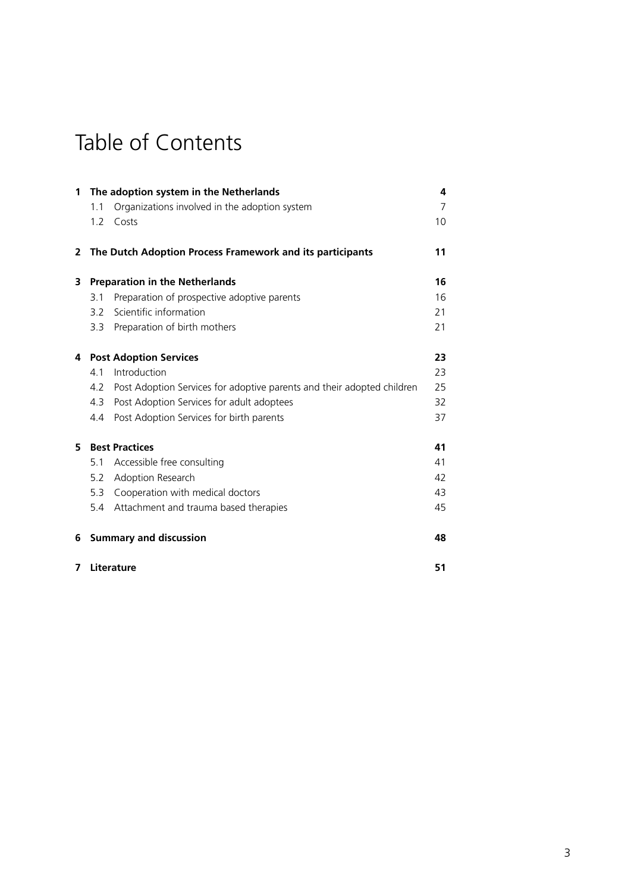# Table of Contents

| | | |
|---|---|---|
| **1** | **The adoption system in the Netherlands** | **4** |
| 1.1 | Organizations involved in the adoption system | 7 |
| 1.2 | Costs | 10 |
| **2** | **The Dutch Adoption Process Framework and its participants** | **11** |
| **3** | **Preparation in the Netherlands** | **16** |
| 3.1 | Preparation of prospective adoptive parents | 16 |
| 3.2 | Scientific information | 21 |
| 3.3 | Preparation of birth mothers | 21 |
| **4** | **Post Adoption Services** | **23** |
| 4.1 | Introduction | 23 |
| 4.2 | Post Adoption Services for adoptive parents and their adopted children | 25 |
| 4.3 | Post Adoption Services for adult adoptees | 32 |
| 4.4 | Post Adoption Services for birth parents | 37 |
| **5** | **Best Practices** | **41** |
| 5.1 | Accessible free consulting | 41 |
| 5.2 | Adoption Research | 42 |
| 5.3 | Cooperation with medical doctors | 43 |
| 5.4 | Attachment and trauma based therapies | 45 |
| **6** | **Summary and discussion** | **48** |
| **7** | **Literature** | **51** |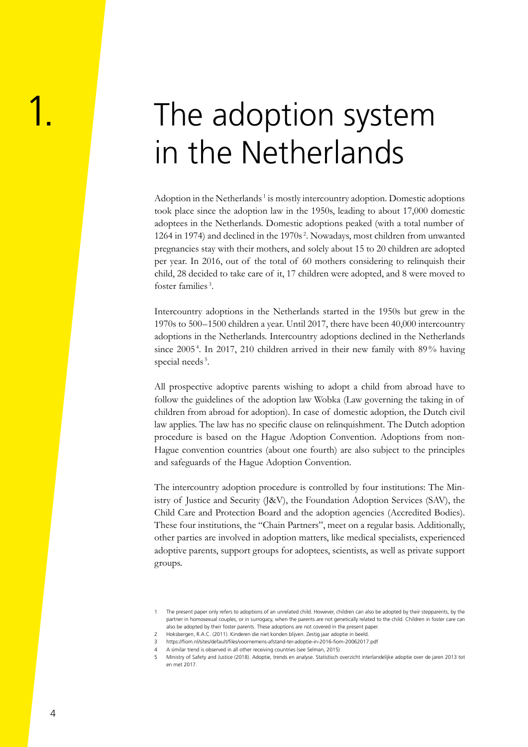# 1. The adoption system in the Netherlands

Adoption in the Netherlands [1] is mostly intercountry adoption. Domestic adoptions took place since the adoption law in the 1950s, leading to about 17,000 domestic adoptees in the Netherlands. Domestic adoptions peaked (with a total number of 1264 in 1974) and declined in the 1970s [2]. Nowadays, most children from unwanted pregnancies stay with their mothers, and solely about 15 to 20 children are adopted per year. In 2016, out of the total of 60 mothers considering to relinquish their child, 28 decided to take care of it, 17 children were adopted, and 8 were moved to foster families [3].

Intercountry adoptions in the Netherlands started in the 1950s but grew in the 1970s to 500–1500 children a year. Until 2017, there have been 40,000 intercountry adoptions in the Netherlands. Intercountry adoptions declined in the Netherlands since 2005 [4]. In 2017, 210 children arrived in their new family with 89% having special needs [5].

All prospective adoptive parents wishing to adopt a child from abroad have to follow the guidelines of the adoption law Wobka (Law governing the taking in of children from abroad for adoption). In case of domestic adoption, the Dutch civil law applies. The law has no specific clause on relinquishment. The Dutch adoption procedure is based on the Hague Adoption Convention. Adoptions from non-Hague convention countries (about one fourth) are also subject to the principles and safeguards of the Hague Adoption Convention.

The intercountry adoption procedure is controlled by four institutions: The Ministry of Justice and Security (J&V), the Foundation Adoption Services (SAV), the Child Care and Protection Board and the adoption agencies (Accredited Bodies). These four institutions, the "Chain Partners", meet on a regular basis. Additionally, other parties are involved in adoption matters, like medical specialists, experienced adoptive parents, support groups for adoptees, scientists, as well as private support groups.

1 The present paper only refers to adoptions of an unrelated child. However, children can also be adopted by their stepparents, by the partner in homosexual couples, or in surrogacy, when the parents are not genetically related to the child. Children in foster care can also be adopted by their foster parents. These adoptions are not covered in the present paper.

2 Hoksbergen, R.A.C. (2011). Kinderen die niet konden blijven. Zestig jaar adoptie in beeld.

3 https://fiom.nl/sites/default/files/voornemens-afstand-ter-adoptie-in-2016-fiom-20062017.pdf

4 A similar trend is observed in all other receiving countries (see Selman, 2015)

5 Ministry of Safety and Justice (2018). Adoptie, trends en analyse. Statistisch overzicht interlandelijke adoptie over de jaren 2013 tot en met 2017.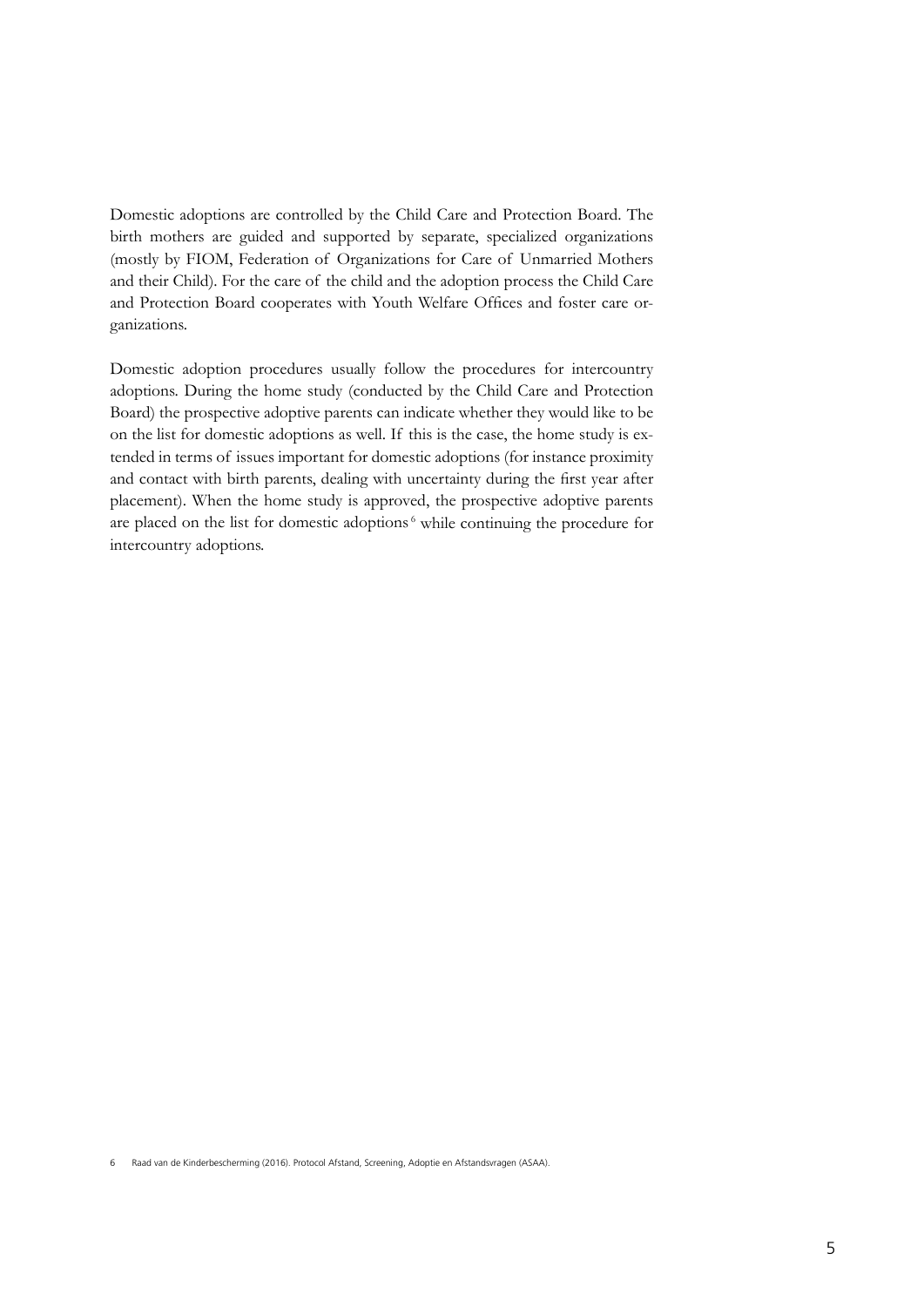Domestic adoptions are controlled by the Child Care and Protection Board. The birth mothers are guided and supported by separate, specialized organizations (mostly by FIOM, Federation of Organizations for Care of Unmarried Mothers and their Child). For the care of the child and the adoption process the Child Care and Protection Board cooperates with Youth Welfare Offices and foster care organizations.

Domestic adoption procedures usually follow the procedures for intercountry adoptions. During the home study (conducted by the Child Care and Protection Board) the prospective adoptive parents can indicate whether they would like to be on the list for domestic adoptions as well. If this is the case, the home study is extended in terms of issues important for domestic adoptions (for instance proximity and contact with birth parents, dealing with uncertainty during the first year after placement). When the home study is approved, the prospective adoptive parents are placed on the list for domestic adoptions[6] while continuing the procedure for intercountry adoptions.

6 Raad van de Kinderbescherming (2016). Protocol Afstand, Screening, Adoptie en Afstandsvragen (ASAA).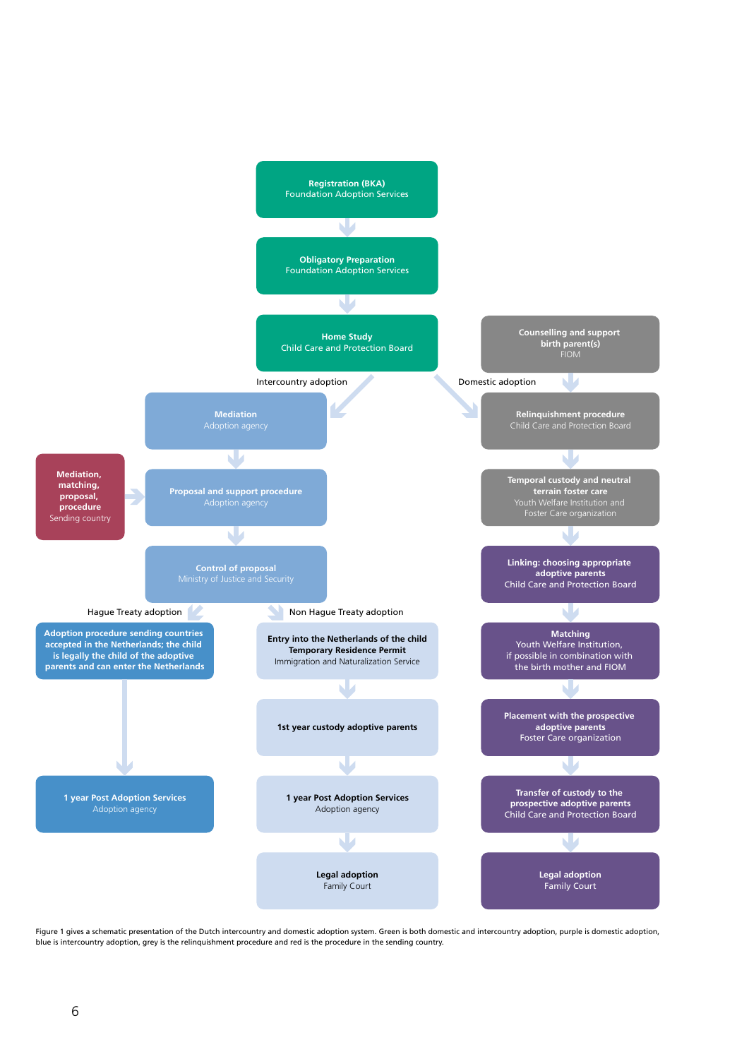**Registration (BKA)**
Foundation Adoption Services

↓

**Obligatory Preparation**
Foundation Adoption Services

↓

**Home Study**
Child Care and Protection Board

**Intercountry adoption**

**Mediation**
Adoption agency

↓

**Proposal and support procedure**
Adoption agency

← **Mediation, matching, proposal, procedure**
Sending country

↓

**Control of proposal**
Ministry of Justice and Security

**Hague Treaty adoption**

**Adoption procedure sending countries accepted in the Netherlands; the child is legally the child of the adoptive parents and can enter the Netherlands**

↓

**1 year Post Adoption Services**
Adoption agency

**Non Hague Treaty adoption**

**Entry into the Netherlands of the child Temporary Residence Permit**
Immigration and Naturalization Service

↓

**1st year custody adoptive parents**

↓

**1 year Post Adoption Services**
Adoption agency

↓

**Legal adoption**
Family Court

**Domestic adoption**

**Counselling and support birth parent(s)**
FIOM

↓

**Relinquishment procedure**
Child Care and Protection Board

↓

**Temporal custody and neutral terrain foster care**
Youth Welfare Institution and Foster Care organization

↓

**Linking: choosing appropriate adoptive parents**
Child Care and Protection Board

↓

**Matching**
Youth Welfare Institution, if possible in combination with the birth mother and FIOM

↓

**Placement with the prospective adoptive parents**
Foster Care organization

↓

**Transfer of custody to the prospective adoptive parents**
Child Care and Protection Board

↓

**Legal adoption**
Family Court

Figure 1 gives a schematic presentation of the Dutch intercountry and domestic adoption system. Green is both domestic and intercountry adoption, purple is domestic adoption, blue is intercountry adoption, grey is the relinquishment procedure and red is the procedure in the sending country.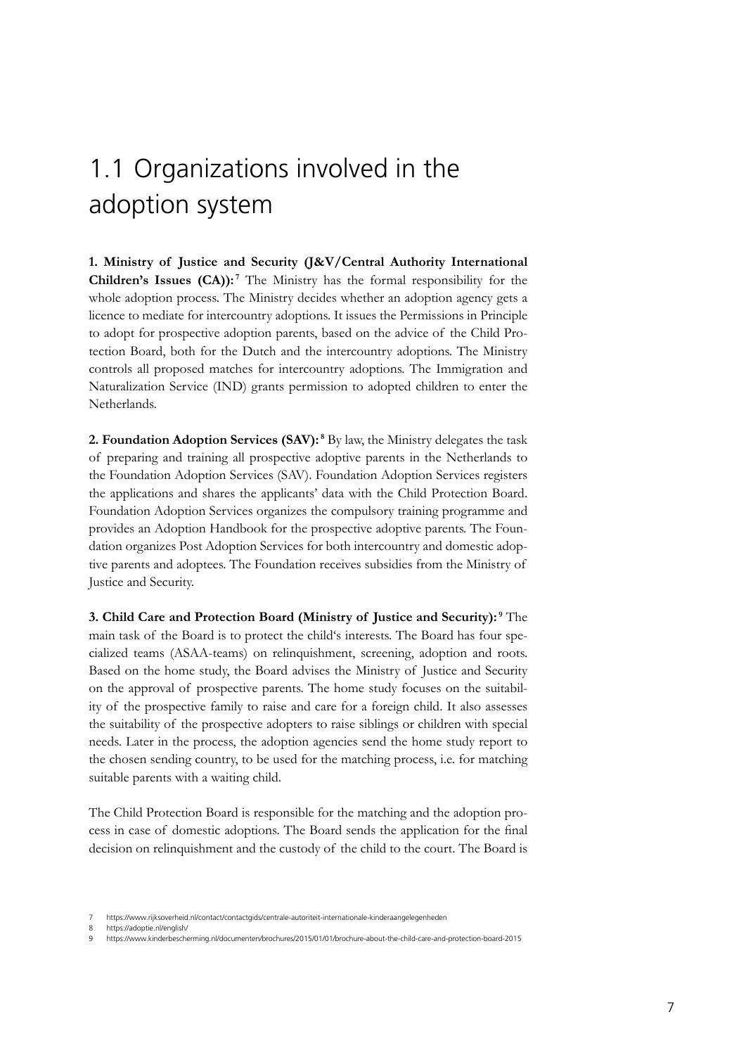## 1.1 Organizations involved in the adoption system

**1. Ministry of Justice and Security (J&V/Central Authority International Children's Issues (CA)):**[7] The Ministry has the formal responsibility for the whole adoption process. The Ministry decides whether an adoption agency gets a licence to mediate for intercountry adoptions. It issues the Permissions in Principle to adopt for prospective adoption parents, based on the advice of the Child Protection Board, both for the Dutch and the intercountry adoptions. The Ministry controls all proposed matches for intercountry adoptions. The Immigration and Naturalization Service (IND) grants permission to adopted children to enter the Netherlands.

**2. Foundation Adoption Services (SAV):**[8] By law, the Ministry delegates the task of preparing and training all prospective adoptive parents in the Netherlands to the Foundation Adoption Services (SAV). Foundation Adoption Services registers the applications and shares the applicants' data with the Child Protection Board. Foundation Adoption Services organizes the compulsory training programme and provides an Adoption Handbook for the prospective adoptive parents. The Foundation organizes Post Adoption Services for both intercountry and domestic adoptive parents and adoptees. The Foundation receives subsidies from the Ministry of Justice and Security.

**3. Child Care and Protection Board (Ministry of Justice and Security):**[9] The main task of the Board is to protect the child's interests. The Board has four specialized teams (ASAA-teams) on relinquishment, screening, adoption and roots. Based on the home study, the Board advises the Ministry of Justice and Security on the approval of prospective parents. The home study focuses on the suitability of the prospective family to raise and care for a foreign child. It also assesses the suitability of the prospective adopters to raise siblings or children with special needs. Later in the process, the adoption agencies send the home study report to the chosen sending country, to be used for the matching process, i.e. for matching suitable parents with a waiting child.

The Child Protection Board is responsible for the matching and the adoption process in case of domestic adoptions. The Board sends the application for the final decision on relinquishment and the custody of the child to the court. The Board is

7 https://www.rijksoverheid.nl/contact/contactgids/centrale-autoriteit-internationale-kinderaangelegenheden
8 https://adoptie.nl/english/
9 https://www.kinderbescherming.nl/documenten/brochures/2015/01/01/brochure-about-the-child-care-and-protection-board-2015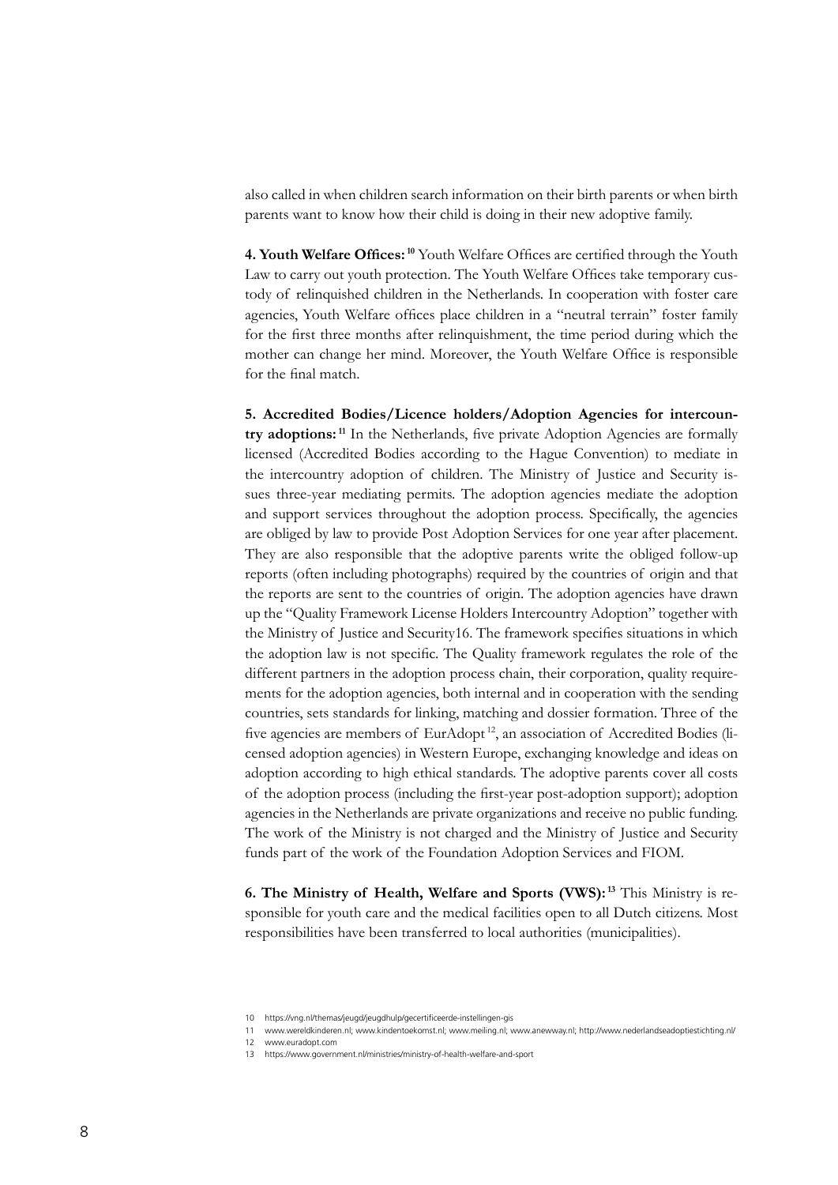also called in when children search information on their birth parents or when birth parents want to know how their child is doing in their new adoptive family.

**4. Youth Welfare Offices:** [10] Youth Welfare Offices are certified through the Youth Law to carry out youth protection. The Youth Welfare Offices take temporary custody of relinquished children in the Netherlands. In cooperation with foster care agencies, Youth Welfare offices place children in a "neutral terrain" foster family for the first three months after relinquishment, the time period during which the mother can change her mind. Moreover, the Youth Welfare Office is responsible for the final match.

**5. Accredited Bodies/Licence holders/Adoption Agencies for intercountry adoptions:** [11] In the Netherlands, five private Adoption Agencies are formally licensed (Accredited Bodies according to the Hague Convention) to mediate in the intercountry adoption of children. The Ministry of Justice and Security issues three-year mediating permits. The adoption agencies mediate the adoption and support services throughout the adoption process. Specifically, the agencies are obliged by law to provide Post Adoption Services for one year after placement. They are also responsible that the adoptive parents write the obliged follow-up reports (often including photographs) required by the countries of origin and that the reports are sent to the countries of origin. The adoption agencies have drawn up the "Quality Framework License Holders Intercountry Adoption" together with the Ministry of Justice and Security16. The framework specifies situations in which the adoption law is not specific. The Quality framework regulates the role of the different partners in the adoption process chain, their corporation, quality requirements for the adoption agencies, both internal and in cooperation with the sending countries, sets standards for linking, matching and dossier formation. Three of the five agencies are members of EurAdopt [12], an association of Accredited Bodies (licensed adoption agencies) in Western Europe, exchanging knowledge and ideas on adoption according to high ethical standards. The adoptive parents cover all costs of the adoption process (including the first-year post-adoption support); adoption agencies in the Netherlands are private organizations and receive no public funding. The work of the Ministry is not charged and the Ministry of Justice and Security funds part of the work of the Foundation Adoption Services and FIOM.

**6. The Ministry of Health, Welfare and Sports (VWS):** [13] This Ministry is responsible for youth care and the medical facilities open to all Dutch citizens. Most responsibilities have been transferred to local authorities (municipalities).

10 https://vng.nl/themas/jeugd/jeugdhulp/gecertificeerde-instellingen-gis

11 www.wereldkinderen.nl; www.kindentoekomst.nl; www.meiling.nl; www.anewway.nl; http://www.nederlandseadoptiestichting.nl/

12 www.euradopt.com

13 https://www.government.nl/ministries/ministry-of-health-welfare-and-sport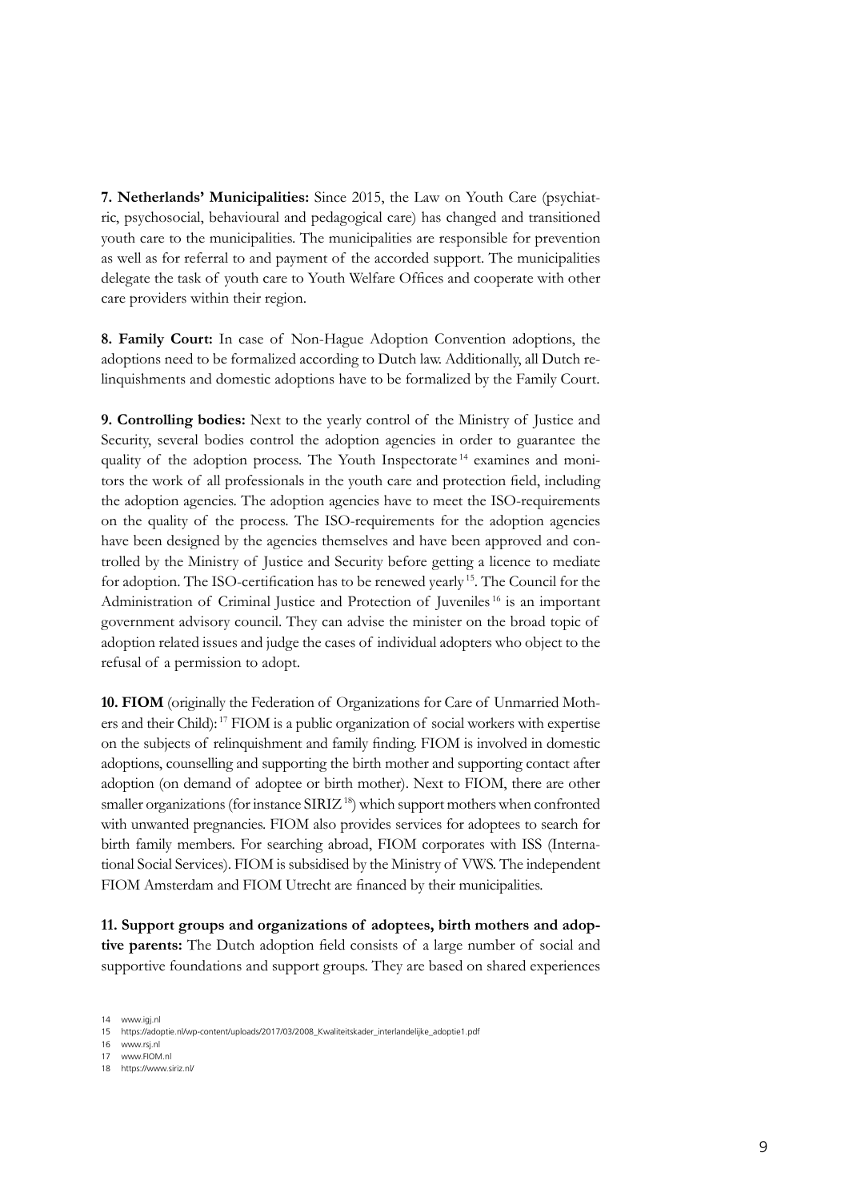**7. Netherlands' Municipalities:** Since 2015, the Law on Youth Care (psychiatric, psychosocial, behavioural and pedagogical care) has changed and transitioned youth care to the municipalities. The municipalities are responsible for prevention as well as for referral to and payment of the accorded support. The municipalities delegate the task of youth care to Youth Welfare Offices and cooperate with other care providers within their region.

**8. Family Court:** In case of Non-Hague Adoption Convention adoptions, the adoptions need to be formalized according to Dutch law. Additionally, all Dutch relinquishments and domestic adoptions have to be formalized by the Family Court.

**9. Controlling bodies:** Next to the yearly control of the Ministry of Justice and Security, several bodies control the adoption agencies in order to guarantee the quality of the adoption process. The Youth Inspectorate [14] examines and monitors the work of all professionals in the youth care and protection field, including the adoption agencies. The adoption agencies have to meet the ISO-requirements on the quality of the process. The ISO-requirements for the adoption agencies have been designed by the agencies themselves and have been approved and controlled by the Ministry of Justice and Security before getting a licence to mediate for adoption. The ISO-certification has to be renewed yearly [15]. The Council for the Administration of Criminal Justice and Protection of Juveniles [16] is an important government advisory council. They can advise the minister on the broad topic of adoption related issues and judge the cases of individual adopters who object to the refusal of a permission to adopt.

**10. FIOM** (originally the Federation of Organizations for Care of Unmarried Mothers and their Child): [17] FIOM is a public organization of social workers with expertise on the subjects of relinquishment and family finding. FIOM is involved in domestic adoptions, counselling and supporting the birth mother and supporting contact after adoption (on demand of adoptee or birth mother). Next to FIOM, there are other smaller organizations (for instance SIRIZ [18]) which support mothers when confronted with unwanted pregnancies. FIOM also provides services for adoptees to search for birth family members. For searching abroad, FIOM corporates with ISS (International Social Services). FIOM is subsidised by the Ministry of VWS. The independent FIOM Amsterdam and FIOM Utrecht are financed by their municipalities.

**11. Support groups and organizations of adoptees, birth mothers and adoptive parents:** The Dutch adoption field consists of a large number of social and supportive foundations and support groups. They are based on shared experiences

14 www.igj.nl
15 https://adoptie.nl/wp-content/uploads/2017/03/2008_Kwaliteitskader_interlandelijke_adoptie1.pdf
16 www.rsj.nl
17 www.FIOM.nl
18 https://www.siriz.nl/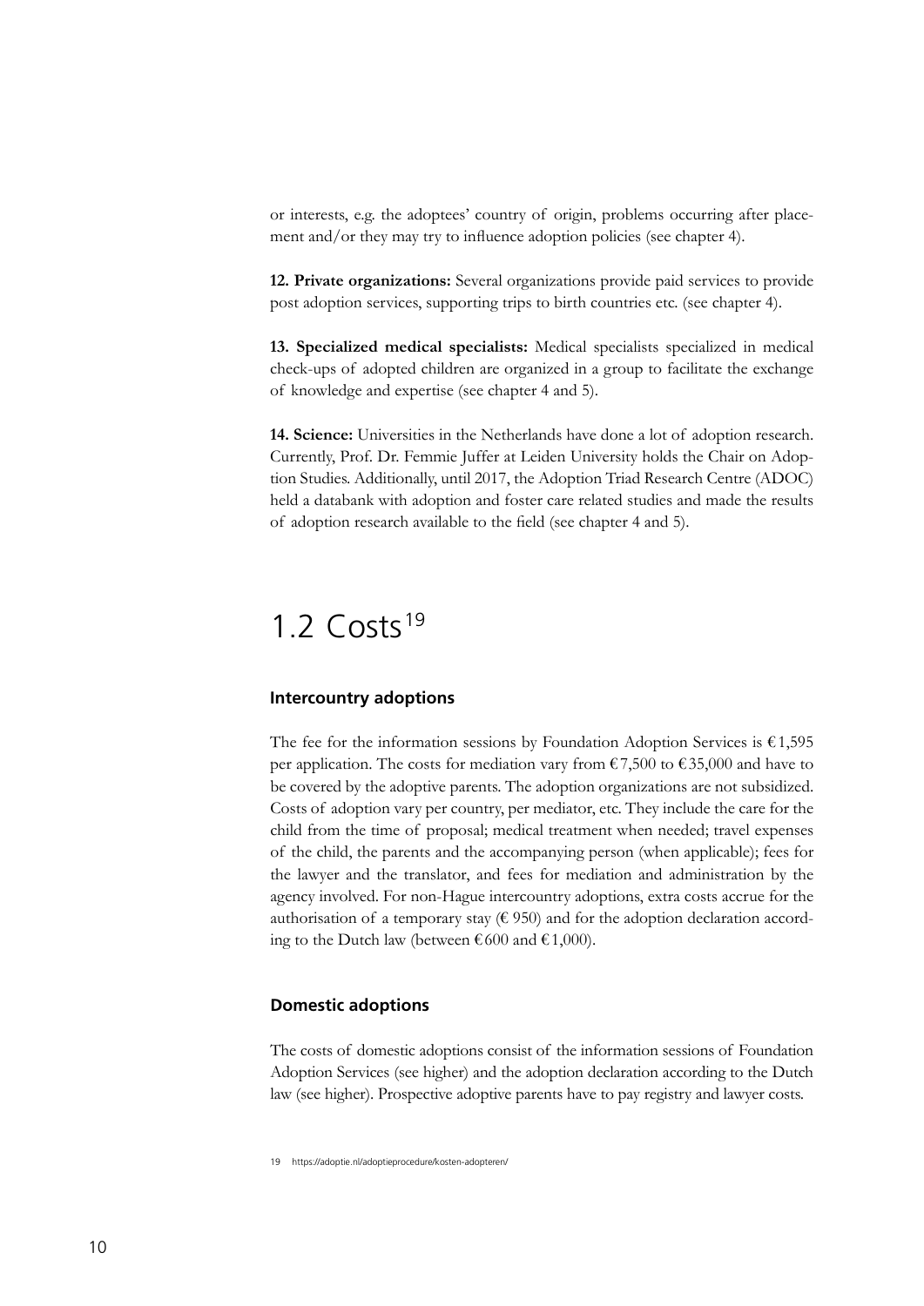or interests, e.g. the adoptees' country of origin, problems occurring after placement and/or they may try to influence adoption policies (see chapter 4).

**12. Private organizations:** Several organizations provide paid services to provide post adoption services, supporting trips to birth countries etc. (see chapter 4).

**13. Specialized medical specialists:** Medical specialists specialized in medical check-ups of adopted children are organized in a group to facilitate the exchange of knowledge and expertise (see chapter 4 and 5).

**14. Science:** Universities in the Netherlands have done a lot of adoption research. Currently, Prof. Dr. Femmie Juffer at Leiden University holds the Chair on Adoption Studies. Additionally, until 2017, the Adoption Triad Research Centre (ADOC) held a databank with adoption and foster care related studies and made the results of adoption research available to the field (see chapter 4 and 5).

## 1.2 Costs[19]

### Intercountry adoptions

The fee for the information sessions by Foundation Adoption Services is €1,595 per application. The costs for mediation vary from €7,500 to €35,000 and have to be covered by the adoptive parents. The adoption organizations are not subsidized. Costs of adoption vary per country, per mediator, etc. They include the care for the child from the time of proposal; medical treatment when needed; travel expenses of the child, the parents and the accompanying person (when applicable); fees for the lawyer and the translator, and fees for mediation and administration by the agency involved. For non-Hague intercountry adoptions, extra costs accrue for the authorisation of a temporary stay (€ 950) and for the adoption declaration according to the Dutch law (between €600 and €1,000).

### Domestic adoptions

The costs of domestic adoptions consist of the information sessions of Foundation Adoption Services (see higher) and the adoption declaration according to the Dutch law (see higher). Prospective adoptive parents have to pay registry and lawyer costs.

19 https://adoptie.nl/adoptieprocedure/kosten-adopteren/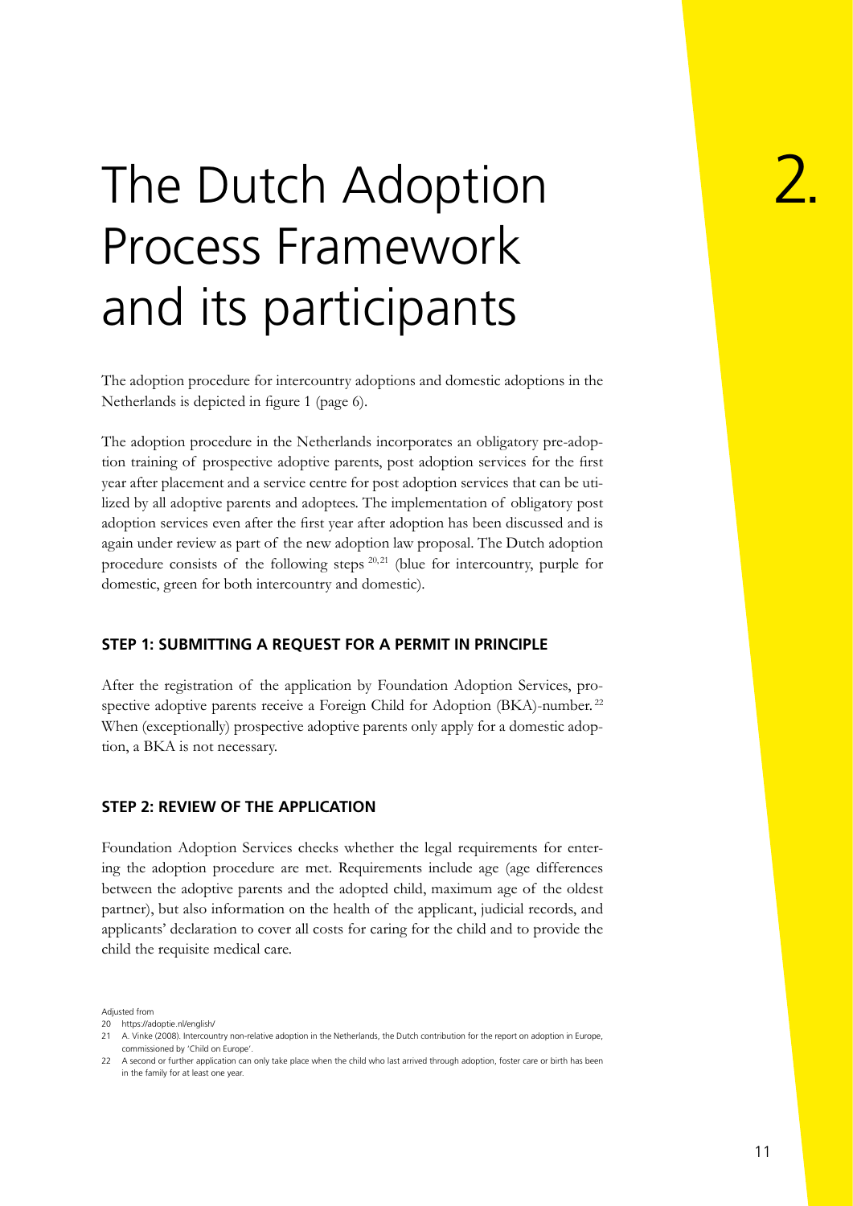# 2. The Dutch Adoption Process Framework and its participants

The adoption procedure for intercountry adoptions and domestic adoptions in the Netherlands is depicted in figure 1 (page 6).

The adoption procedure in the Netherlands incorporates an obligatory pre-adoption training of prospective adoptive parents, post adoption services for the first year after placement and a service centre for post adoption services that can be utilized by all adoptive parents and adoptees. The implementation of obligatory post adoption services even after the first year after adoption has been discussed and is again under review as part of the new adoption law proposal. The Dutch adoption procedure consists of the following steps [20,21] (blue for intercountry, purple for domestic, green for both intercountry and domestic).

## STEP 1: SUBMITTING A REQUEST FOR A PERMIT IN PRINCIPLE

After the registration of the application by Foundation Adoption Services, prospective adoptive parents receive a Foreign Child for Adoption (BKA)-number.[22] When (exceptionally) prospective adoptive parents only apply for a domestic adoption, a BKA is not necessary.

## STEP 2: REVIEW OF THE APPLICATION

Foundation Adoption Services checks whether the legal requirements for entering the adoption procedure are met. Requirements include age (age differences between the adoptive parents and the adopted child, maximum age of the oldest partner), but also information on the health of the applicant, judicial records, and applicants' declaration to cover all costs for caring for the child and to provide the child the requisite medical care.

Adjusted from

20 https://adoptie.nl/english/

21 A. Vinke (2008). Intercountry non-relative adoption in the Netherlands, the Dutch contribution for the report on adoption in Europe, commissioned by 'Child on Europe'.

22 A second or further application can only take place when the child who last arrived through adoption, foster care or birth has been in the family for at least one year.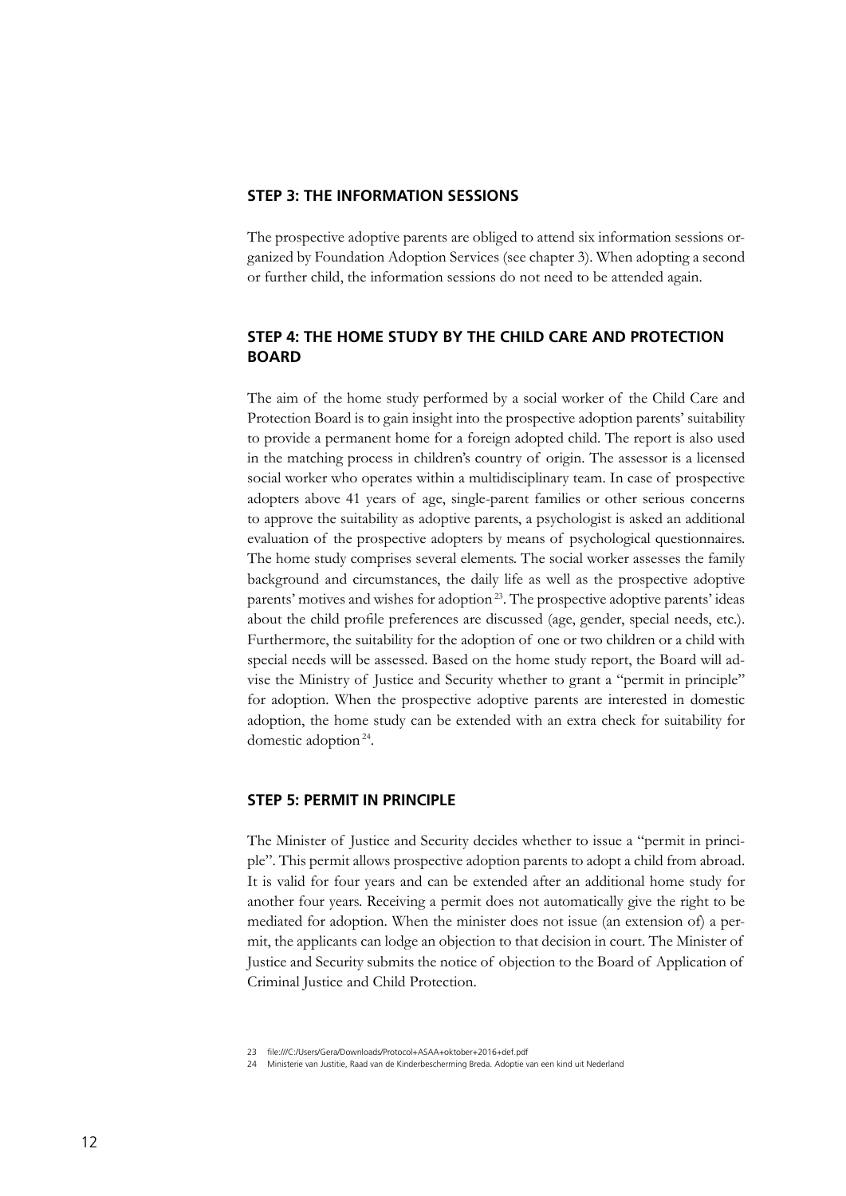### STEP 3: THE INFORMATION SESSIONS

The prospective adoptive parents are obliged to attend six information sessions organized by Foundation Adoption Services (see chapter 3). When adopting a second or further child, the information sessions do not need to be attended again.

### STEP 4: THE HOME STUDY BY THE CHILD CARE AND PROTECTION BOARD

The aim of the home study performed by a social worker of the Child Care and Protection Board is to gain insight into the prospective adoption parents' suitability to provide a permanent home for a foreign adopted child. The report is also used in the matching process in children's country of origin. The assessor is a licensed social worker who operates within a multidisciplinary team. In case of prospective adopters above 41 years of age, single-parent families or other serious concerns to approve the suitability as adoptive parents, a psychologist is asked an additional evaluation of the prospective adopters by means of psychological questionnaires. The home study comprises several elements. The social worker assesses the family background and circumstances, the daily life as well as the prospective adoptive parents' motives and wishes for adoption[23]. The prospective adoptive parents' ideas about the child profile preferences are discussed (age, gender, special needs, etc.). Furthermore, the suitability for the adoption of one or two children or a child with special needs will be assessed. Based on the home study report, the Board will advise the Ministry of Justice and Security whether to grant a "permit in principle" for adoption. When the prospective adoptive parents are interested in domestic adoption, the home study can be extended with an extra check for suitability for domestic adoption[24].

### STEP 5: PERMIT IN PRINCIPLE

The Minister of Justice and Security decides whether to issue a "permit in principle". This permit allows prospective adoption parents to adopt a child from abroad. It is valid for four years and can be extended after an additional home study for another four years. Receiving a permit does not automatically give the right to be mediated for adoption. When the minister does not issue (an extension of) a permit, the applicants can lodge an objection to that decision in court. The Minister of Justice and Security submits the notice of objection to the Board of Application of Criminal Justice and Child Protection.

23 file:///C:/Users/Gera/Downloads/Protocol+ASAA+oktober+2016+def.pdf

24 Ministerie van Justitie, Raad van de Kinderbescherming Breda. Adoptie van een kind uit Nederland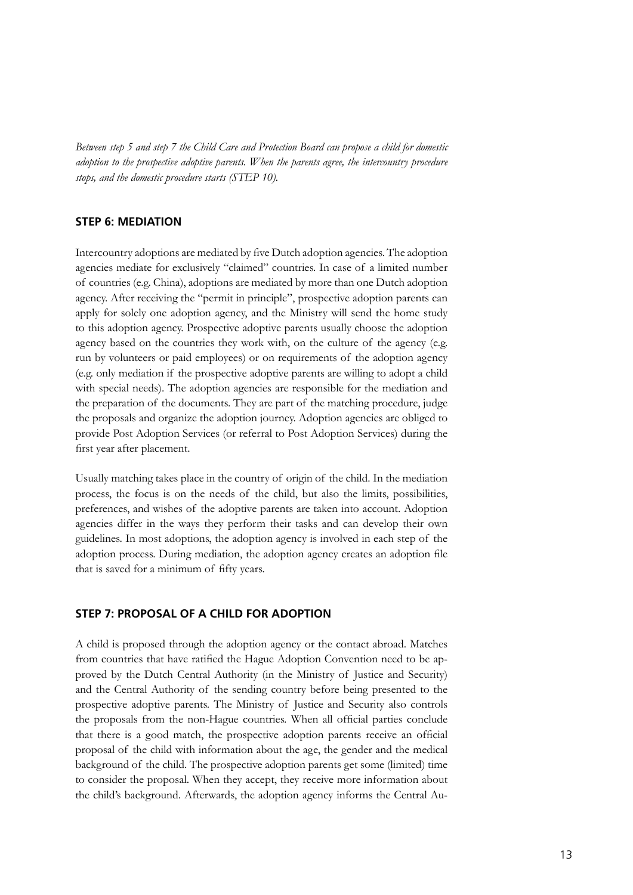*Between step 5 and step 7 the Child Care and Protection Board can propose a child for domestic adoption to the prospective adoptive parents. When the parents agree, the intercountry procedure stops, and the domestic procedure starts (STEP 10).*

### STEP 6: MEDIATION

Intercountry adoptions are mediated by five Dutch adoption agencies. The adoption agencies mediate for exclusively "claimed" countries. In case of a limited number of countries (e.g. China), adoptions are mediated by more than one Dutch adoption agency. After receiving the "permit in principle", prospective adoption parents can apply for solely one adoption agency, and the Ministry will send the home study to this adoption agency. Prospective adoptive parents usually choose the adoption agency based on the countries they work with, on the culture of the agency (e.g. run by volunteers or paid employees) or on requirements of the adoption agency (e.g. only mediation if the prospective adoptive parents are willing to adopt a child with special needs). The adoption agencies are responsible for the mediation and the preparation of the documents. They are part of the matching procedure, judge the proposals and organize the adoption journey. Adoption agencies are obliged to provide Post Adoption Services (or referral to Post Adoption Services) during the first year after placement.

Usually matching takes place in the country of origin of the child. In the mediation process, the focus is on the needs of the child, but also the limits, possibilities, preferences, and wishes of the adoptive parents are taken into account. Adoption agencies differ in the ways they perform their tasks and can develop their own guidelines. In most adoptions, the adoption agency is involved in each step of the adoption process. During mediation, the adoption agency creates an adoption file that is saved for a minimum of fifty years.

### STEP 7: PROPOSAL OF A CHILD FOR ADOPTION

A child is proposed through the adoption agency or the contact abroad. Matches from countries that have ratified the Hague Adoption Convention need to be approved by the Dutch Central Authority (in the Ministry of Justice and Security) and the Central Authority of the sending country before being presented to the prospective adoptive parents. The Ministry of Justice and Security also controls the proposals from the non-Hague countries. When all official parties conclude that there is a good match, the prospective adoption parents receive an official proposal of the child with information about the age, the gender and the medical background of the child. The prospective adoption parents get some (limited) time to consider the proposal. When they accept, they receive more information about the child's background. Afterwards, the adoption agency informs the Central Au-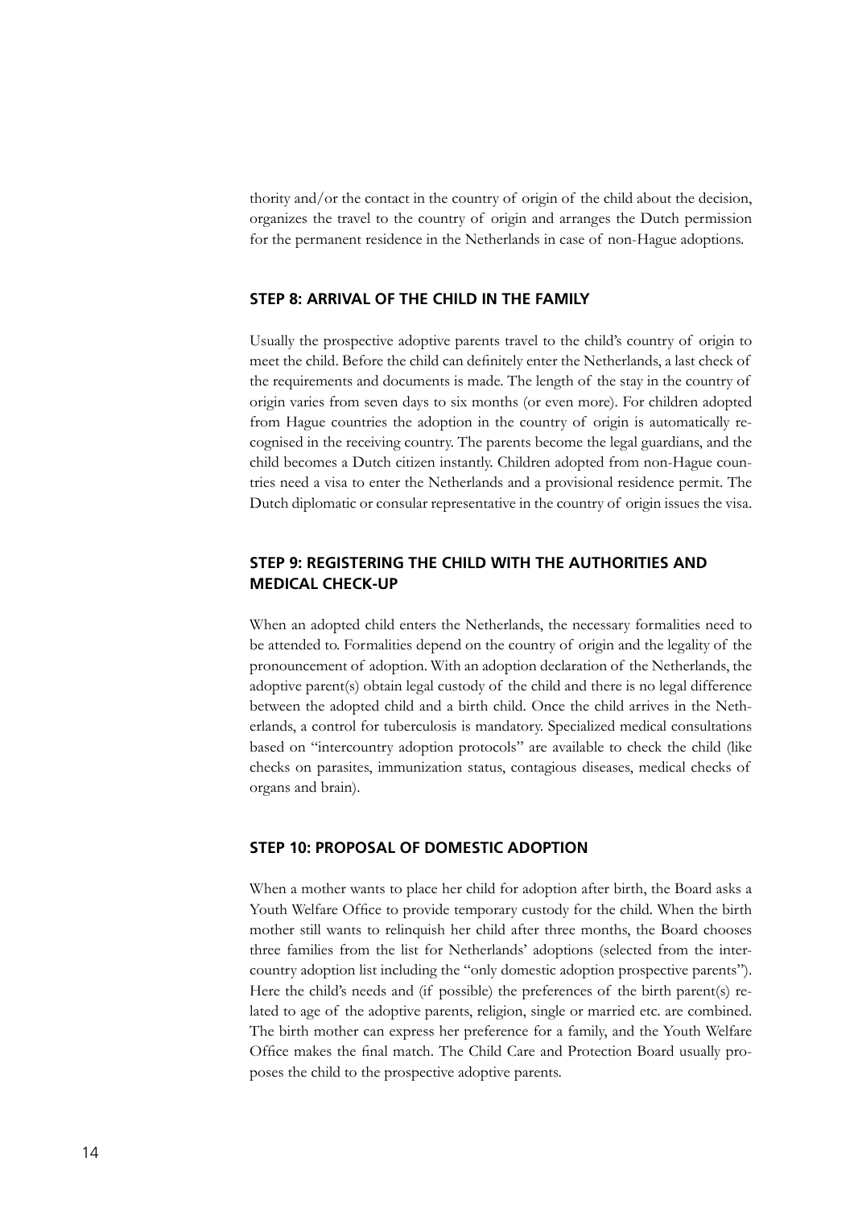thority and/or the contact in the country of origin of the child about the decision, organizes the travel to the country of origin and arranges the Dutch permission for the permanent residence in the Netherlands in case of non-Hague adoptions.

### STEP 8: ARRIVAL OF THE CHILD IN THE FAMILY

Usually the prospective adoptive parents travel to the child's country of origin to meet the child. Before the child can definitely enter the Netherlands, a last check of the requirements and documents is made. The length of the stay in the country of origin varies from seven days to six months (or even more). For children adopted from Hague countries the adoption in the country of origin is automatically recognised in the receiving country. The parents become the legal guardians, and the child becomes a Dutch citizen instantly. Children adopted from non-Hague countries need a visa to enter the Netherlands and a provisional residence permit. The Dutch diplomatic or consular representative in the country of origin issues the visa.

### STEP 9: REGISTERING THE CHILD WITH THE AUTHORITIES AND MEDICAL CHECK-UP

When an adopted child enters the Netherlands, the necessary formalities need to be attended to. Formalities depend on the country of origin and the legality of the pronouncement of adoption. With an adoption declaration of the Netherlands, the adoptive parent(s) obtain legal custody of the child and there is no legal difference between the adopted child and a birth child. Once the child arrives in the Netherlands, a control for tuberculosis is mandatory. Specialized medical consultations based on "intercountry adoption protocols" are available to check the child (like checks on parasites, immunization status, contagious diseases, medical checks of organs and brain).

### STEP 10: PROPOSAL OF DOMESTIC ADOPTION

When a mother wants to place her child for adoption after birth, the Board asks a Youth Welfare Office to provide temporary custody for the child. When the birth mother still wants to relinquish her child after three months, the Board chooses three families from the list for Netherlands' adoptions (selected from the intercountry adoption list including the "only domestic adoption prospective parents"). Here the child's needs and (if possible) the preferences of the birth parent(s) related to age of the adoptive parents, religion, single or married etc. are combined. The birth mother can express her preference for a family, and the Youth Welfare Office makes the final match. The Child Care and Protection Board usually proposes the child to the prospective adoptive parents.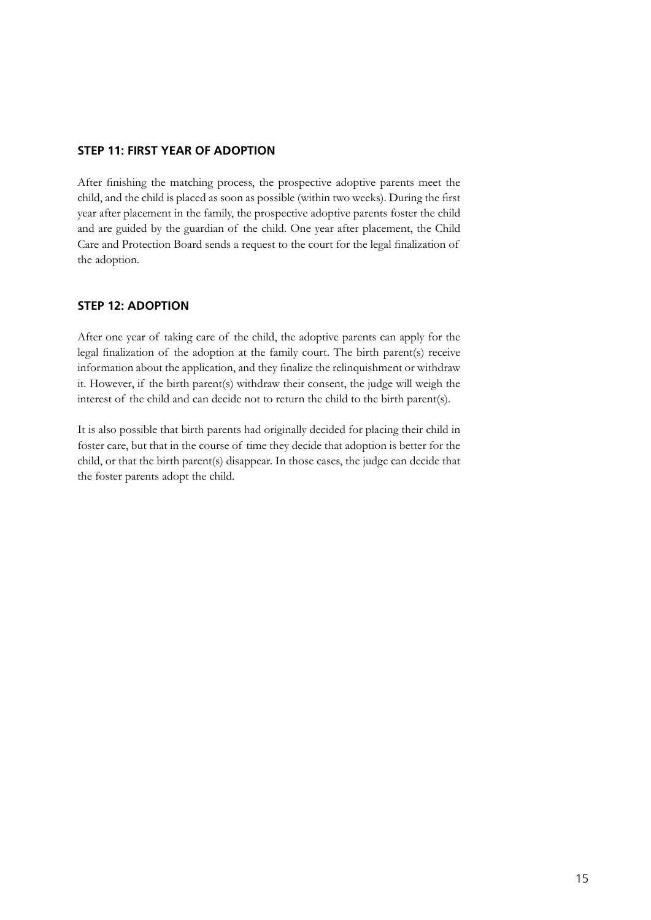### STEP 11: FIRST YEAR OF ADOPTION

After finishing the matching process, the prospective adoptive parents meet the child, and the child is placed as soon as possible (within two weeks). During the first year after placement in the family, the prospective adoptive parents foster the child and are guided by the guardian of the child. One year after placement, the Child Care and Protection Board sends a request to the court for the legal finalization of the adoption.

### STEP 12: ADOPTION

After one year of taking care of the child, the adoptive parents can apply for the legal finalization of the adoption at the family court. The birth parent(s) receive information about the application, and they finalize the relinquishment or withdraw it. However, if the birth parent(s) withdraw their consent, the judge will weigh the interest of the child and can decide not to return the child to the birth parent(s).

It is also possible that birth parents had originally decided for placing their child in foster care, but that in the course of time they decide that adoption is better for the child, or that the birth parent(s) disappear. In those cases, the judge can decide that the foster parents adopt the child.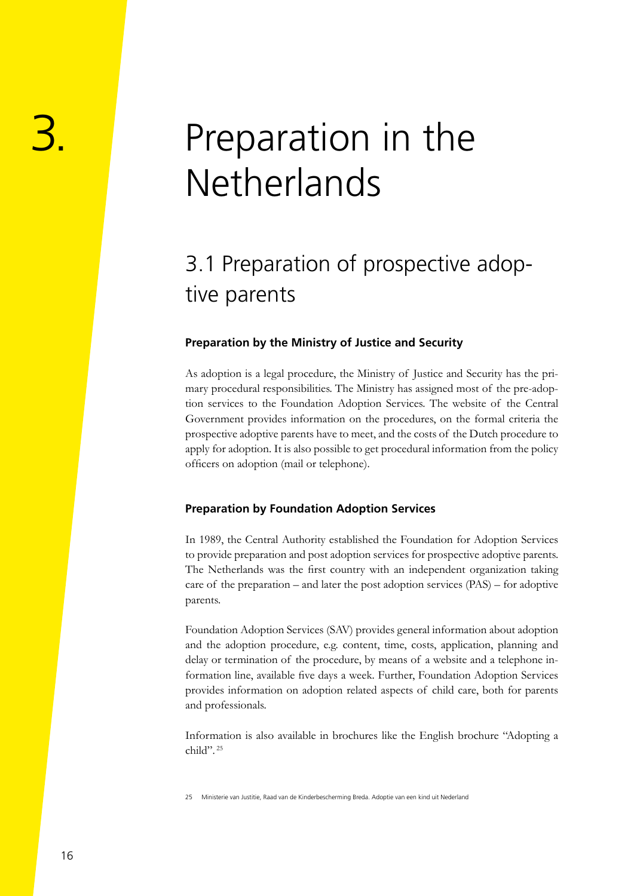# 3. Preparation in the Netherlands

## 3.1 Preparation of prospective adoptive parents

### Preparation by the Ministry of Justice and Security

As adoption is a legal procedure, the Ministry of Justice and Security has the primary procedural responsibilities. The Ministry has assigned most of the pre-adoption services to the Foundation Adoption Services. The website of the Central Government provides information on the procedures, on the formal criteria the prospective adoptive parents have to meet, and the costs of the Dutch procedure to apply for adoption. It is also possible to get procedural information from the policy officers on adoption (mail or telephone).

### Preparation by Foundation Adoption Services

In 1989, the Central Authority established the Foundation for Adoption Services to provide preparation and post adoption services for prospective adoptive parents. The Netherlands was the first country with an independent organization taking care of the preparation – and later the post adoption services (PAS) – for adoptive parents.

Foundation Adoption Services (SAV) provides general information about adoption and the adoption procedure, e.g. content, time, costs, application, planning and delay or termination of the procedure, by means of a website and a telephone information line, available five days a week. Further, Foundation Adoption Services provides information on adoption related aspects of child care, both for parents and professionals.

Information is also available in brochures like the English brochure "Adopting a child".[25]

25 Ministerie van Justitie, Raad van de Kinderbescherming Breda. Adoptie van een kind uit Nederland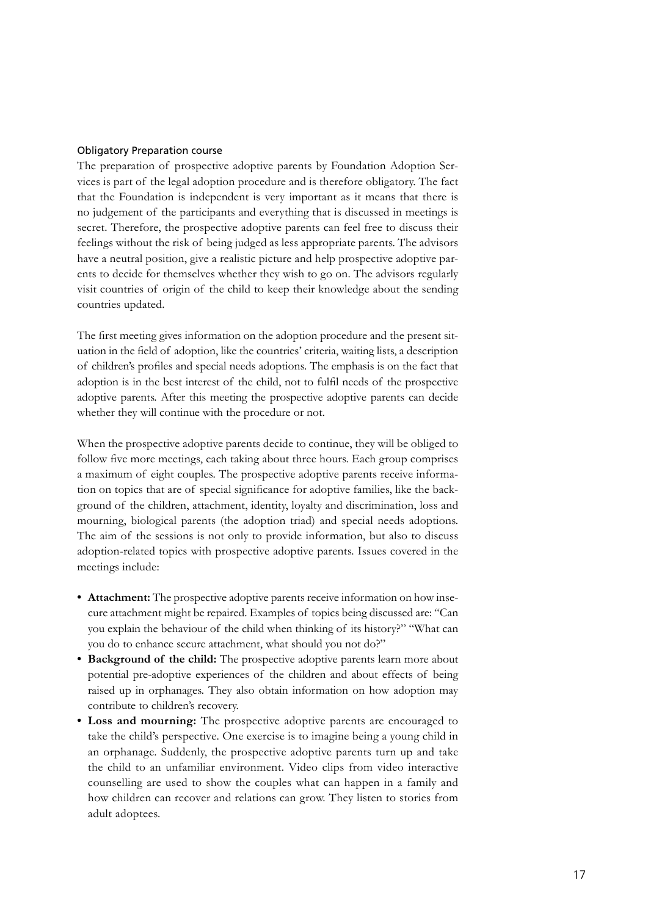### Obligatory Preparation course

The preparation of prospective adoptive parents by Foundation Adoption Services is part of the legal adoption procedure and is therefore obligatory. The fact that the Foundation is independent is very important as it means that there is no judgement of the participants and everything that is discussed in meetings is secret. Therefore, the prospective adoptive parents can feel free to discuss their feelings without the risk of being judged as less appropriate parents. The advisors have a neutral position, give a realistic picture and help prospective adoptive parents to decide for themselves whether they wish to go on. The advisors regularly visit countries of origin of the child to keep their knowledge about the sending countries updated.

The first meeting gives information on the adoption procedure and the present situation in the field of adoption, like the countries' criteria, waiting lists, a description of children's profiles and special needs adoptions. The emphasis is on the fact that adoption is in the best interest of the child, not to fulfil needs of the prospective adoptive parents. After this meeting the prospective adoptive parents can decide whether they will continue with the procedure or not.

When the prospective adoptive parents decide to continue, they will be obliged to follow five more meetings, each taking about three hours. Each group comprises a maximum of eight couples. The prospective adoptive parents receive information on topics that are of special significance for adoptive families, like the background of the children, attachment, identity, loyalty and discrimination, loss and mourning, biological parents (the adoption triad) and special needs adoptions. The aim of the sessions is not only to provide information, but also to discuss adoption-related topics with prospective adoptive parents. Issues covered in the meetings include:

- **Attachment:** The prospective adoptive parents receive information on how insecure attachment might be repaired. Examples of topics being discussed are: "Can you explain the behaviour of the child when thinking of its history?" "What can you do to enhance secure attachment, what should you not do?"
- **Background of the child:** The prospective adoptive parents learn more about potential pre-adoptive experiences of the children and about effects of being raised up in orphanages. They also obtain information on how adoption may contribute to children's recovery.
- **Loss and mourning:** The prospective adoptive parents are encouraged to take the child's perspective. One exercise is to imagine being a young child in an orphanage. Suddenly, the prospective adoptive parents turn up and take the child to an unfamiliar environment. Video clips from video interactive counselling are used to show the couples what can happen in a family and how children can recover and relations can grow. They listen to stories from adult adoptees.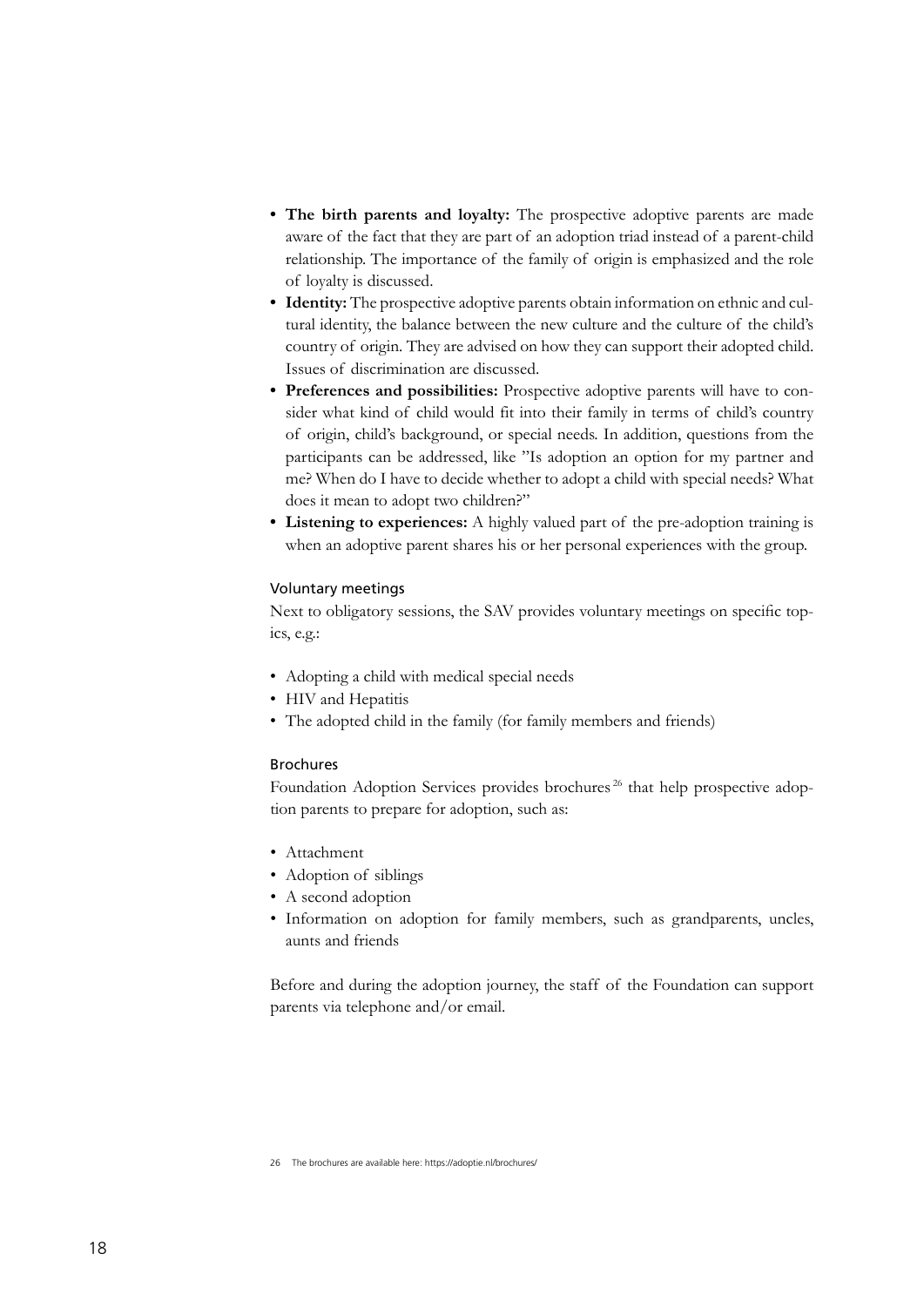- **The birth parents and loyalty:** The prospective adoptive parents are made aware of the fact that they are part of an adoption triad instead of a parent-child relationship. The importance of the family of origin is emphasized and the role of loyalty is discussed.
- **Identity:** The prospective adoptive parents obtain information on ethnic and cultural identity, the balance between the new culture and the culture of the child's country of origin. They are advised on how they can support their adopted child. Issues of discrimination are discussed.
- **Preferences and possibilities:** Prospective adoptive parents will have to consider what kind of child would fit into their family in terms of child's country of origin, child's background, or special needs. In addition, questions from the participants can be addressed, like "Is adoption an option for my partner and me? When do I have to decide whether to adopt a child with special needs? What does it mean to adopt two children?"
- **Listening to experiences:** A highly valued part of the pre-adoption training is when an adoptive parent shares his or her personal experiences with the group.

#### Voluntary meetings

Next to obligatory sessions, the SAV provides voluntary meetings on specific topics, e.g.:

- Adopting a child with medical special needs
- HIV and Hepatitis
- The adopted child in the family (for family members and friends)

#### Brochures

Foundation Adoption Services provides brochures[26] that help prospective adoption parents to prepare for adoption, such as:

- Attachment
- Adoption of siblings
- A second adoption
- Information on adoption for family members, such as grandparents, uncles, aunts and friends

Before and during the adoption journey, the staff of the Foundation can support parents via telephone and/or email.

26 The brochures are available here: https://adoptie.nl/brochures/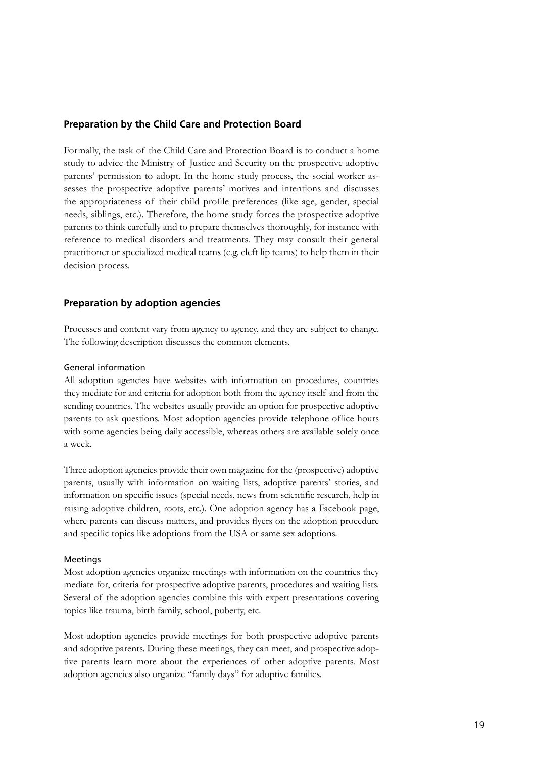## Preparation by the Child Care and Protection Board

Formally, the task of the Child Care and Protection Board is to conduct a home study to advice the Ministry of Justice and Security on the prospective adoptive parents' permission to adopt. In the home study process, the social worker assesses the prospective adoptive parents' motives and intentions and discusses the appropriateness of their child profile preferences (like age, gender, special needs, siblings, etc.). Therefore, the home study forces the prospective adoptive parents to think carefully and to prepare themselves thoroughly, for instance with reference to medical disorders and treatments. They may consult their general practitioner or specialized medical teams (e.g. cleft lip teams) to help them in their decision process.

## Preparation by adoption agencies

Processes and content vary from agency to agency, and they are subject to change. The following description discusses the common elements.

### General information

All adoption agencies have websites with information on procedures, countries they mediate for and criteria for adoption both from the agency itself and from the sending countries. The websites usually provide an option for prospective adoptive parents to ask questions. Most adoption agencies provide telephone office hours with some agencies being daily accessible, whereas others are available solely once a week.

Three adoption agencies provide their own magazine for the (prospective) adoptive parents, usually with information on waiting lists, adoptive parents' stories, and information on specific issues (special needs, news from scientific research, help in raising adoptive children, roots, etc.). One adoption agency has a Facebook page, where parents can discuss matters, and provides flyers on the adoption procedure and specific topics like adoptions from the USA or same sex adoptions.

### Meetings

Most adoption agencies organize meetings with information on the countries they mediate for, criteria for prospective adoptive parents, procedures and waiting lists. Several of the adoption agencies combine this with expert presentations covering topics like trauma, birth family, school, puberty, etc.

Most adoption agencies provide meetings for both prospective adoptive parents and adoptive parents. During these meetings, they can meet, and prospective adoptive parents learn more about the experiences of other adoptive parents. Most adoption agencies also organize "family days" for adoptive families.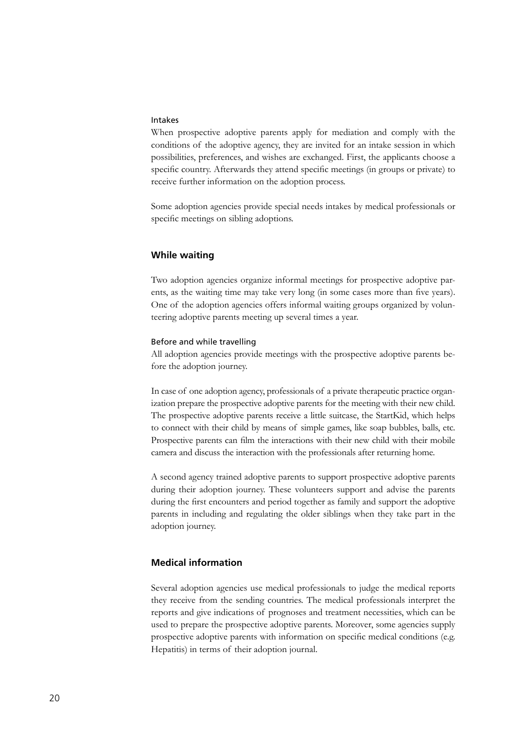#### Intakes

When prospective adoptive parents apply for mediation and comply with the conditions of the adoptive agency, they are invited for an intake session in which possibilities, preferences, and wishes are exchanged. First, the applicants choose a specific country. Afterwards they attend specific meetings (in groups or private) to receive further information on the adoption process.

Some adoption agencies provide special needs intakes by medical professionals or specific meetings on sibling adoptions.

### While waiting

Two adoption agencies organize informal meetings for prospective adoptive parents, as the waiting time may take very long (in some cases more than five years). One of the adoption agencies offers informal waiting groups organized by volunteering adoptive parents meeting up several times a year.

#### Before and while travelling

All adoption agencies provide meetings with the prospective adoptive parents before the adoption journey.

In case of one adoption agency, professionals of a private therapeutic practice organization prepare the prospective adoptive parents for the meeting with their new child. The prospective adoptive parents receive a little suitcase, the StartKid, which helps to connect with their child by means of simple games, like soap bubbles, balls, etc. Prospective parents can film the interactions with their new child with their mobile camera and discuss the interaction with the professionals after returning home.

A second agency trained adoptive parents to support prospective adoptive parents during their adoption journey. These volunteers support and advise the parents during the first encounters and period together as family and support the adoptive parents in including and regulating the older siblings when they take part in the adoption journey.

### Medical information

Several adoption agencies use medical professionals to judge the medical reports they receive from the sending countries. The medical professionals interpret the reports and give indications of prognoses and treatment necessities, which can be used to prepare the prospective adoptive parents. Moreover, some agencies supply prospective adoptive parents with information on specific medical conditions (e.g. Hepatitis) in terms of their adoption journal.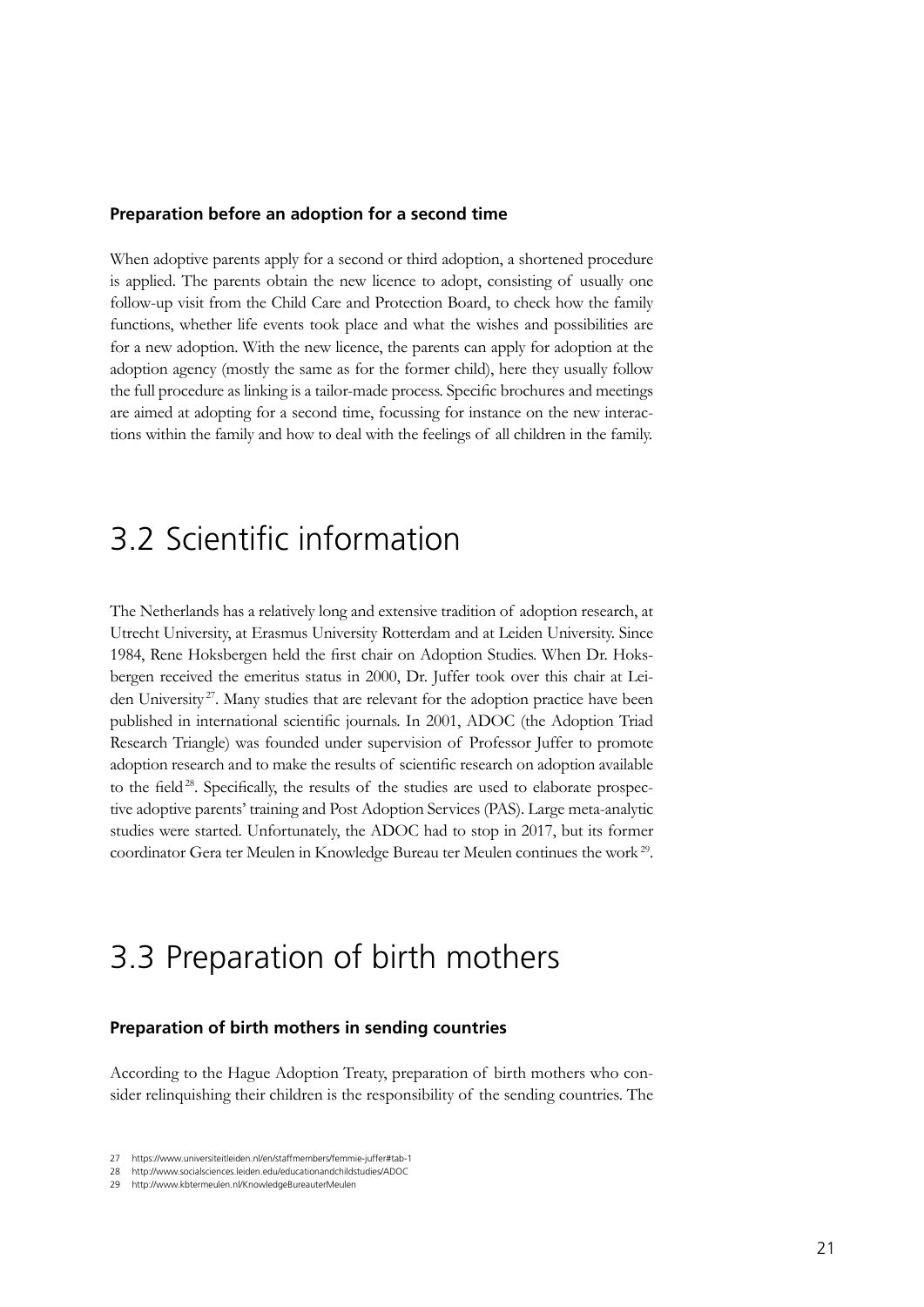### Preparation before an adoption for a second time

When adoptive parents apply for a second or third adoption, a shortened procedure is applied. The parents obtain the new licence to adopt, consisting of usually one follow-up visit from the Child Care and Protection Board, to check how the family functions, whether life events took place and what the wishes and possibilities are for a new adoption. With the new licence, the parents can apply for adoption at the adoption agency (mostly the same as for the former child), here they usually follow the full procedure as linking is a tailor-made process. Specific brochures and meetings are aimed at adopting for a second time, focussing for instance on the new interactions within the family and how to deal with the feelings of all children in the family.

## 3.2 Scientific information

The Netherlands has a relatively long and extensive tradition of adoption research, at Utrecht University, at Erasmus University Rotterdam and at Leiden University. Since 1984, Rene Hoksbergen held the first chair on Adoption Studies. When Dr. Hoksbergen received the emeritus status in 2000, Dr. Juffer took over this chair at Leiden University [27]. Many studies that are relevant for the adoption practice have been published in international scientific journals. In 2001, ADOC (the Adoption Triad Research Triangle) was founded under supervision of Professor Juffer to promote adoption research and to make the results of scientific research on adoption available to the field [28]. Specifically, the results of the studies are used to elaborate prospective adoptive parents' training and Post Adoption Services (PAS). Large meta-analytic studies were started. Unfortunately, the ADOC had to stop in 2017, but its former coordinator Gera ter Meulen in Knowledge Bureau ter Meulen continues the work [29].

## 3.3 Preparation of birth mothers

### Preparation of birth mothers in sending countries

According to the Hague Adoption Treaty, preparation of birth mothers who consider relinquishing their children is the responsibility of the sending countries. The

27 https://www.universiteitleiden.nl/en/staffmembers/femmie-juffer#tab-1
28 http://www.socialsciences.leiden.edu/educationandchildstudies/ADOC
29 http://www.kbtermeulen.nl/KnowledgeBureauterMeulen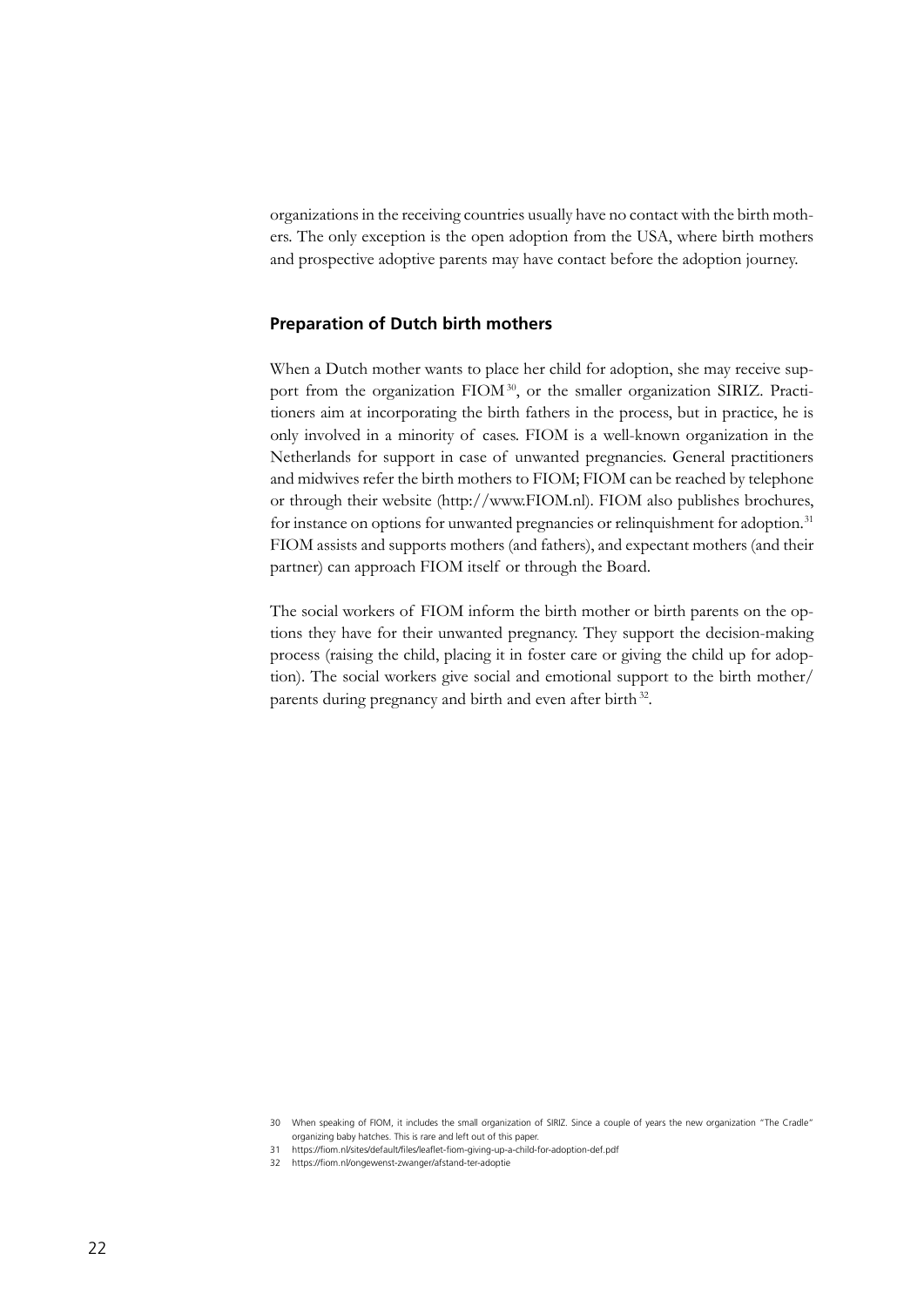organizations in the receiving countries usually have no contact with the birth mothers. The only exception is the open adoption from the USA, where birth mothers and prospective adoptive parents may have contact before the adoption journey.

### Preparation of Dutch birth mothers

When a Dutch mother wants to place her child for adoption, she may receive support from the organization FIOM[30], or the smaller organization SIRIZ. Practitioners aim at incorporating the birth fathers in the process, but in practice, he is only involved in a minority of cases. FIOM is a well-known organization in the Netherlands for support in case of unwanted pregnancies. General practitioners and midwives refer the birth mothers to FIOM; FIOM can be reached by telephone or through their website (http://www.FIOM.nl). FIOM also publishes brochures, for instance on options for unwanted pregnancies or relinquishment for adoption.[31] FIOM assists and supports mothers (and fathers), and expectant mothers (and their partner) can approach FIOM itself or through the Board.

The social workers of FIOM inform the birth mother or birth parents on the options they have for their unwanted pregnancy. They support the decision-making process (raising the child, placing it in foster care or giving the child up for adoption). The social workers give social and emotional support to the birth mother/parents during pregnancy and birth and even after birth[32].

30 When speaking of FIOM, it includes the small organization of SIRIZ. Since a couple of years the new organization "The Cradle" organizing baby hatches. This is rare and left out of this paper.

31 https://fiom.nl/sites/default/files/leaflet-fiom-giving-up-a-child-for-adoption-def.pdf

32 https://fiom.nl/ongewenst-zwanger/afstand-ter-adoptie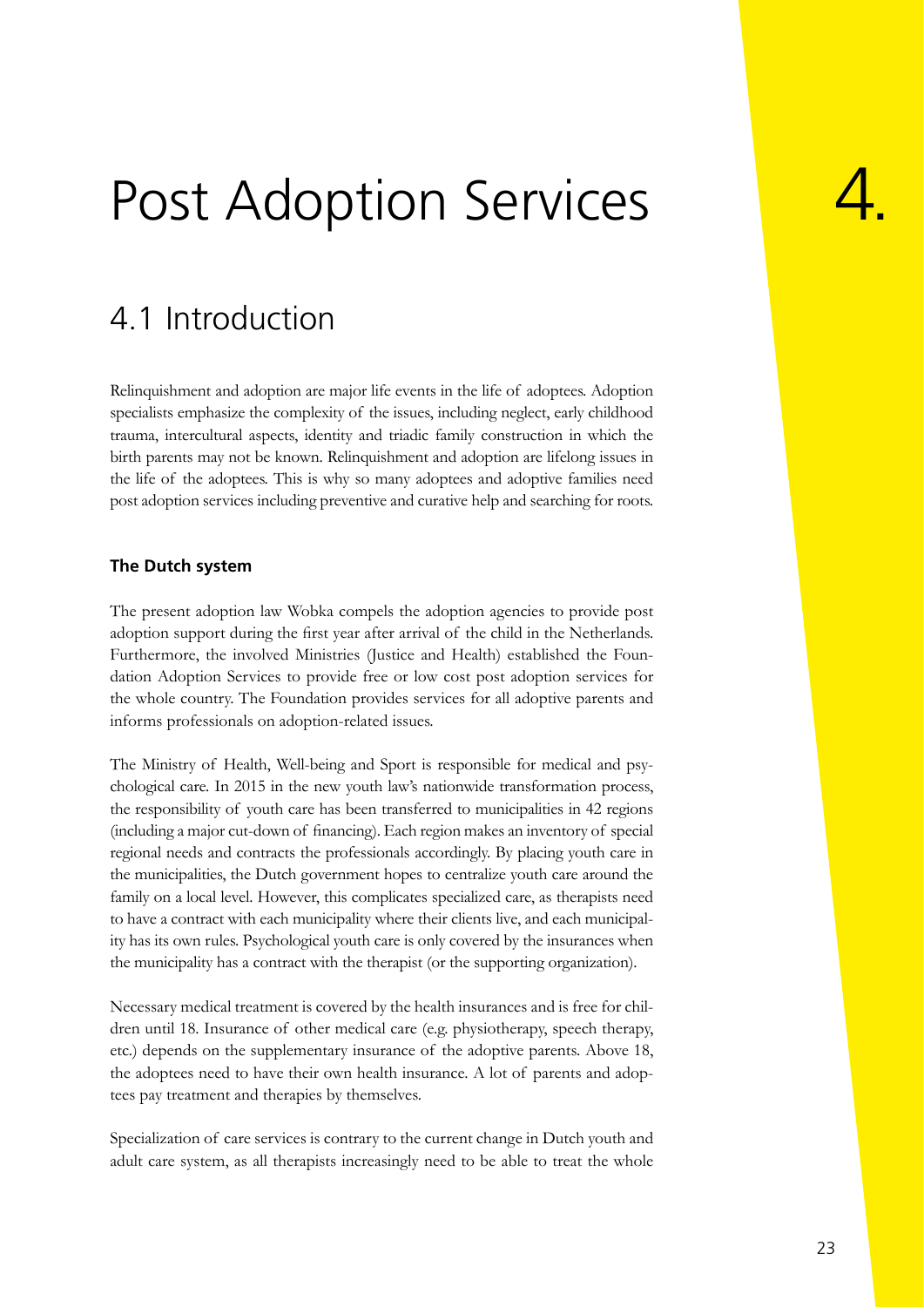# 4. Post Adoption Services

## 4.1 Introduction

Relinquishment and adoption are major life events in the life of adoptees. Adoption specialists emphasize the complexity of the issues, including neglect, early childhood trauma, intercultural aspects, identity and triadic family construction in which the birth parents may not be known. Relinquishment and adoption are lifelong issues in the life of the adoptees. This is why so many adoptees and adoptive families need post adoption services including preventive and curative help and searching for roots.

**The Dutch system**

The present adoption law Wobka compels the adoption agencies to provide post adoption support during the first year after arrival of the child in the Netherlands. Furthermore, the involved Ministries (Justice and Health) established the Foundation Adoption Services to provide free or low cost post adoption services for the whole country. The Foundation provides services for all adoptive parents and informs professionals on adoption-related issues.

The Ministry of Health, Well-being and Sport is responsible for medical and psychological care. In 2015 in the new youth law's nationwide transformation process, the responsibility of youth care has been transferred to municipalities in 42 regions (including a major cut-down of financing). Each region makes an inventory of special regional needs and contracts the professionals accordingly. By placing youth care in the municipalities, the Dutch government hopes to centralize youth care around the family on a local level. However, this complicates specialized care, as therapists need to have a contract with each municipality where their clients live, and each municipality has its own rules. Psychological youth care is only covered by the insurances when the municipality has a contract with the therapist (or the supporting organization).

Necessary medical treatment is covered by the health insurances and is free for children until 18. Insurance of other medical care (e.g. physiotherapy, speech therapy, etc.) depends on the supplementary insurance of the adoptive parents. Above 18, the adoptees need to have their own health insurance. A lot of parents and adoptees pay treatment and therapies by themselves.

Specialization of care services is contrary to the current change in Dutch youth and adult care system, as all therapists increasingly need to be able to treat the whole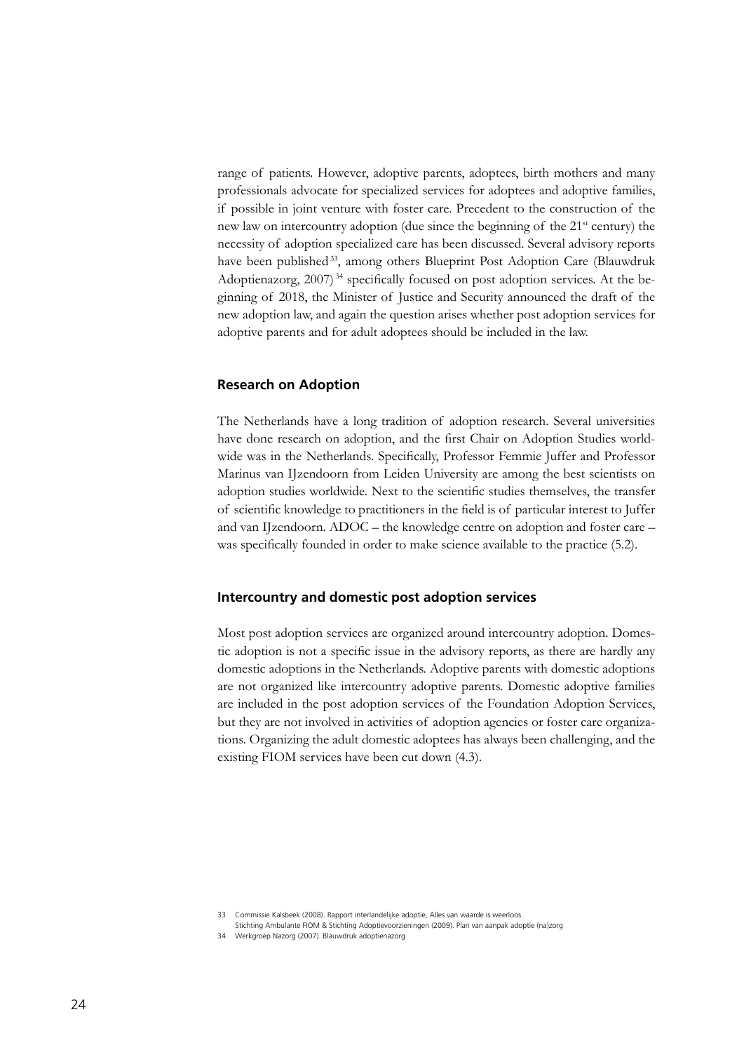range of patients. However, adoptive parents, adoptees, birth mothers and many professionals advocate for specialized services for adoptees and adoptive families, if possible in joint venture with foster care. Precedent to the construction of the new law on intercountry adoption (due since the beginning of the 21st century) the necessity of adoption specialized care has been discussed. Several advisory reports have been published [33], among others Blueprint Post Adoption Care (Blauwdruk Adoptienazorg, 2007) [34] specifically focused on post adoption services. At the beginning of 2018, the Minister of Justice and Security announced the draft of the new adoption law, and again the question arises whether post adoption services for adoptive parents and for adult adoptees should be included in the law.

### Research on Adoption

The Netherlands have a long tradition of adoption research. Several universities have done research on adoption, and the first Chair on Adoption Studies worldwide was in the Netherlands. Specifically, Professor Femmie Juffer and Professor Marinus van IJzendoorn from Leiden University are among the best scientists on adoption studies worldwide. Next to the scientific studies themselves, the transfer of scientific knowledge to practitioners in the field is of particular interest to Juffer and van IJzendoorn. ADOC – the knowledge centre on adoption and foster care – was specifically founded in order to make science available to the practice (5.2).

### Intercountry and domestic post adoption services

Most post adoption services are organized around intercountry adoption. Domestic adoption is not a specific issue in the advisory reports, as there are hardly any domestic adoptions in the Netherlands. Adoptive parents with domestic adoptions are not organized like intercountry adoptive parents. Domestic adoptive families are included in the post adoption services of the Foundation Adoption Services, but they are not involved in activities of adoption agencies or foster care organizations. Organizing the adult domestic adoptees has always been challenging, and the existing FIOM services have been cut down (4.3).

---

33 Commissie Kalsbeek (2008). Rapport interlandelijke adoptie, Alles van waarde is weerloos.
Stichting Ambulante FIOM & Stichting Adoptievoorzieningen (2009). Plan van aanpak adoptie (na)zorg

34 Werkgroep Nazorg (2007). Blauwdruk adoptienazorg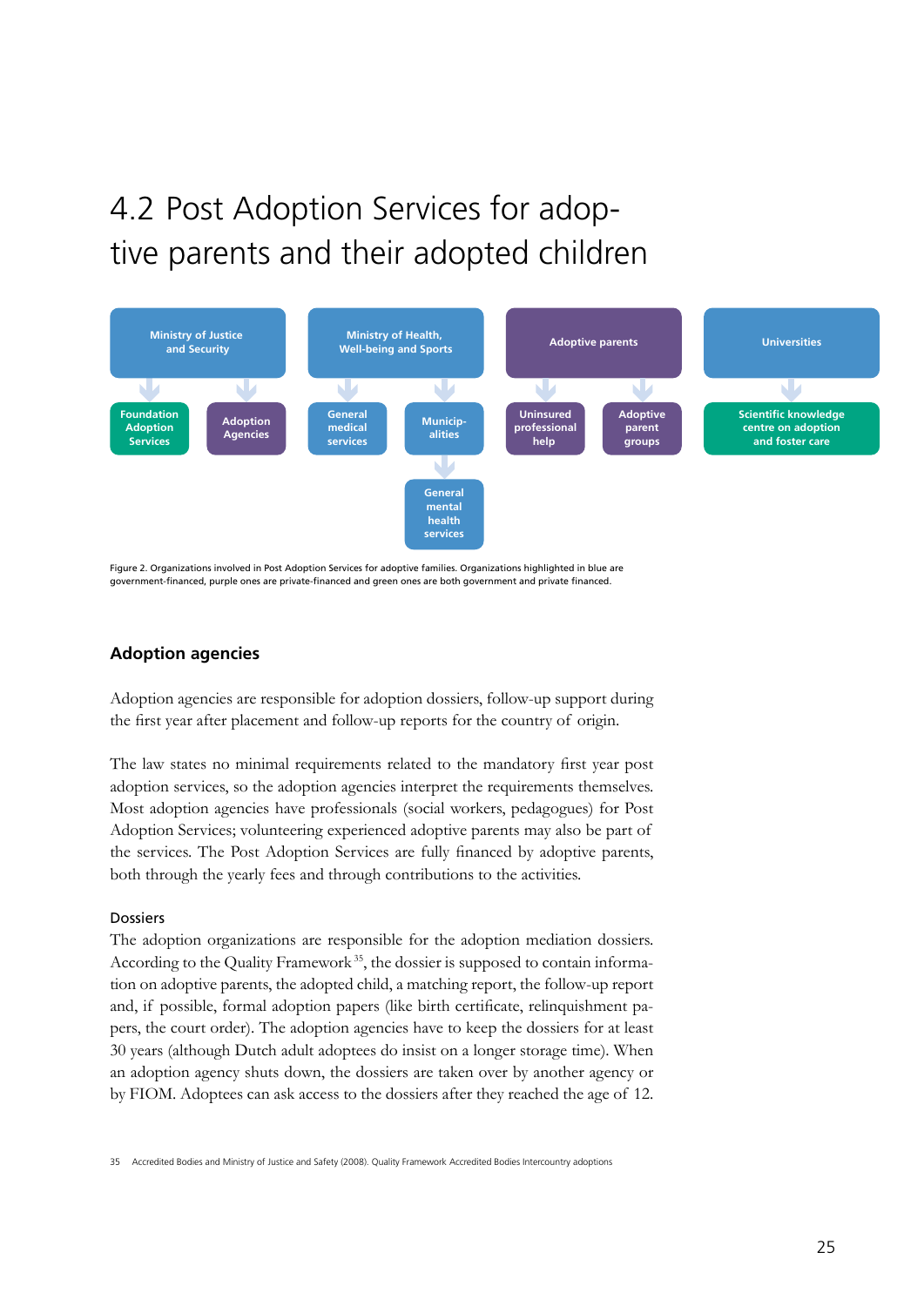# 4.2 Post Adoption Services for adoptive parents and their adopted children

- Ministry of Justice and Security
  - Foundation Adoption Services
  - Adoption Agencies
- Ministry of Health, Well-being and Sports
  - General medical services
  - Municipalities
    - General mental health services
- Adoptive parents
  - Uninsured professional help
  - Adoptive parent groups
- Universities
  - Scientific knowledge centre on adoption and foster care

Figure 2. Organizations involved in Post Adoption Services for adoptive families. Organizations highlighted in blue are government-financed, purple ones are private-financed and green ones are both government and private financed.

## Adoption agencies

Adoption agencies are responsible for adoption dossiers, follow-up support during the first year after placement and follow-up reports for the country of origin.

The law states no minimal requirements related to the mandatory first year post adoption services, so the adoption agencies interpret the requirements themselves. Most adoption agencies have professionals (social workers, pedagogues) for Post Adoption Services; volunteering experienced adoptive parents may also be part of the services. The Post Adoption Services are fully financed by adoptive parents, both through the yearly fees and through contributions to the activities.

### Dossiers

The adoption organizations are responsible for the adoption mediation dossiers. According to the Quality Framework[35], the dossier is supposed to contain information on adoptive parents, the adopted child, a matching report, the follow-up report and, if possible, formal adoption papers (like birth certificate, relinquishment papers, the court order). The adoption agencies have to keep the dossiers for at least 30 years (although Dutch adult adoptees do insist on a longer storage time). When an adoption agency shuts down, the dossiers are taken over by another agency or by FIOM. Adoptees can ask access to the dossiers after they reached the age of 12.

35 Accredited Bodies and Ministry of Justice and Safety (2008). Quality Framework Accredited Bodies Intercountry adoptions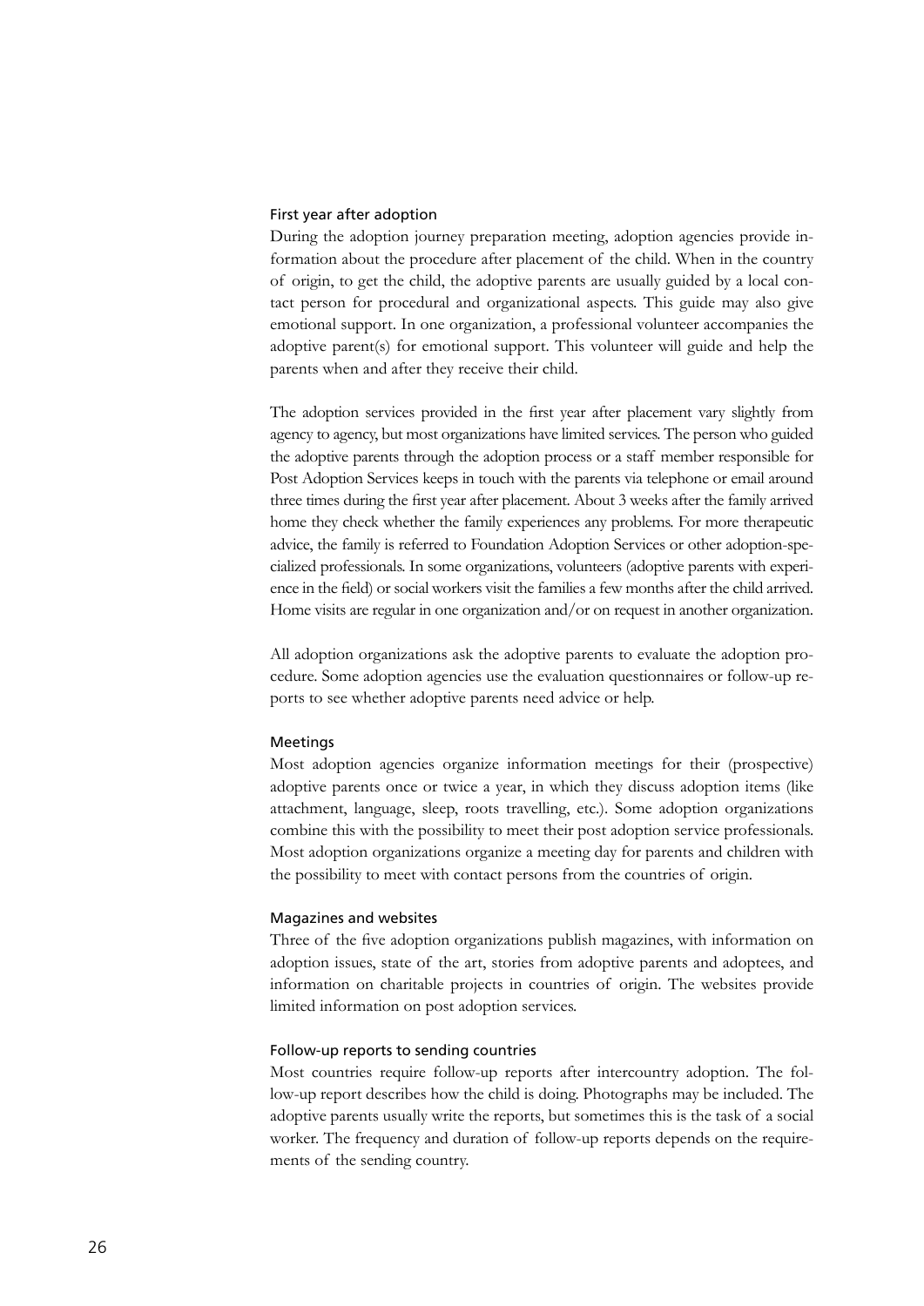### First year after adoption

During the adoption journey preparation meeting, adoption agencies provide information about the procedure after placement of the child. When in the country of origin, to get the child, the adoptive parents are usually guided by a local contact person for procedural and organizational aspects. This guide may also give emotional support. In one organization, a professional volunteer accompanies the adoptive parent(s) for emotional support. This volunteer will guide and help the parents when and after they receive their child.

The adoption services provided in the first year after placement vary slightly from agency to agency, but most organizations have limited services. The person who guided the adoptive parents through the adoption process or a staff member responsible for Post Adoption Services keeps in touch with the parents via telephone or email around three times during the first year after placement. About 3 weeks after the family arrived home they check whether the family experiences any problems. For more therapeutic advice, the family is referred to Foundation Adoption Services or other adoption-specialized professionals. In some organizations, volunteers (adoptive parents with experience in the field) or social workers visit the families a few months after the child arrived. Home visits are regular in one organization and/or on request in another organization.

All adoption organizations ask the adoptive parents to evaluate the adoption procedure. Some adoption agencies use the evaluation questionnaires or follow-up reports to see whether adoptive parents need advice or help.

### Meetings

Most adoption agencies organize information meetings for their (prospective) adoptive parents once or twice a year, in which they discuss adoption items (like attachment, language, sleep, roots travelling, etc.). Some adoption organizations combine this with the possibility to meet their post adoption service professionals. Most adoption organizations organize a meeting day for parents and children with the possibility to meet with contact persons from the countries of origin.

### Magazines and websites

Three of the five adoption organizations publish magazines, with information on adoption issues, state of the art, stories from adoptive parents and adoptees, and information on charitable projects in countries of origin. The websites provide limited information on post adoption services.

### Follow-up reports to sending countries

Most countries require follow-up reports after intercountry adoption. The follow-up report describes how the child is doing. Photographs may be included. The adoptive parents usually write the reports, but sometimes this is the task of a social worker. The frequency and duration of follow-up reports depends on the requirements of the sending country.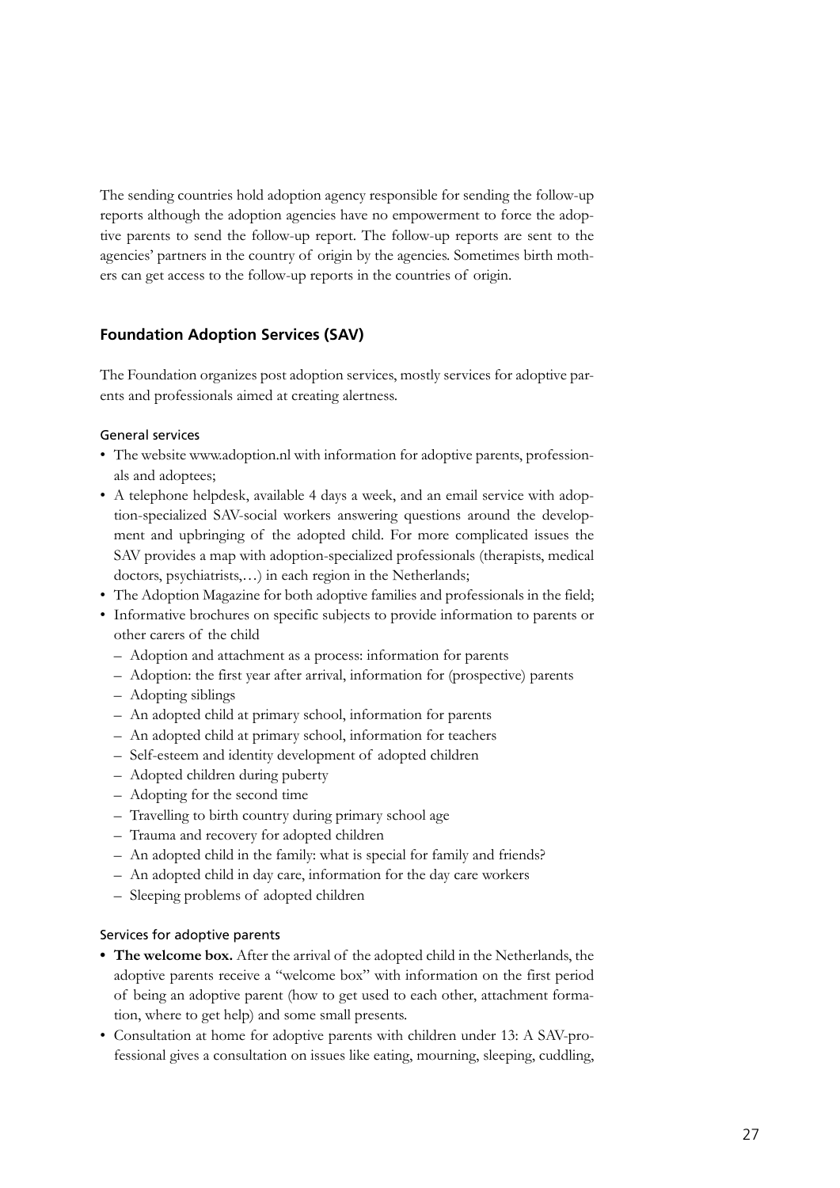The sending countries hold adoption agency responsible for sending the follow-up reports although the adoption agencies have no empowerment to force the adoptive parents to send the follow-up report. The follow-up reports are sent to the agencies' partners in the country of origin by the agencies. Sometimes birth mothers can get access to the follow-up reports in the countries of origin.

## Foundation Adoption Services (SAV)

The Foundation organizes post adoption services, mostly services for adoptive parents and professionals aimed at creating alertness.

### General services

- The website www.adoption.nl with information for adoptive parents, professionals and adoptees;
- A telephone helpdesk, available 4 days a week, and an email service with adoption-specialized SAV-social workers answering questions around the development and upbringing of the adopted child. For more complicated issues the SAV provides a map with adoption-specialized professionals (therapists, medical doctors, psychiatrists,…) in each region in the Netherlands;
- The Adoption Magazine for both adoptive families and professionals in the field;
- Informative brochures on specific subjects to provide information to parents or other carers of the child
  - Adoption and attachment as a process: information for parents
  - Adoption: the first year after arrival, information for (prospective) parents
  - Adopting siblings
  - An adopted child at primary school, information for parents
  - An adopted child at primary school, information for teachers
  - Self-esteem and identity development of adopted children
  - Adopted children during puberty
  - Adopting for the second time
  - Travelling to birth country during primary school age
  - Trauma and recovery for adopted children
  - An adopted child in the family: what is special for family and friends?
  - An adopted child in day care, information for the day care workers
  - Sleeping problems of adopted children

### Services for adoptive parents

- **The welcome box.** After the arrival of the adopted child in the Netherlands, the adoptive parents receive a "welcome box" with information on the first period of being an adoptive parent (how to get used to each other, attachment formation, where to get help) and some small presents.
- Consultation at home for adoptive parents with children under 13: A SAV-professional gives a consultation on issues like eating, mourning, sleeping, cuddling,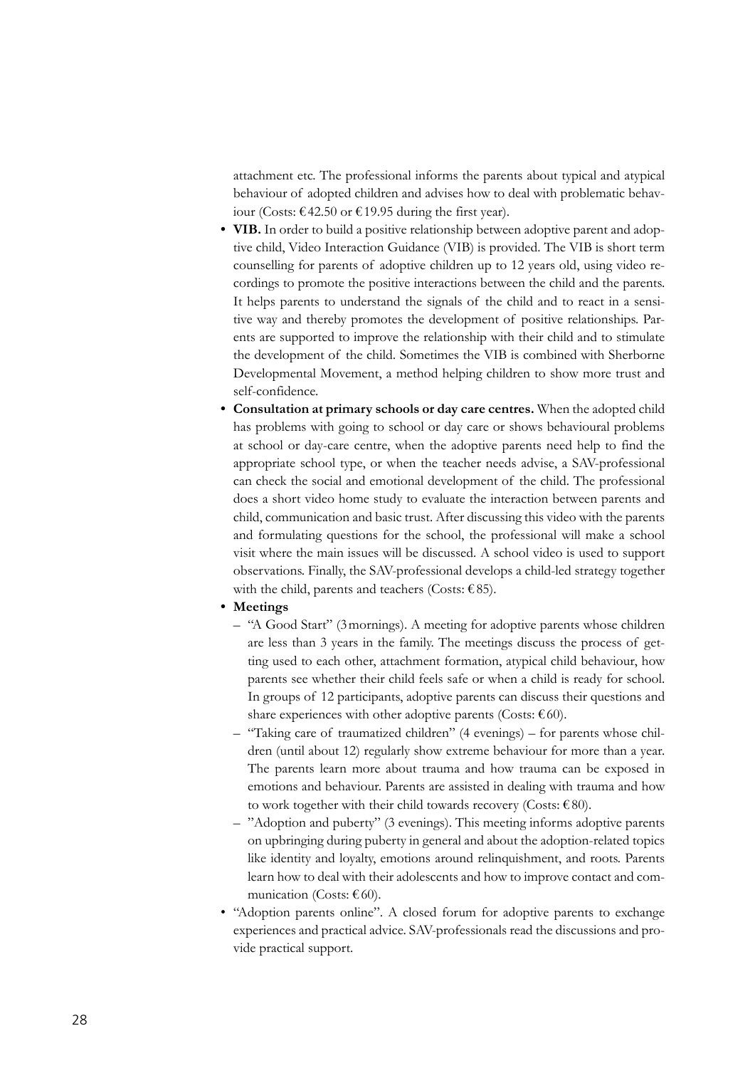attachment etc. The professional informs the parents about typical and atypical behaviour of adopted children and advises how to deal with problematic behaviour (Costs: €42.50 or €19.95 during the first year).

- **VIB.** In order to build a positive relationship between adoptive parent and adoptive child, Video Interaction Guidance (VIB) is provided. The VIB is short term counselling for parents of adoptive children up to 12 years old, using video recordings to promote the positive interactions between the child and the parents. It helps parents to understand the signals of the child and to react in a sensitive way and thereby promotes the development of positive relationships. Parents are supported to improve the relationship with their child and to stimulate the development of the child. Sometimes the VIB is combined with Sherborne Developmental Movement, a method helping children to show more trust and self-confidence.
- **Consultation at primary schools or day care centres.** When the adopted child has problems with going to school or day care or shows behavioural problems at school or day-care centre, when the adoptive parents need help to find the appropriate school type, or when the teacher needs advise, a SAV-professional can check the social and emotional development of the child. The professional does a short video home study to evaluate the interaction between parents and child, communication and basic trust. After discussing this video with the parents and formulating questions for the school, the professional will make a school visit where the main issues will be discussed. A school video is used to support observations. Finally, the SAV-professional develops a child-led strategy together with the child, parents and teachers (Costs: €85).
- **Meetings**
  - "A Good Start" (3 mornings). A meeting for adoptive parents whose children are less than 3 years in the family. The meetings discuss the process of getting used to each other, attachment formation, atypical child behaviour, how parents see whether their child feels safe or when a child is ready for school. In groups of 12 participants, adoptive parents can discuss their questions and share experiences with other adoptive parents (Costs: €60).
  - "Taking care of traumatized children" (4 evenings) – for parents whose children (until about 12) regularly show extreme behaviour for more than a year. The parents learn more about trauma and how trauma can be exposed in emotions and behaviour. Parents are assisted in dealing with trauma and how to work together with their child towards recovery (Costs: €80).
  - "Adoption and puberty" (3 evenings). This meeting informs adoptive parents on upbringing during puberty in general and about the adoption-related topics like identity and loyalty, emotions around relinquishment, and roots. Parents learn how to deal with their adolescents and how to improve contact and communication (Costs: €60).
- "Adoption parents online". A closed forum for adoptive parents to exchange experiences and practical advice. SAV-professionals read the discussions and provide practical support.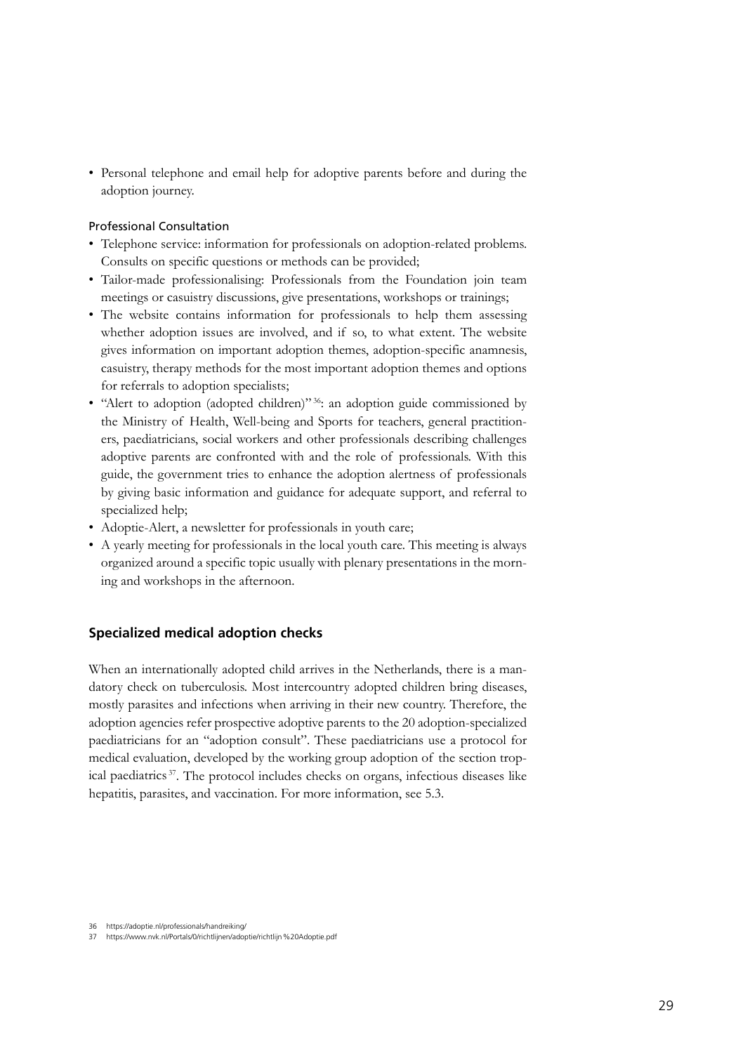- Personal telephone and email help for adoptive parents before and during the adoption journey.

#### Professional Consultation

- Telephone service: information for professionals on adoption-related problems. Consults on specific questions or methods can be provided;
- Tailor-made professionalising: Professionals from the Foundation join team meetings or casuistry discussions, give presentations, workshops or trainings;
- The website contains information for professionals to help them assessing whether adoption issues are involved, and if so, to what extent. The website gives information on important adoption themes, adoption-specific anamnesis, casuistry, therapy methods for the most important adoption themes and options for referrals to adoption specialists;
- "Alert to adoption (adopted children)"[36]: an adoption guide commissioned by the Ministry of Health, Well-being and Sports for teachers, general practitioners, paediatricians, social workers and other professionals describing challenges adoptive parents are confronted with and the role of professionals. With this guide, the government tries to enhance the adoption alertness of professionals by giving basic information and guidance for adequate support, and referral to specialized help;
- Adoptie-Alert, a newsletter for professionals in youth care;
- A yearly meeting for professionals in the local youth care. This meeting is always organized around a specific topic usually with plenary presentations in the morning and workshops in the afternoon.

### Specialized medical adoption checks

When an internationally adopted child arrives in the Netherlands, there is a mandatory check on tuberculosis. Most intercountry adopted children bring diseases, mostly parasites and infections when arriving in their new country. Therefore, the adoption agencies refer prospective adoptive parents to the 20 adoption-specialized paediatricians for an "adoption consult". These paediatricians use a protocol for medical evaluation, developed by the working group adoption of the section tropical paediatrics[37]. The protocol includes checks on organs, infectious diseases like hepatitis, parasites, and vaccination. For more information, see 5.3.

36 https://adoptie.nl/professionals/handreiking/

37 https://www.nvk.nl/Portals/0/richtlijnen/adoptie/richtlijn%20Adoptie.pdf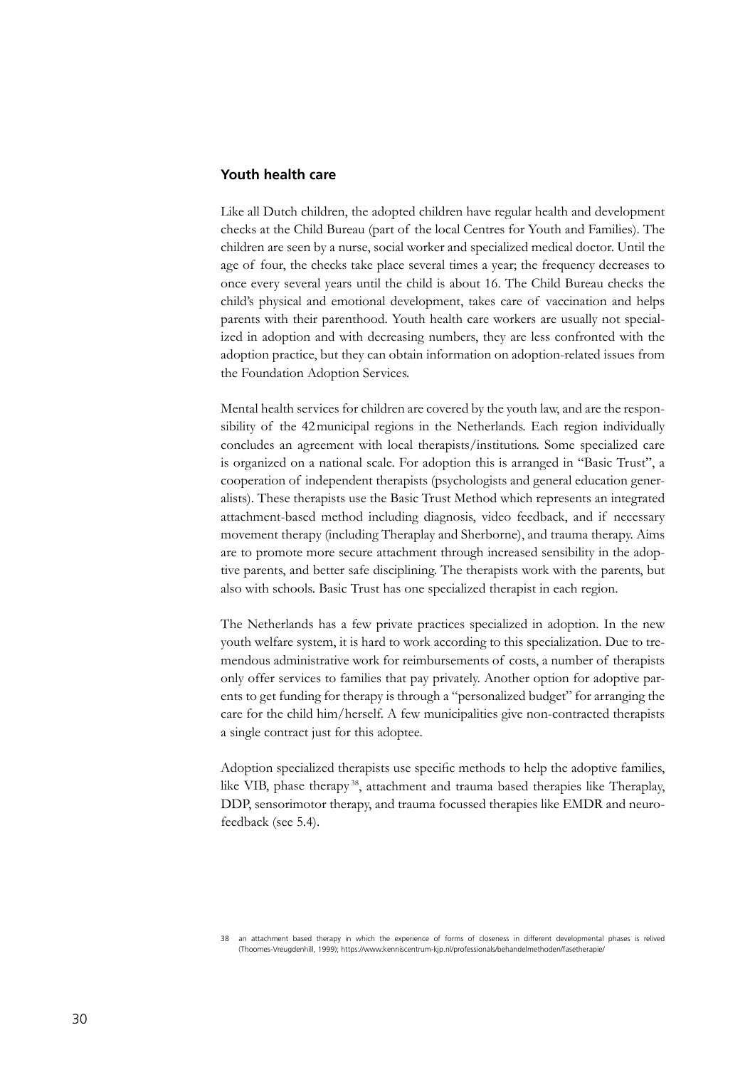### Youth health care

Like all Dutch children, the adopted children have regular health and development checks at the Child Bureau (part of the local Centres for Youth and Families). The children are seen by a nurse, social worker and specialized medical doctor. Until the age of four, the checks take place several times a year; the frequency decreases to once every several years until the child is about 16. The Child Bureau checks the child's physical and emotional development, takes care of vaccination and helps parents with their parenthood. Youth health care workers are usually not specialized in adoption and with decreasing numbers, they are less confronted with the adoption practice, but they can obtain information on adoption-related issues from the Foundation Adoption Services.

Mental health services for children are covered by the youth law, and are the responsibility of the 42 municipal regions in the Netherlands. Each region individually concludes an agreement with local therapists/institutions. Some specialized care is organized on a national scale. For adoption this is arranged in "Basic Trust", a cooperation of independent therapists (psychologists and general education generalists). These therapists use the Basic Trust Method which represents an integrated attachment-based method including diagnosis, video feedback, and if necessary movement therapy (including Theraplay and Sherborne), and trauma therapy. Aims are to promote more secure attachment through increased sensibility in the adoptive parents, and better safe disciplining. The therapists work with the parents, but also with schools. Basic Trust has one specialized therapist in each region.

The Netherlands has a few private practices specialized in adoption. In the new youth welfare system, it is hard to work according to this specialization. Due to tremendous administrative work for reimbursements of costs, a number of therapists only offer services to families that pay privately. Another option for adoptive parents to get funding for therapy is through a "personalized budget" for arranging the care for the child him/herself. A few municipalities give non-contracted therapists a single contract just for this adoptee.

Adoption specialized therapists use specific methods to help the adoptive families, like VIB, phase therapy[38], attachment and trauma based therapies like Theraplay, DDP, sensorimotor therapy, and trauma focussed therapies like EMDR and neurofeedback (see 5.4).

38 an attachment based therapy in which the experience of forms of closeness in different developmental phases is relived (Thoomes-Vreugdenhill, 1999); https://www.kenniscentrum-kjp.nl/professionals/behandelmethoden/fasetherapie/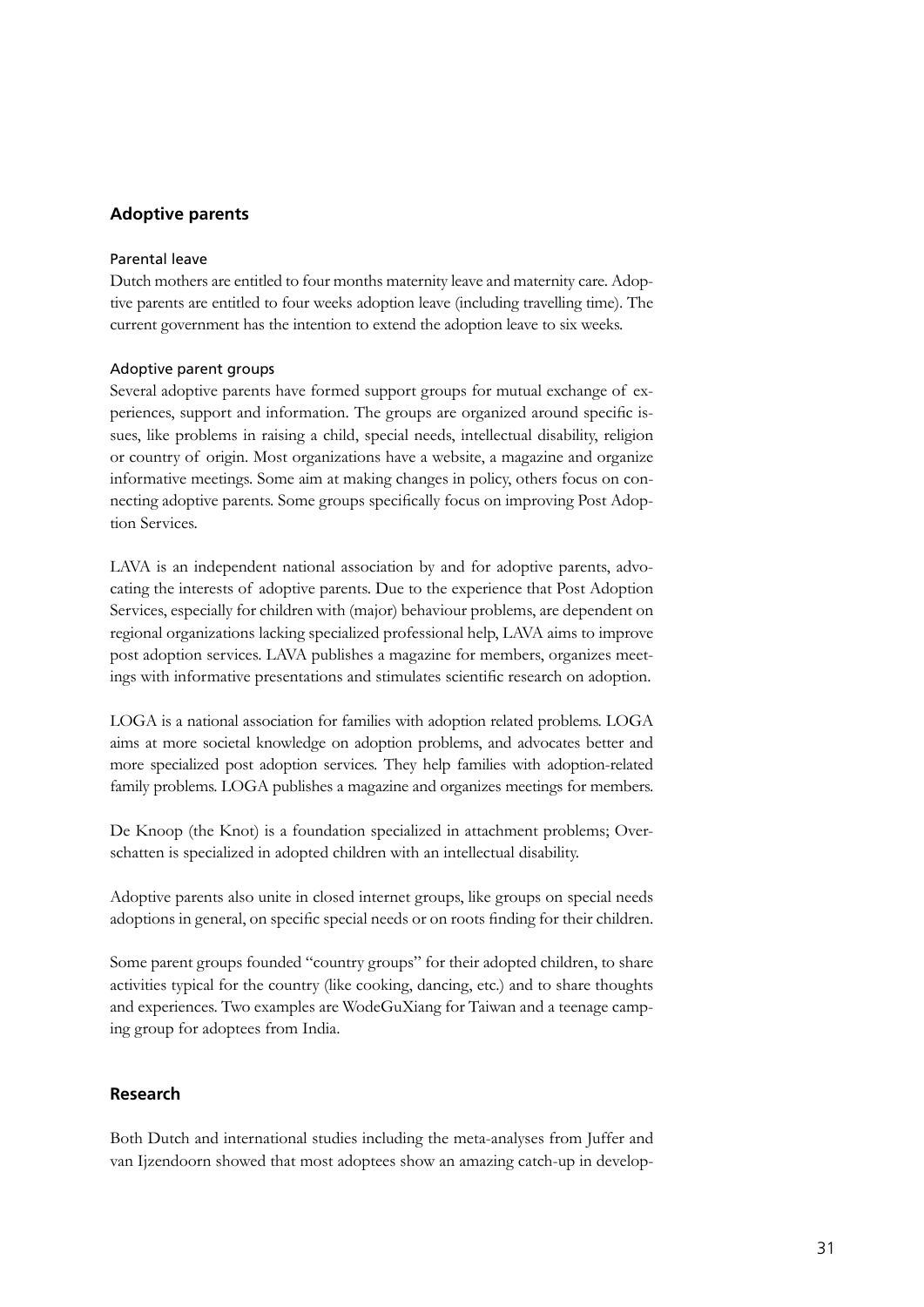## Adoptive parents

### Parental leave

Dutch mothers are entitled to four months maternity leave and maternity care. Adoptive parents are entitled to four weeks adoption leave (including travelling time). The current government has the intention to extend the adoption leave to six weeks.

### Adoptive parent groups

Several adoptive parents have formed support groups for mutual exchange of experiences, support and information. The groups are organized around specific issues, like problems in raising a child, special needs, intellectual disability, religion or country of origin. Most organizations have a website, a magazine and organize informative meetings. Some aim at making changes in policy, others focus on connecting adoptive parents. Some groups specifically focus on improving Post Adoption Services.

LAVA is an independent national association by and for adoptive parents, advocating the interests of adoptive parents. Due to the experience that Post Adoption Services, especially for children with (major) behaviour problems, are dependent on regional organizations lacking specialized professional help, LAVA aims to improve post adoption services. LAVA publishes a magazine for members, organizes meetings with informative presentations and stimulates scientific research on adoption.

LOGA is a national association for families with adoption related problems. LOGA aims at more societal knowledge on adoption problems, and advocates better and more specialized post adoption services. They help families with adoption-related family problems. LOGA publishes a magazine and organizes meetings for members.

De Knoop (the Knot) is a foundation specialized in attachment problems; Overschatten is specialized in adopted children with an intellectual disability.

Adoptive parents also unite in closed internet groups, like groups on special needs adoptions in general, on specific special needs or on roots finding for their children.

Some parent groups founded "country groups" for their adopted children, to share activities typical for the country (like cooking, dancing, etc.) and to share thoughts and experiences. Two examples are WodeGuXiang for Taiwan and a teenage camping group for adoptees from India.

## Research

Both Dutch and international studies including the meta-analyses from Juffer and van Ijzendoorn showed that most adoptees show an amazing catch-up in develop-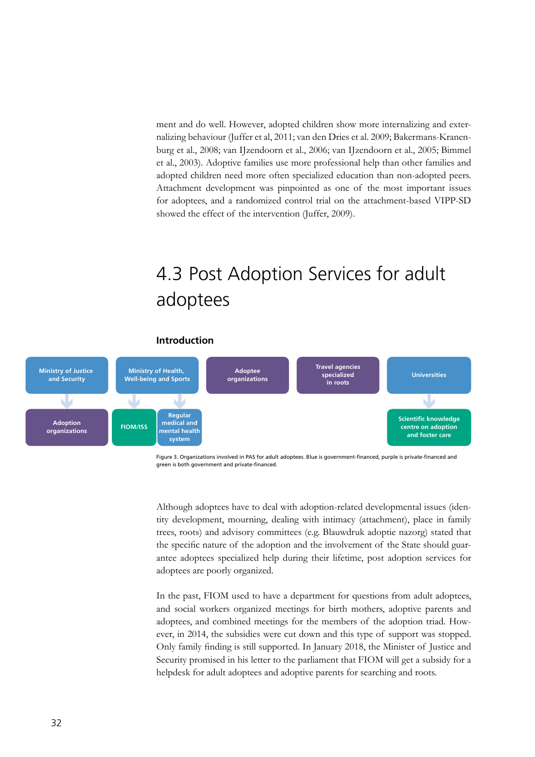ment and do well. However, adopted children show more internalizing and externalizing behaviour (Juffer et al, 2011; van den Dries et al. 2009; Bakermans-Kranenburg et al., 2008; van IJzendoorn et al., 2006; van IJzendoorn et al., 2005; Bimmel et al., 2003). Adoptive families use more professional help than other families and adopted children need more often specialized education than non-adopted peers. Attachment development was pinpointed as one of the most important issues for adoptees, and a randomized control trial on the attachment-based VIPP-SD showed the effect of the intervention (Juffer, 2009).

## 4.3 Post Adoption Services for adult adoptees

### Introduction

Ministry of Justice and Security → Adoption organizations

Ministry of Health, Well-being and Sports → FIOM/ISS; Regular medical and mental health system

Adoptee organizations

Travel agencies specialized in roots

Universities → Scientific knowledge centre on adoption and foster care

Figure 3. Organizations involved in PAS for adult adoptees. Blue is government-financed, purple is private-financed and green is both government and private-financed.

Although adoptees have to deal with adoption-related developmental issues (identity development, mourning, dealing with intimacy (attachment), place in family trees, roots) and advisory committees (e.g. Blauwdruk adoptie nazorg) stated that the specific nature of the adoption and the involvement of the State should guarantee adoptees specialized help during their lifetime, post adoption services for adoptees are poorly organized.

In the past, FIOM used to have a department for questions from adult adoptees, and social workers organized meetings for birth mothers, adoptive parents and adoptees, and combined meetings for the members of the adoption triad. However, in 2014, the subsidies were cut down and this type of support was stopped. Only family finding is still supported. In January 2018, the Minister of Justice and Security promised in his letter to the parliament that FIOM will get a subsidy for a helpdesk for adult adoptees and adoptive parents for searching and roots.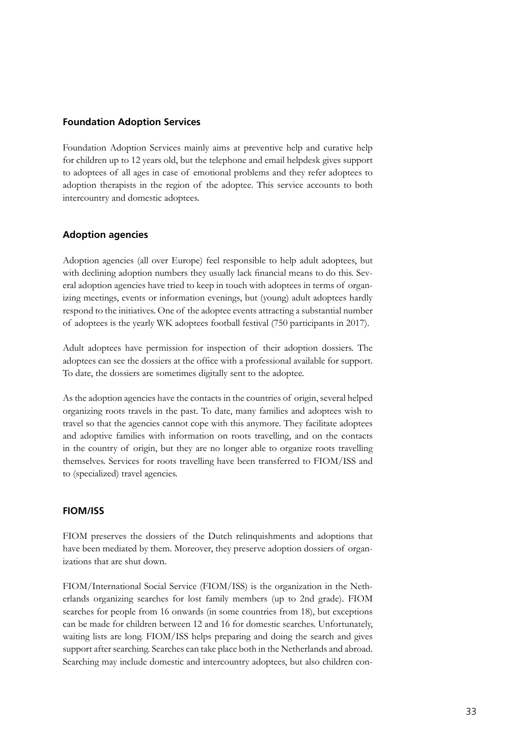## Foundation Adoption Services

Foundation Adoption Services mainly aims at preventive help and curative help for children up to 12 years old, but the telephone and email helpdesk gives support to adoptees of all ages in case of emotional problems and they refer adoptees to adoption therapists in the region of the adoptee. This service accounts to both intercountry and domestic adoptees.

## Adoption agencies

Adoption agencies (all over Europe) feel responsible to help adult adoptees, but with declining adoption numbers they usually lack financial means to do this. Several adoption agencies have tried to keep in touch with adoptees in terms of organizing meetings, events or information evenings, but (young) adult adoptees hardly respond to the initiatives. One of the adoptee events attracting a substantial number of adoptees is the yearly WK adoptees football festival (750 participants in 2017).

Adult adoptees have permission for inspection of their adoption dossiers. The adoptees can see the dossiers at the office with a professional available for support. To date, the dossiers are sometimes digitally sent to the adoptee.

As the adoption agencies have the contacts in the countries of origin, several helped organizing roots travels in the past. To date, many families and adoptees wish to travel so that the agencies cannot cope with this anymore. They facilitate adoptees and adoptive families with information on roots travelling, and on the contacts in the country of origin, but they are no longer able to organize roots travelling themselves. Services for roots travelling have been transferred to FIOM/ISS and to (specialized) travel agencies.

## FIOM/ISS

FIOM preserves the dossiers of the Dutch relinquishments and adoptions that have been mediated by them. Moreover, they preserve adoption dossiers of organizations that are shut down.

FIOM/International Social Service (FIOM/ISS) is the organization in the Netherlands organizing searches for lost family members (up to 2nd grade). FIOM searches for people from 16 onwards (in some countries from 18), but exceptions can be made for children between 12 and 16 for domestic searches. Unfortunately, waiting lists are long. FIOM/ISS helps preparing and doing the search and gives support after searching. Searches can take place both in the Netherlands and abroad. Searching may include domestic and intercountry adoptees, but also children con-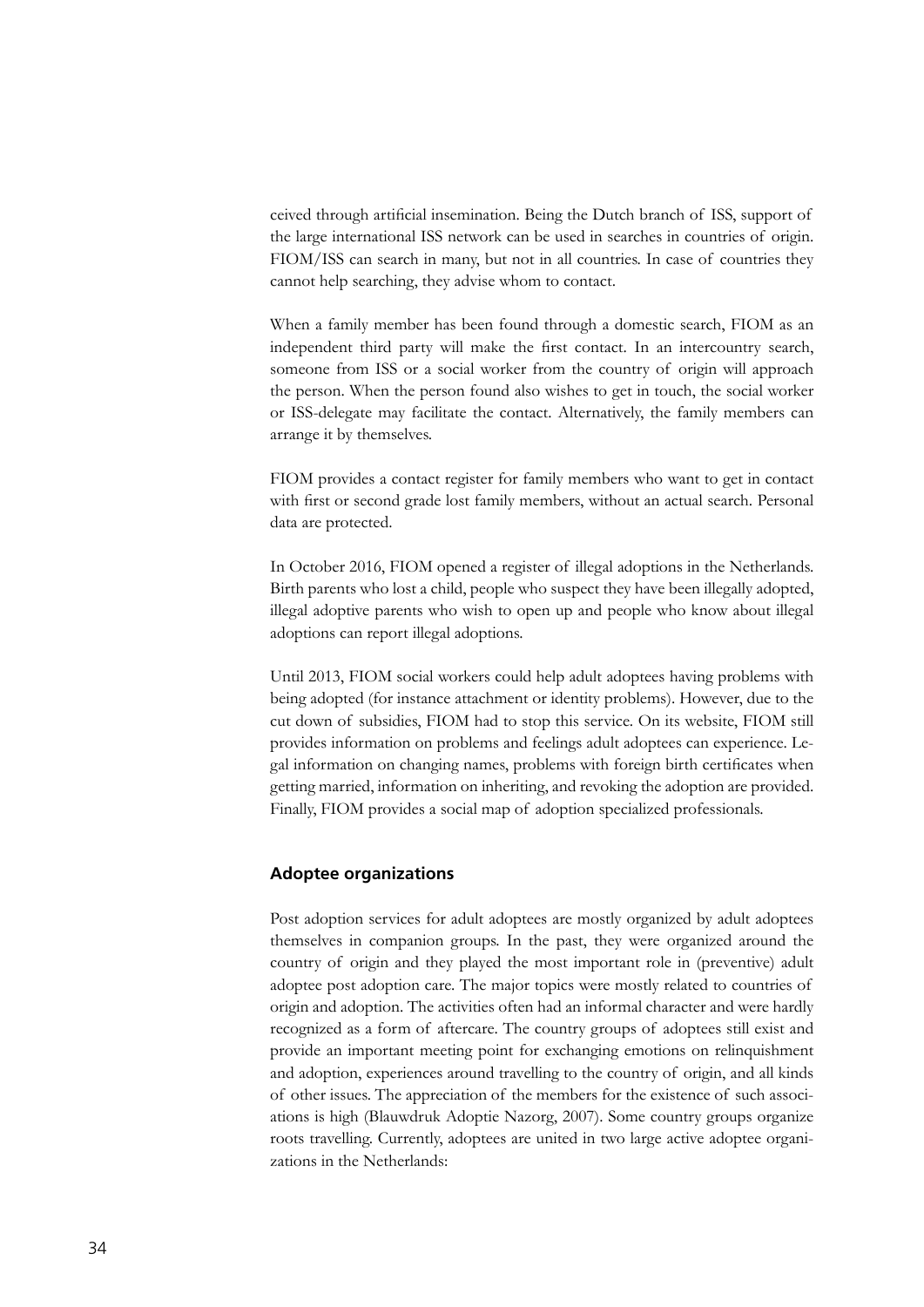ceived through artificial insemination. Being the Dutch branch of ISS, support of the large international ISS network can be used in searches in countries of origin. FIOM/ISS can search in many, but not in all countries. In case of countries they cannot help searching, they advise whom to contact.

When a family member has been found through a domestic search, FIOM as an independent third party will make the first contact. In an intercountry search, someone from ISS or a social worker from the country of origin will approach the person. When the person found also wishes to get in touch, the social worker or ISS-delegate may facilitate the contact. Alternatively, the family members can arrange it by themselves.

FIOM provides a contact register for family members who want to get in contact with first or second grade lost family members, without an actual search. Personal data are protected.

In October 2016, FIOM opened a register of illegal adoptions in the Netherlands. Birth parents who lost a child, people who suspect they have been illegally adopted, illegal adoptive parents who wish to open up and people who know about illegal adoptions can report illegal adoptions.

Until 2013, FIOM social workers could help adult adoptees having problems with being adopted (for instance attachment or identity problems). However, due to the cut down of subsidies, FIOM had to stop this service. On its website, FIOM still provides information on problems and feelings adult adoptees can experience. Legal information on changing names, problems with foreign birth certificates when getting married, information on inheriting, and revoking the adoption are provided. Finally, FIOM provides a social map of adoption specialized professionals.

### Adoptee organizations

Post adoption services for adult adoptees are mostly organized by adult adoptees themselves in companion groups. In the past, they were organized around the country of origin and they played the most important role in (preventive) adult adoptee post adoption care. The major topics were mostly related to countries of origin and adoption. The activities often had an informal character and were hardly recognized as a form of aftercare. The country groups of adoptees still exist and provide an important meeting point for exchanging emotions on relinquishment and adoption, experiences around travelling to the country of origin, and all kinds of other issues. The appreciation of the members for the existence of such associations is high (Blauwdruk Adoptie Nazorg, 2007). Some country groups organize roots travelling. Currently, adoptees are united in two large active adoptee organizations in the Netherlands: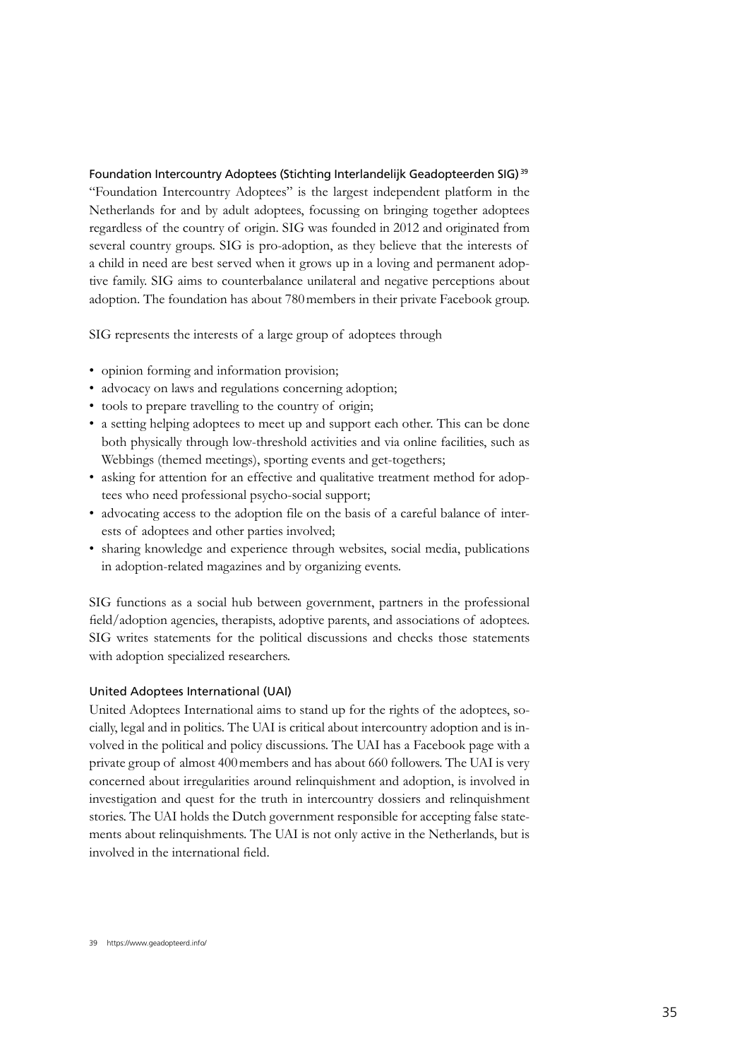### Foundation Intercountry Adoptees (Stichting Interlandelijk Geadopteerden SIG)[39]

"Foundation Intercountry Adoptees" is the largest independent platform in the Netherlands for and by adult adoptees, focussing on bringing together adoptees regardless of the country of origin. SIG was founded in 2012 and originated from several country groups. SIG is pro-adoption, as they believe that the interests of a child in need are best served when it grows up in a loving and permanent adoptive family. SIG aims to counterbalance unilateral and negative perceptions about adoption. The foundation has about 780 members in their private Facebook group.

SIG represents the interests of a large group of adoptees through

- opinion forming and information provision;
- advocacy on laws and regulations concerning adoption;
- tools to prepare travelling to the country of origin;
- a setting helping adoptees to meet up and support each other. This can be done both physically through low-threshold activities and via online facilities, such as Webbings (themed meetings), sporting events and get-togethers;
- asking for attention for an effective and qualitative treatment method for adoptees who need professional psycho-social support;
- advocating access to the adoption file on the basis of a careful balance of interests of adoptees and other parties involved;
- sharing knowledge and experience through websites, social media, publications in adoption-related magazines and by organizing events.

SIG functions as a social hub between government, partners in the professional field/adoption agencies, therapists, adoptive parents, and associations of adoptees. SIG writes statements for the political discussions and checks those statements with adoption specialized researchers.

### United Adoptees International (UAI)

United Adoptees International aims to stand up for the rights of the adoptees, socially, legal and in politics. The UAI is critical about intercountry adoption and is involved in the political and policy discussions. The UAI has a Facebook page with a private group of almost 400 members and has about 660 followers. The UAI is very concerned about irregularities around relinquishment and adoption, is involved in investigation and quest for the truth in intercountry dossiers and relinquishment stories. The UAI holds the Dutch government responsible for accepting false statements about relinquishments. The UAI is not only active in the Netherlands, but is involved in the international field.

39 https://www.geadopteerd.info/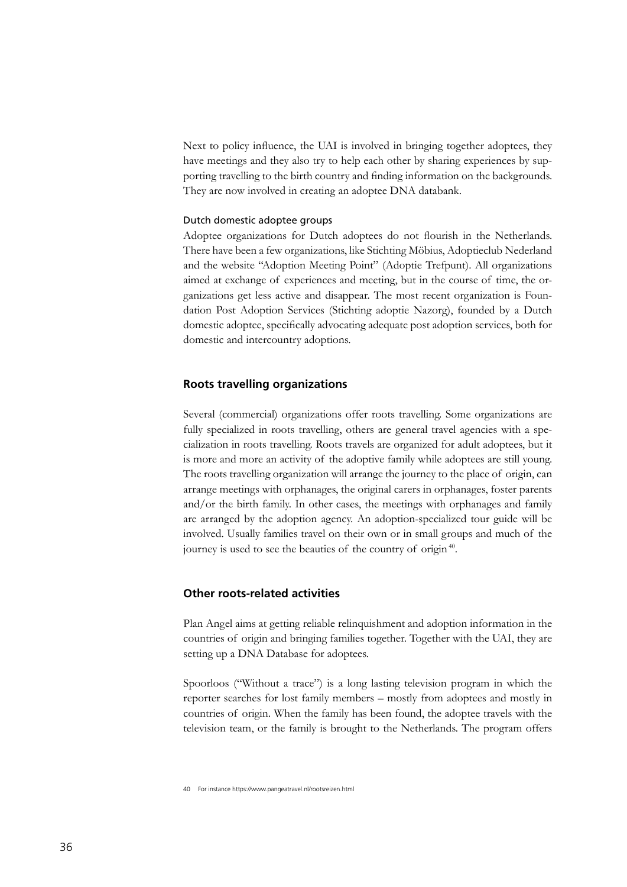Next to policy influence, the UAI is involved in bringing together adoptees, they have meetings and they also try to help each other by sharing experiences by supporting travelling to the birth country and finding information on the backgrounds. They are now involved in creating an adoptee DNA databank.

#### Dutch domestic adoptee groups

Adoptee organizations for Dutch adoptees do not flourish in the Netherlands. There have been a few organizations, like Stichting Möbius, Adoptieclub Nederland and the website "Adoption Meeting Point" (Adoptie Trefpunt). All organizations aimed at exchange of experiences and meeting, but in the course of time, the organizations get less active and disappear. The most recent organization is Foundation Post Adoption Services (Stichting adoptie Nazorg), founded by a Dutch domestic adoptee, specifically advocating adequate post adoption services, both for domestic and intercountry adoptions.

### Roots travelling organizations

Several (commercial) organizations offer roots travelling. Some organizations are fully specialized in roots travelling, others are general travel agencies with a specialization in roots travelling. Roots travels are organized for adult adoptees, but it is more and more an activity of the adoptive family while adoptees are still young. The roots travelling organization will arrange the journey to the place of origin, can arrange meetings with orphanages, the original carers in orphanages, foster parents and/or the birth family. In other cases, the meetings with orphanages and family are arranged by the adoption agency. An adoption-specialized tour guide will be involved. Usually families travel on their own or in small groups and much of the journey is used to see the beauties of the country of origin [40].

### Other roots-related activities

Plan Angel aims at getting reliable relinquishment and adoption information in the countries of origin and bringing families together. Together with the UAI, they are setting up a DNA Database for adoptees.

Spoorloos ("Without a trace") is a long lasting television program in which the reporter searches for lost family members – mostly from adoptees and mostly in countries of origin. When the family has been found, the adoptee travels with the television team, or the family is brought to the Netherlands. The program offers

40 For instance https://www.pangeatravel.nl/rootsreizen.html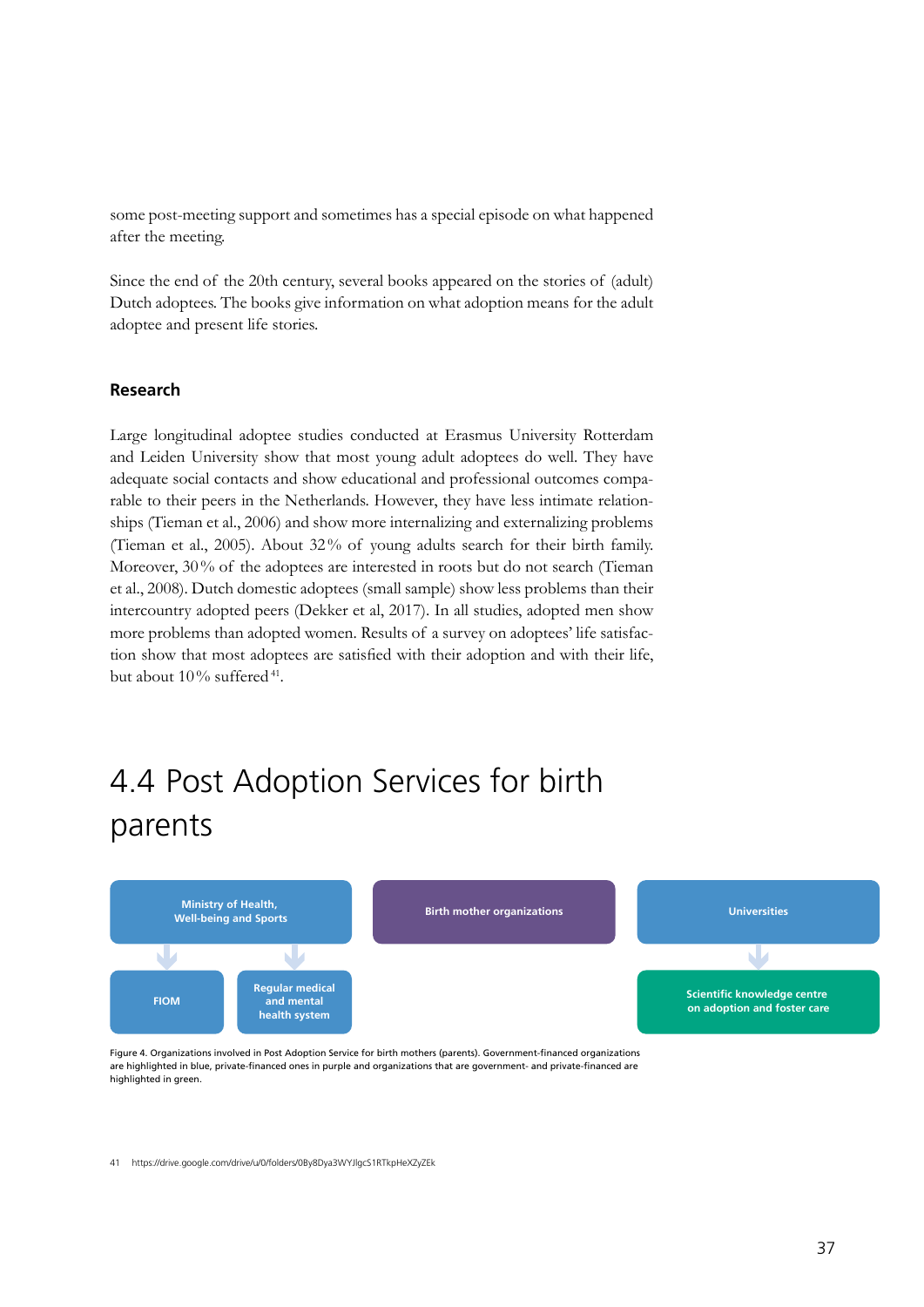some post-meeting support and sometimes has a special episode on what happened after the meeting.

Since the end of the 20th century, several books appeared on the stories of (adult) Dutch adoptees. The books give information on what adoption means for the adult adoptee and present life stories.

### Research

Large longitudinal adoptee studies conducted at Erasmus University Rotterdam and Leiden University show that most young adult adoptees do well. They have adequate social contacts and show educational and professional outcomes comparable to their peers in the Netherlands. However, they have less intimate relationships (Tieman et al., 2006) and show more internalizing and externalizing problems (Tieman et al., 2005). About 32% of young adults search for their birth family. Moreover, 30% of the adoptees are interested in roots but do not search (Tieman et al., 2008). Dutch domestic adoptees (small sample) show less problems than their intercountry adopted peers (Dekker et al, 2017). In all studies, adopted men show more problems than adopted women. Results of a survey on adoptees' life satisfaction show that most adoptees are satisfied with their adoption and with their life, but about 10% suffered[41].

## 4.4 Post Adoption Services for birth parents

Ministry of Health, Well-being and Sports → FIOM; Regular medical and mental health system

Birth mother organizations

Universities → Scientific knowledge centre on adoption and foster care

Figure 4. Organizations involved in Post Adoption Service for birth mothers (parents). Government-financed organizations are highlighted in blue, private-financed ones in purple and organizations that are government- and private-financed are highlighted in green.

41 https://drive.google.com/drive/u/0/folders/0By8Dya3WYJlgcS1RTkpHeXZyZEk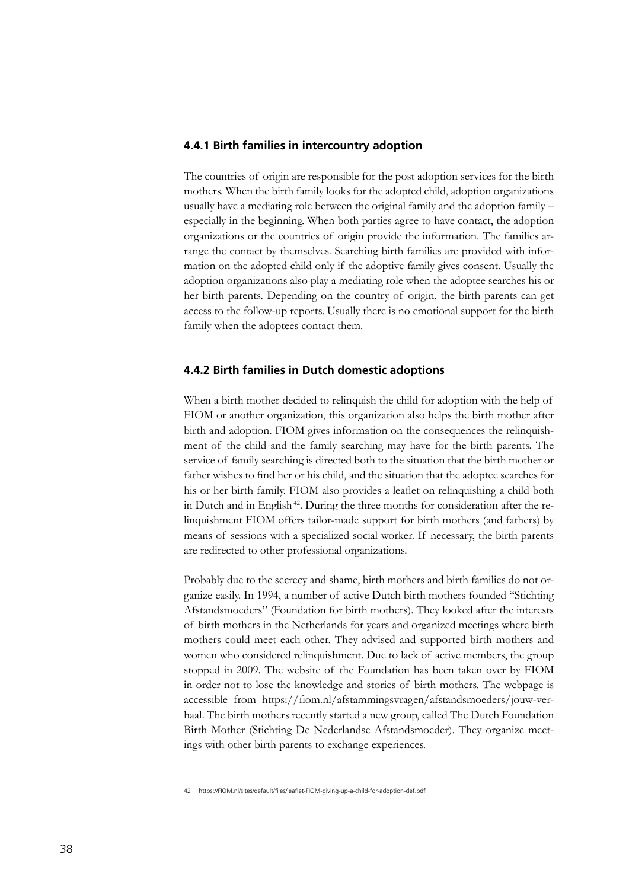### 4.4.1 Birth families in intercountry adoption

The countries of origin are responsible for the post adoption services for the birth mothers. When the birth family looks for the adopted child, adoption organizations usually have a mediating role between the original family and the adoption family – especially in the beginning. When both parties agree to have contact, the adoption organizations or the countries of origin provide the information. The families arrange the contact by themselves. Searching birth families are provided with information on the adopted child only if the adoptive family gives consent. Usually the adoption organizations also play a mediating role when the adoptee searches his or her birth parents. Depending on the country of origin, the birth parents can get access to the follow-up reports. Usually there is no emotional support for the birth family when the adoptees contact them.

### 4.4.2 Birth families in Dutch domestic adoptions

When a birth mother decided to relinquish the child for adoption with the help of FIOM or another organization, this organization also helps the birth mother after birth and adoption. FIOM gives information on the consequences the relinquishment of the child and the family searching may have for the birth parents. The service of family searching is directed both to the situation that the birth mother or father wishes to find her or his child, and the situation that the adoptee searches for his or her birth family. FIOM also provides a leaflet on relinquishing a child both in Dutch and in English [42]. During the three months for consideration after the relinquishment FIOM offers tailor-made support for birth mothers (and fathers) by means of sessions with a specialized social worker. If necessary, the birth parents are redirected to other professional organizations.

Probably due to the secrecy and shame, birth mothers and birth families do not organize easily. In 1994, a number of active Dutch birth mothers founded "Stichting Afstandsmoeders" (Foundation for birth mothers). They looked after the interests of birth mothers in the Netherlands for years and organized meetings where birth mothers could meet each other. They advised and supported birth mothers and women who considered relinquishment. Due to lack of active members, the group stopped in 2009. The website of the Foundation has been taken over by FIOM in order not to lose the knowledge and stories of birth mothers. The webpage is accessible from https://fiom.nl/afstammingsvragen/afstandsmoeders/jouw-verhaal. The birth mothers recently started a new group, called The Dutch Foundation Birth Mother (Stichting De Nederlandse Afstandsmoeder). They organize meetings with other birth parents to exchange experiences.

42 https://FIOM.nl/sites/default/files/leaflet-FIOM-giving-up-a-child-for-adoption-def.pdf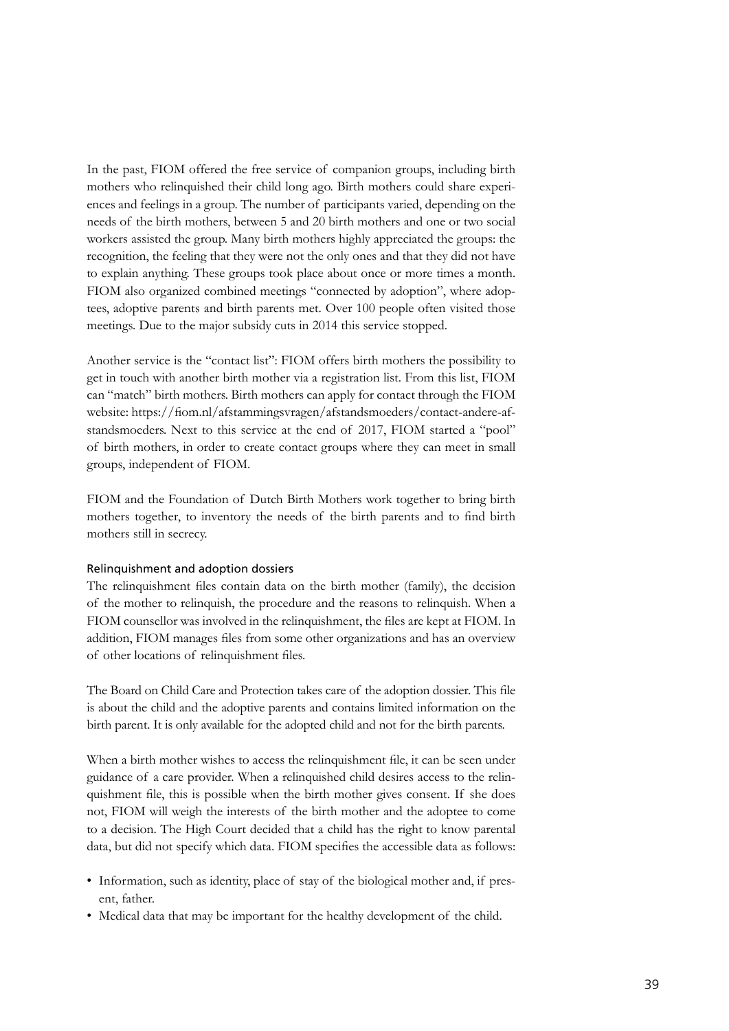In the past, FIOM offered the free service of companion groups, including birth mothers who relinquished their child long ago. Birth mothers could share experiences and feelings in a group. The number of participants varied, depending on the needs of the birth mothers, between 5 and 20 birth mothers and one or two social workers assisted the group. Many birth mothers highly appreciated the groups: the recognition, the feeling that they were not the only ones and that they did not have to explain anything. These groups took place about once or more times a month. FIOM also organized combined meetings "connected by adoption", where adoptees, adoptive parents and birth parents met. Over 100 people often visited those meetings. Due to the major subsidy cuts in 2014 this service stopped.

Another service is the "contact list": FIOM offers birth mothers the possibility to get in touch with another birth mother via a registration list. From this list, FIOM can "match" birth mothers. Birth mothers can apply for contact through the FIOM website: https://fiom.nl/afstammingsvragen/afstandsmoeders/contact-andere-afstandsmoeders. Next to this service at the end of 2017, FIOM started a "pool" of birth mothers, in order to create contact groups where they can meet in small groups, independent of FIOM.

FIOM and the Foundation of Dutch Birth Mothers work together to bring birth mothers together, to inventory the needs of the birth parents and to find birth mothers still in secrecy.

### Relinquishment and adoption dossiers

The relinquishment files contain data on the birth mother (family), the decision of the mother to relinquish, the procedure and the reasons to relinquish. When a FIOM counsellor was involved in the relinquishment, the files are kept at FIOM. In addition, FIOM manages files from some other organizations and has an overview of other locations of relinquishment files.

The Board on Child Care and Protection takes care of the adoption dossier. This file is about the child and the adoptive parents and contains limited information on the birth parent. It is only available for the adopted child and not for the birth parents.

When a birth mother wishes to access the relinquishment file, it can be seen under guidance of a care provider. When a relinquished child desires access to the relinquishment file, this is possible when the birth mother gives consent. If she does not, FIOM will weigh the interests of the birth mother and the adoptee to come to a decision. The High Court decided that a child has the right to know parental data, but did not specify which data. FIOM specifies the accessible data as follows:

- Information, such as identity, place of stay of the biological mother and, if present, father.
- Medical data that may be important for the healthy development of the child.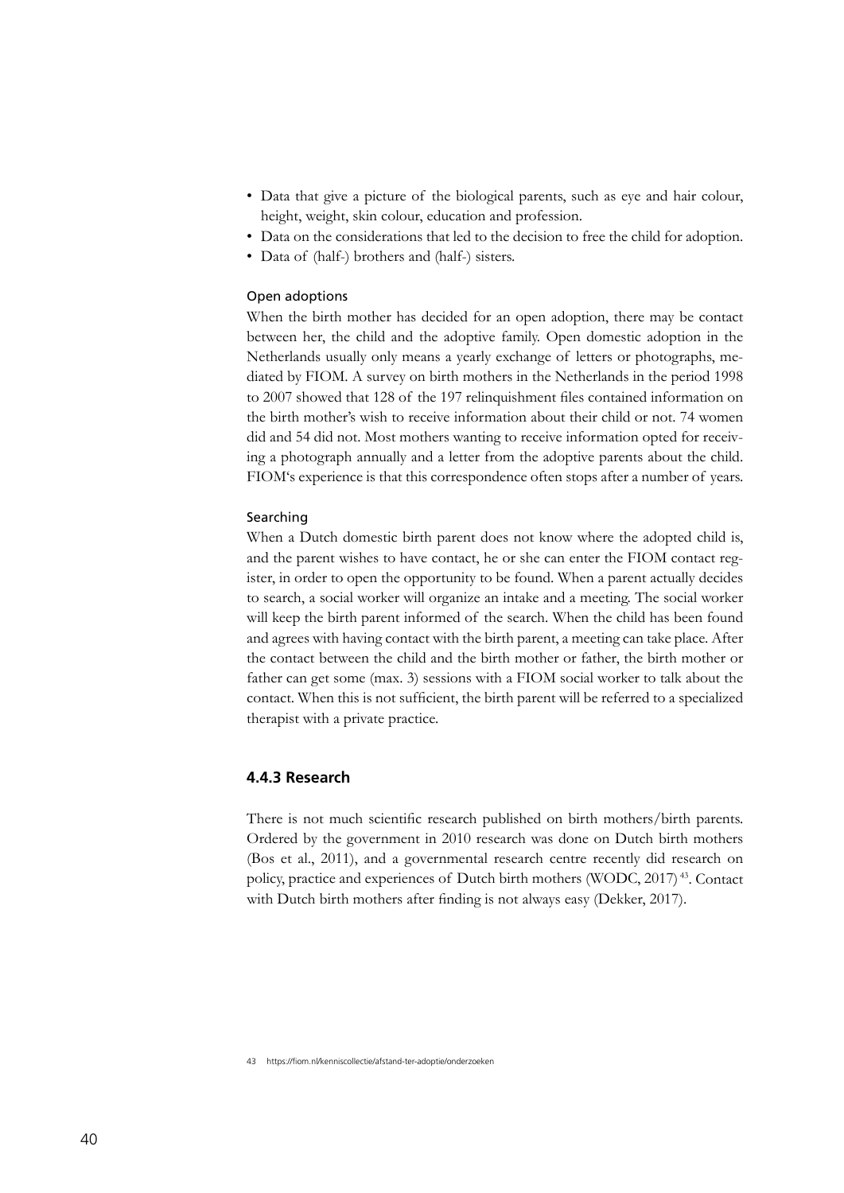- Data that give a picture of the biological parents, such as eye and hair colour, height, weight, skin colour, education and profession.
- Data on the considerations that led to the decision to free the child for adoption.
- Data of (half-) brothers and (half-) sisters.

#### Open adoptions

When the birth mother has decided for an open adoption, there may be contact between her, the child and the adoptive family. Open domestic adoption in the Netherlands usually only means a yearly exchange of letters or photographs, mediated by FIOM. A survey on birth mothers in the Netherlands in the period 1998 to 2007 showed that 128 of the 197 relinquishment files contained information on the birth mother's wish to receive information about their child or not. 74 women did and 54 did not. Most mothers wanting to receive information opted for receiving a photograph annually and a letter from the adoptive parents about the child. FIOM's experience is that this correspondence often stops after a number of years.

#### Searching

When a Dutch domestic birth parent does not know where the adopted child is, and the parent wishes to have contact, he or she can enter the FIOM contact register, in order to open the opportunity to be found. When a parent actually decides to search, a social worker will organize an intake and a meeting. The social worker will keep the birth parent informed of the search. When the child has been found and agrees with having contact with the birth parent, a meeting can take place. After the contact between the child and the birth mother or father, the birth mother or father can get some (max. 3) sessions with a FIOM social worker to talk about the contact. When this is not sufficient, the birth parent will be referred to a specialized therapist with a private practice.

### 4.4.3 Research

There is not much scientific research published on birth mothers/birth parents. Ordered by the government in 2010 research was done on Dutch birth mothers (Bos et al., 2011), and a governmental research centre recently did research on policy, practice and experiences of Dutch birth mothers (WODC, 2017)[43]. Contact with Dutch birth mothers after finding is not always easy (Dekker, 2017).

43 https://fiom.nl/kenniscollectie/afstand-ter-adoptie/onderzoeken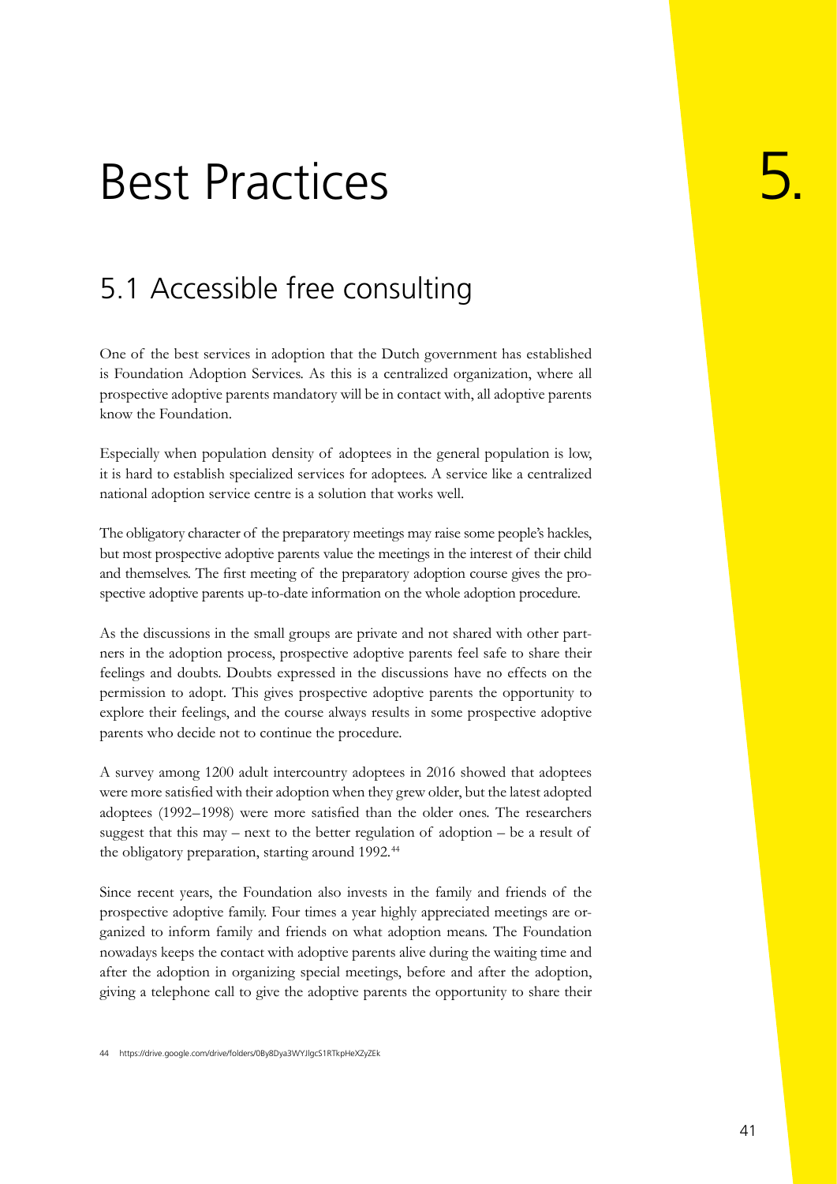# 5. Best Practices

## 5.1 Accessible free consulting

One of the best services in adoption that the Dutch government has established is Foundation Adoption Services. As this is a centralized organization, where all prospective adoptive parents mandatory will be in contact with, all adoptive parents know the Foundation.

Especially when population density of adoptees in the general population is low, it is hard to establish specialized services for adoptees. A service like a centralized national adoption service centre is a solution that works well.

The obligatory character of the preparatory meetings may raise some people's hackles, but most prospective adoptive parents value the meetings in the interest of their child and themselves. The first meeting of the preparatory adoption course gives the prospective adoptive parents up-to-date information on the whole adoption procedure.

As the discussions in the small groups are private and not shared with other partners in the adoption process, prospective adoptive parents feel safe to share their feelings and doubts. Doubts expressed in the discussions have no effects on the permission to adopt. This gives prospective adoptive parents the opportunity to explore their feelings, and the course always results in some prospective adoptive parents who decide not to continue the procedure.

A survey among 1200 adult intercountry adoptees in 2016 showed that adoptees were more satisfied with their adoption when they grew older, but the latest adopted adoptees (1992–1998) were more satisfied than the older ones. The researchers suggest that this may – next to the better regulation of adoption – be a result of the obligatory preparation, starting around 1992.[44]

Since recent years, the Foundation also invests in the family and friends of the prospective adoptive family. Four times a year highly appreciated meetings are organized to inform family and friends on what adoption means. The Foundation nowadays keeps the contact with adoptive parents alive during the waiting time and after the adoption in organizing special meetings, before and after the adoption, giving a telephone call to give the adoptive parents the opportunity to share their

44 https://drive.google.com/drive/folders/0By8Dya3WYJlgcS1RTkpHeXZyZEk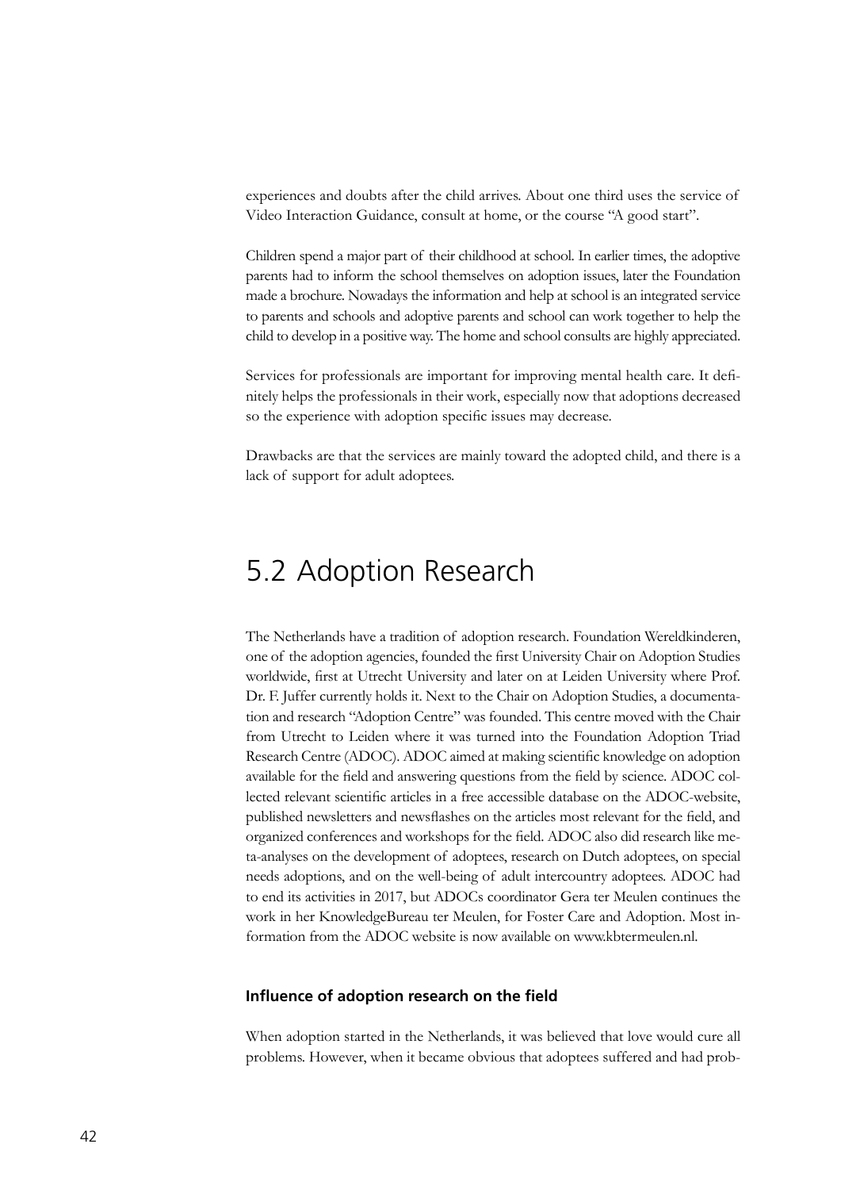experiences and doubts after the child arrives. About one third uses the service of Video Interaction Guidance, consult at home, or the course "A good start".

Children spend a major part of their childhood at school. In earlier times, the adoptive parents had to inform the school themselves on adoption issues, later the Foundation made a brochure. Nowadays the information and help at school is an integrated service to parents and schools and adoptive parents and school can work together to help the child to develop in a positive way. The home and school consults are highly appreciated.

Services for professionals are important for improving mental health care. It definitely helps the professionals in their work, especially now that adoptions decreased so the experience with adoption specific issues may decrease.

Drawbacks are that the services are mainly toward the adopted child, and there is a lack of support for adult adoptees.

# 5.2 Adoption Research

The Netherlands have a tradition of adoption research. Foundation Wereldkinderen, one of the adoption agencies, founded the first University Chair on Adoption Studies worldwide, first at Utrecht University and later on at Leiden University where Prof. Dr. F. Juffer currently holds it. Next to the Chair on Adoption Studies, a documentation and research "Adoption Centre" was founded. This centre moved with the Chair from Utrecht to Leiden where it was turned into the Foundation Adoption Triad Research Centre (ADOC). ADOC aimed at making scientific knowledge on adoption available for the field and answering questions from the field by science. ADOC collected relevant scientific articles in a free accessible database on the ADOC-website, published newsletters and newsflashes on the articles most relevant for the field, and organized conferences and workshops for the field. ADOC also did research like meta-analyses on the development of adoptees, research on Dutch adoptees, on special needs adoptions, and on the well-being of adult intercountry adoptees. ADOC had to end its activities in 2017, but ADOCs coordinator Gera ter Meulen continues the work in her KnowledgeBureau ter Meulen, for Foster Care and Adoption. Most information from the ADOC website is now available on www.kbtermeulen.nl.

### Influence of adoption research on the field

When adoption started in the Netherlands, it was believed that love would cure all problems. However, when it became obvious that adoptees suffered and had prob-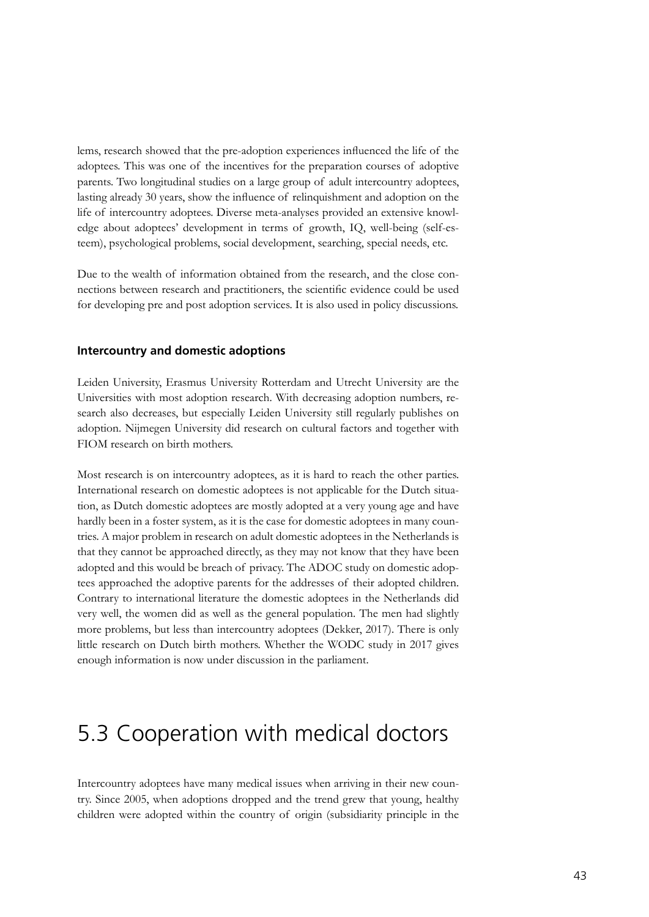lems, research showed that the pre-adoption experiences influenced the life of the adoptees. This was one of the incentives for the preparation courses of adoptive parents. Two longitudinal studies on a large group of adult intercountry adoptees, lasting already 30 years, show the influence of relinquishment and adoption on the life of intercountry adoptees. Diverse meta-analyses provided an extensive knowledge about adoptees' development in terms of growth, IQ, well-being (self-esteem), psychological problems, social development, searching, special needs, etc.

Due to the wealth of information obtained from the research, and the close connections between research and practitioners, the scientific evidence could be used for developing pre and post adoption services. It is also used in policy discussions.

### Intercountry and domestic adoptions

Leiden University, Erasmus University Rotterdam and Utrecht University are the Universities with most adoption research. With decreasing adoption numbers, research also decreases, but especially Leiden University still regularly publishes on adoption. Nijmegen University did research on cultural factors and together with FIOM research on birth mothers.

Most research is on intercountry adoptees, as it is hard to reach the other parties. International research on domestic adoptees is not applicable for the Dutch situation, as Dutch domestic adoptees are mostly adopted at a very young age and have hardly been in a foster system, as it is the case for domestic adoptees in many countries. A major problem in research on adult domestic adoptees in the Netherlands is that they cannot be approached directly, as they may not know that they have been adopted and this would be breach of privacy. The ADOC study on domestic adoptees approached the adoptive parents for the addresses of their adopted children. Contrary to international literature the domestic adoptees in the Netherlands did very well, the women did as well as the general population. The men had slightly more problems, but less than intercountry adoptees (Dekker, 2017). There is only little research on Dutch birth mothers. Whether the WODC study in 2017 gives enough information is now under discussion in the parliament.

## 5.3 Cooperation with medical doctors

Intercountry adoptees have many medical issues when arriving in their new country. Since 2005, when adoptions dropped and the trend grew that young, healthy children were adopted within the country of origin (subsidiarity principle in the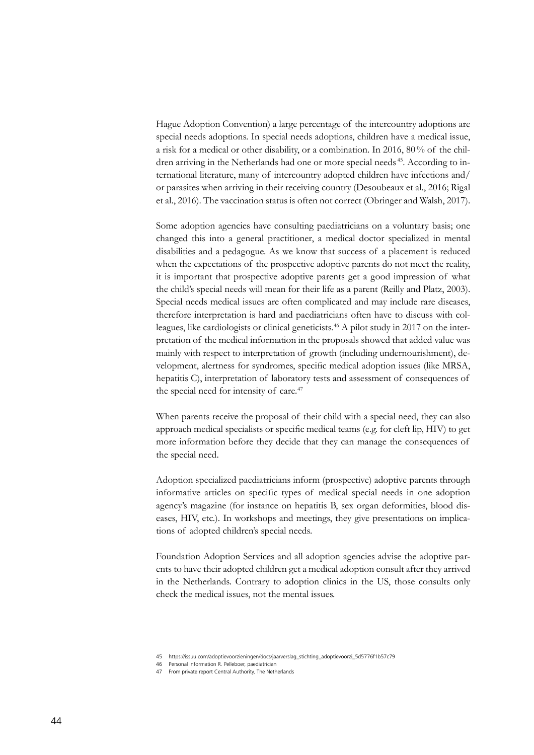Hague Adoption Convention) a large percentage of the intercountry adoptions are special needs adoptions. In special needs adoptions, children have a medical issue, a risk for a medical or other disability, or a combination. In 2016, 80% of the children arriving in the Netherlands had one or more special needs[45]. According to international literature, many of intercountry adopted children have infections and/or parasites when arriving in their receiving country (Desoubeaux et al., 2016; Rigal et al., 2016). The vaccination status is often not correct (Obringer and Walsh, 2017).

Some adoption agencies have consulting paediatricians on a voluntary basis; one changed this into a general practitioner, a medical doctor specialized in mental disabilities and a pedagogue. As we know that success of a placement is reduced when the expectations of the prospective adoptive parents do not meet the reality, it is important that prospective adoptive parents get a good impression of what the child's special needs will mean for their life as a parent (Reilly and Platz, 2003). Special needs medical issues are often complicated and may include rare diseases, therefore interpretation is hard and paediatricians often have to discuss with colleagues, like cardiologists or clinical geneticists.[46] A pilot study in 2017 on the interpretation of the medical information in the proposals showed that added value was mainly with respect to interpretation of growth (including undernourishment), development, alertness for syndromes, specific medical adoption issues (like MRSA, hepatitis C), interpretation of laboratory tests and assessment of consequences of the special need for intensity of care.[47]

When parents receive the proposal of their child with a special need, they can also approach medical specialists or specific medical teams (e.g. for cleft lip, HIV) to get more information before they decide that they can manage the consequences of the special need.

Adoption specialized paediatricians inform (prospective) adoptive parents through informative articles on specific types of medical special needs in one adoption agency's magazine (for instance on hepatitis B, sex organ deformities, blood diseases, HIV, etc.). In workshops and meetings, they give presentations on implications of adopted children's special needs.

Foundation Adoption Services and all adoption agencies advise the adoptive parents to have their adopted children get a medical adoption consult after they arrived in the Netherlands. Contrary to adoption clinics in the US, those consults only check the medical issues, not the mental issues.

45 https://issuu.com/adoptievoorzieningen/docs/jaarverslag_stichting_adoptievoorzi_5d5776f1b57c79

46 Personal information R. Pelleboer, paediatrician

47 From private report Central Authority, The Netherlands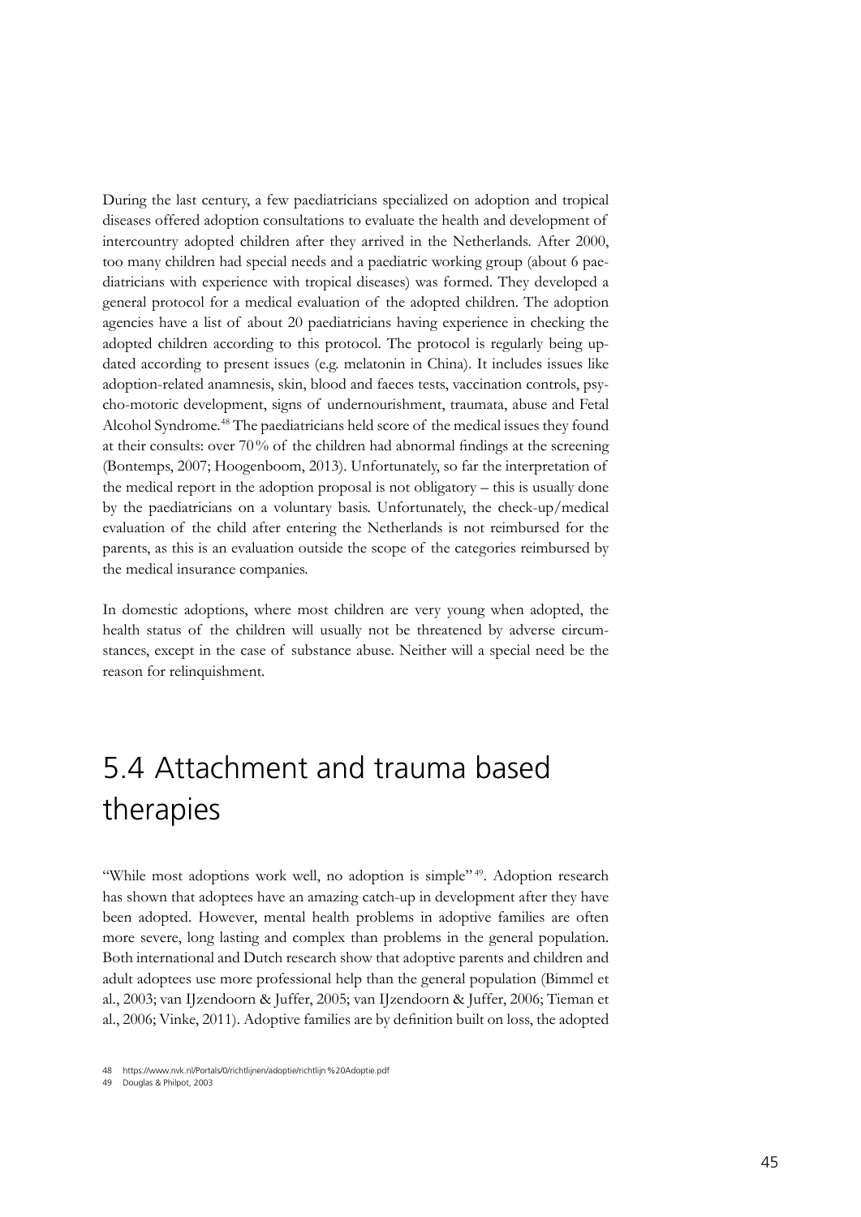During the last century, a few paediatricians specialized on adoption and tropical diseases offered adoption consultations to evaluate the health and development of intercountry adopted children after they arrived in the Netherlands. After 2000, too many children had special needs and a paediatric working group (about 6 paediatricians with experience with tropical diseases) was formed. They developed a general protocol for a medical evaluation of the adopted children. The adoption agencies have a list of about 20 paediatricians having experience in checking the adopted children according to this protocol. The protocol is regularly being updated according to present issues (e.g. melatonin in China). It includes issues like adoption-related anamnesis, skin, blood and faeces tests, vaccination controls, psycho-motoric development, signs of undernourishment, traumata, abuse and Fetal Alcohol Syndrome.[48] The paediatricians held score of the medical issues they found at their consults: over 70% of the children had abnormal findings at the screening (Bontemps, 2007; Hoogenboom, 2013). Unfortunately, so far the interpretation of the medical report in the adoption proposal is not obligatory – this is usually done by the paediatricians on a voluntary basis. Unfortunately, the check-up/medical evaluation of the child after entering the Netherlands is not reimbursed for the parents, as this is an evaluation outside the scope of the categories reimbursed by the medical insurance companies.

In domestic adoptions, where most children are very young when adopted, the health status of the children will usually not be threatened by adverse circumstances, except in the case of substance abuse. Neither will a special need be the reason for relinquishment.

## 5.4 Attachment and trauma based therapies

"While most adoptions work well, no adoption is simple"[49]. Adoption research has shown that adoptees have an amazing catch-up in development after they have been adopted. However, mental health problems in adoptive families are often more severe, long lasting and complex than problems in the general population. Both international and Dutch research show that adoptive parents and children and adult adoptees use more professional help than the general population (Bimmel et al., 2003; van IJzendoorn & Juffer, 2005; van IJzendoorn & Juffer, 2006; Tieman et al., 2006; Vinke, 2011). Adoptive families are by definition built on loss, the adopted

48 https://www.nvk.nl/Portals/0/richtlijnen/adoptie/richtlijn%20Adoptie.pdf

49 Douglas & Philpot, 2003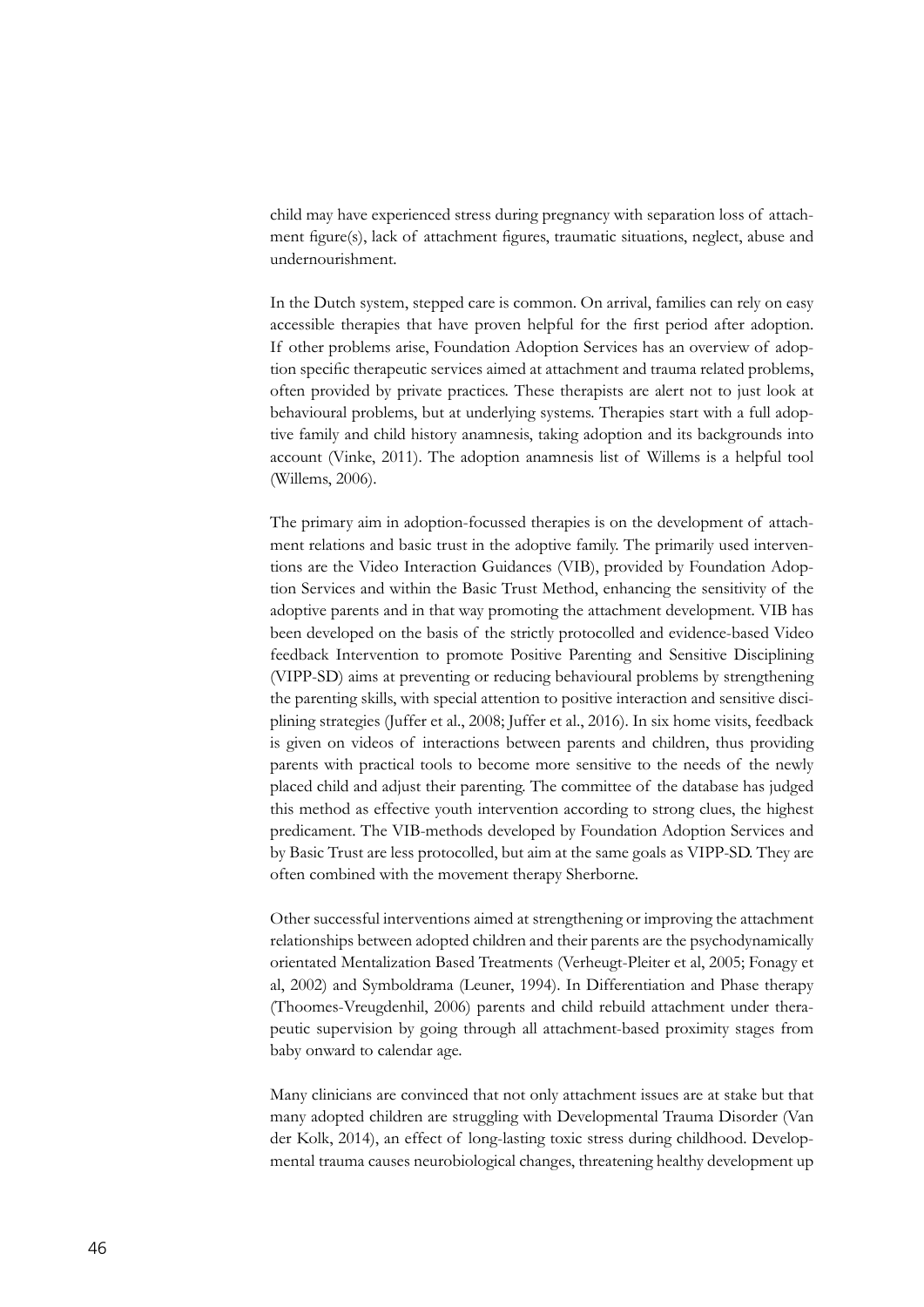child may have experienced stress during pregnancy with separation loss of attachment figure(s), lack of attachment figures, traumatic situations, neglect, abuse and undernourishment.

In the Dutch system, stepped care is common. On arrival, families can rely on easy accessible therapies that have proven helpful for the first period after adoption. If other problems arise, Foundation Adoption Services has an overview of adoption specific therapeutic services aimed at attachment and trauma related problems, often provided by private practices. These therapists are alert not to just look at behavioural problems, but at underlying systems. Therapies start with a full adoptive family and child history anamnesis, taking adoption and its backgrounds into account (Vinke, 2011). The adoption anamnesis list of Willems is a helpful tool (Willems, 2006).

The primary aim in adoption-focussed therapies is on the development of attachment relations and basic trust in the adoptive family. The primarily used interventions are the Video Interaction Guidances (VIB), provided by Foundation Adoption Services and within the Basic Trust Method, enhancing the sensitivity of the adoptive parents and in that way promoting the attachment development. VIB has been developed on the basis of the strictly protocolled and evidence-based Video feedback Intervention to promote Positive Parenting and Sensitive Disciplining (VIPP-SD) aims at preventing or reducing behavioural problems by strengthening the parenting skills, with special attention to positive interaction and sensitive disciplining strategies (Juffer et al., 2008; Juffer et al., 2016). In six home visits, feedback is given on videos of interactions between parents and children, thus providing parents with practical tools to become more sensitive to the needs of the newly placed child and adjust their parenting. The committee of the database has judged this method as effective youth intervention according to strong clues, the highest predicament. The VIB-methods developed by Foundation Adoption Services and by Basic Trust are less protocolled, but aim at the same goals as VIPP-SD. They are often combined with the movement therapy Sherborne.

Other successful interventions aimed at strengthening or improving the attachment relationships between adopted children and their parents are the psychodynamically orientated Mentalization Based Treatments (Verheugt-Pleiter et al, 2005; Fonagy et al, 2002) and Symboldrama (Leuner, 1994). In Differentiation and Phase therapy (Thoomes-Vreugdenhil, 2006) parents and child rebuild attachment under therapeutic supervision by going through all attachment-based proximity stages from baby onward to calendar age.

Many clinicians are convinced that not only attachment issues are at stake but that many adopted children are struggling with Developmental Trauma Disorder (Van der Kolk, 2014), an effect of long-lasting toxic stress during childhood. Developmental trauma causes neurobiological changes, threatening healthy development up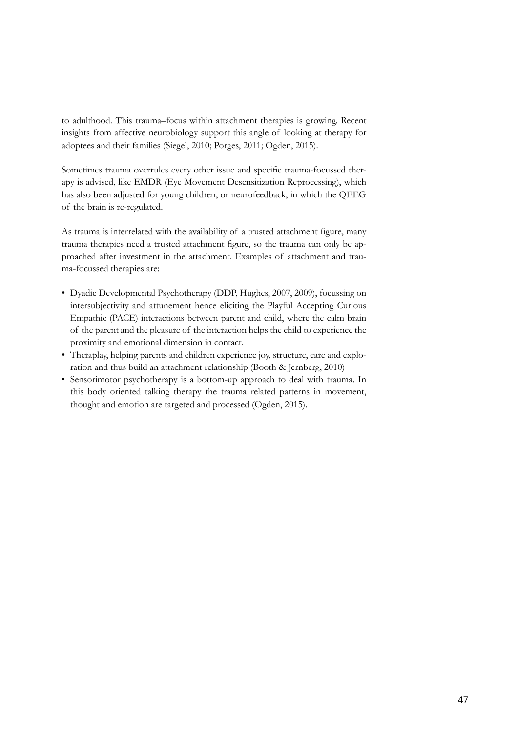to adulthood. This trauma–focus within attachment therapies is growing. Recent insights from affective neurobiology support this angle of looking at therapy for adoptees and their families (Siegel, 2010; Porges, 2011; Ogden, 2015).

Sometimes trauma overrules every other issue and specific trauma-focussed therapy is advised, like EMDR (Eye Movement Desensitization Reprocessing), which has also been adjusted for young children, or neurofeedback, in which the QEEG of the brain is re-regulated.

As trauma is interrelated with the availability of a trusted attachment figure, many trauma therapies need a trusted attachment figure, so the trauma can only be approached after investment in the attachment. Examples of attachment and trauma-focussed therapies are:

- Dyadic Developmental Psychotherapy (DDP, Hughes, 2007, 2009), focussing on intersubjectivity and attunement hence eliciting the Playful Accepting Curious Empathic (PACE) interactions between parent and child, where the calm brain of the parent and the pleasure of the interaction helps the child to experience the proximity and emotional dimension in contact.
- Theraplay, helping parents and children experience joy, structure, care and exploration and thus build an attachment relationship (Booth & Jernberg, 2010)
- Sensorimotor psychotherapy is a bottom-up approach to deal with trauma. In this body oriented talking therapy the trauma related patterns in movement, thought and emotion are targeted and processed (Ogden, 2015).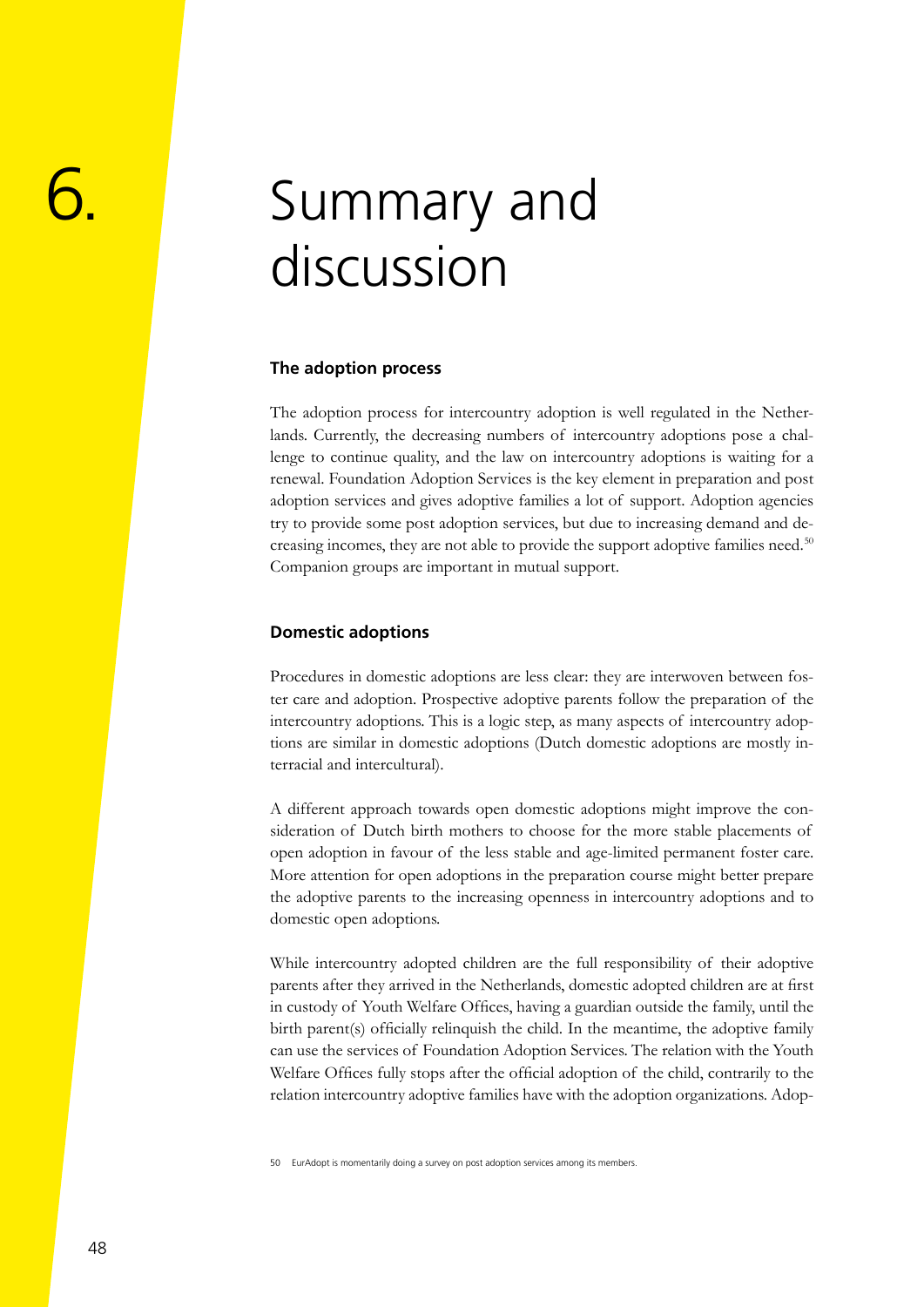# 6. Summary and discussion

## The adoption process

The adoption process for intercountry adoption is well regulated in the Netherlands. Currently, the decreasing numbers of intercountry adoptions pose a challenge to continue quality, and the law on intercountry adoptions is waiting for a renewal. Foundation Adoption Services is the key element in preparation and post adoption services and gives adoptive families a lot of support. Adoption agencies try to provide some post adoption services, but due to increasing demand and decreasing incomes, they are not able to provide the support adoptive families need.[50] Companion groups are important in mutual support.

## Domestic adoptions

Procedures in domestic adoptions are less clear: they are interwoven between foster care and adoption. Prospective adoptive parents follow the preparation of the intercountry adoptions. This is a logic step, as many aspects of intercountry adoptions are similar in domestic adoptions (Dutch domestic adoptions are mostly interracial and intercultural).

A different approach towards open domestic adoptions might improve the consideration of Dutch birth mothers to choose for the more stable placements of open adoption in favour of the less stable and age-limited permanent foster care. More attention for open adoptions in the preparation course might better prepare the adoptive parents to the increasing openness in intercountry adoptions and to domestic open adoptions.

While intercountry adopted children are the full responsibility of their adoptive parents after they arrived in the Netherlands, domestic adopted children are at first in custody of Youth Welfare Offices, having a guardian outside the family, until the birth parent(s) officially relinquish the child. In the meantime, the adoptive family can use the services of Foundation Adoption Services. The relation with the Youth Welfare Offices fully stops after the official adoption of the child, contrarily to the relation intercountry adoptive families have with the adoption organizations. Adop-

50 EurAdopt is momentarily doing a survey on post adoption services among its members.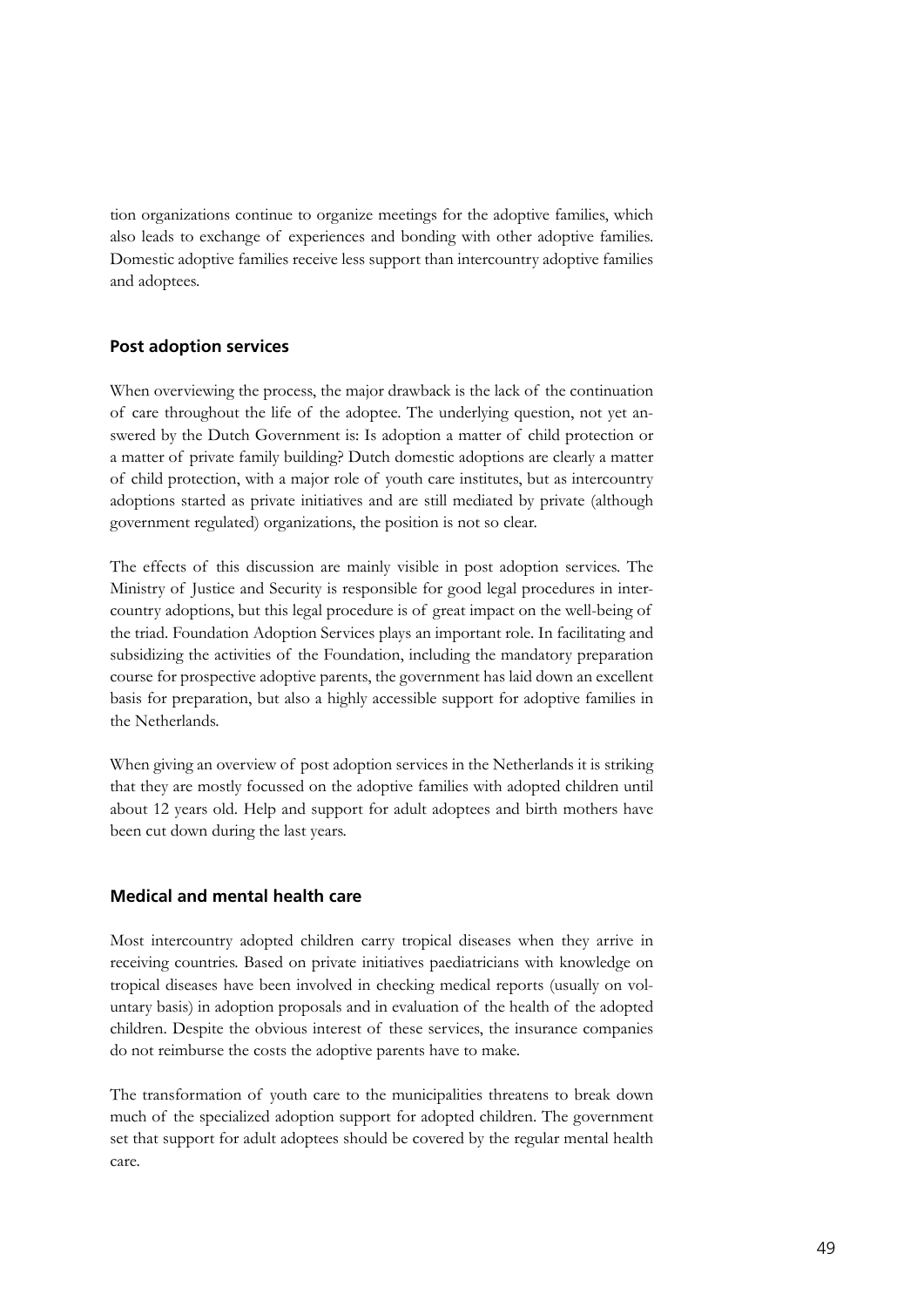tion organizations continue to organize meetings for the adoptive families, which also leads to exchange of experiences and bonding with other adoptive families. Domestic adoptive families receive less support than intercountry adoptive families and adoptees.

## Post adoption services

When overviewing the process, the major drawback is the lack of the continuation of care throughout the life of the adoptee. The underlying question, not yet answered by the Dutch Government is: Is adoption a matter of child protection or a matter of private family building? Dutch domestic adoptions are clearly a matter of child protection, with a major role of youth care institutes, but as intercountry adoptions started as private initiatives and are still mediated by private (although government regulated) organizations, the position is not so clear.

The effects of this discussion are mainly visible in post adoption services. The Ministry of Justice and Security is responsible for good legal procedures in intercountry adoptions, but this legal procedure is of great impact on the well-being of the triad. Foundation Adoption Services plays an important role. In facilitating and subsidizing the activities of the Foundation, including the mandatory preparation course for prospective adoptive parents, the government has laid down an excellent basis for preparation, but also a highly accessible support for adoptive families in the Netherlands.

When giving an overview of post adoption services in the Netherlands it is striking that they are mostly focussed on the adoptive families with adopted children until about 12 years old. Help and support for adult adoptees and birth mothers have been cut down during the last years.

## Medical and mental health care

Most intercountry adopted children carry tropical diseases when they arrive in receiving countries. Based on private initiatives paediatricians with knowledge on tropical diseases have been involved in checking medical reports (usually on voluntary basis) in adoption proposals and in evaluation of the health of the adopted children. Despite the obvious interest of these services, the insurance companies do not reimburse the costs the adoptive parents have to make.

The transformation of youth care to the municipalities threatens to break down much of the specialized adoption support for adopted children. The government set that support for adult adoptees should be covered by the regular mental health care.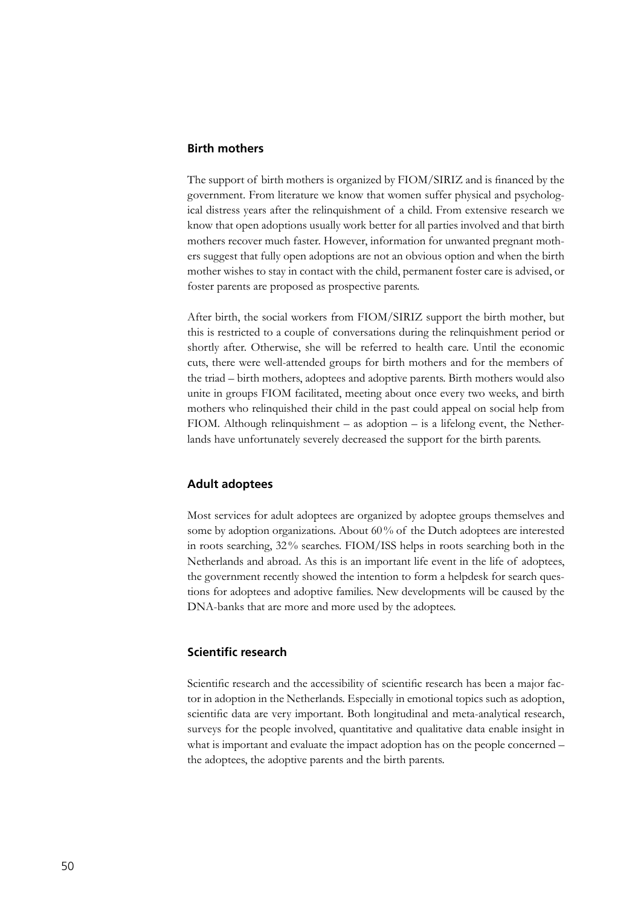### Birth mothers

The support of birth mothers is organized by FIOM/SIRIZ and is financed by the government. From literature we know that women suffer physical and psychological distress years after the relinquishment of a child. From extensive research we know that open adoptions usually work better for all parties involved and that birth mothers recover much faster. However, information for unwanted pregnant mothers suggest that fully open adoptions are not an obvious option and when the birth mother wishes to stay in contact with the child, permanent foster care is advised, or foster parents are proposed as prospective parents.

After birth, the social workers from FIOM/SIRIZ support the birth mother, but this is restricted to a couple of conversations during the relinquishment period or shortly after. Otherwise, she will be referred to health care. Until the economic cuts, there were well-attended groups for birth mothers and for the members of the triad – birth mothers, adoptees and adoptive parents. Birth mothers would also unite in groups FIOM facilitated, meeting about once every two weeks, and birth mothers who relinquished their child in the past could appeal on social help from FIOM. Although relinquishment – as adoption – is a lifelong event, the Netherlands have unfortunately severely decreased the support for the birth parents.

### Adult adoptees

Most services for adult adoptees are organized by adoptee groups themselves and some by adoption organizations. About 60% of the Dutch adoptees are interested in roots searching, 32% searches. FIOM/ISS helps in roots searching both in the Netherlands and abroad. As this is an important life event in the life of adoptees, the government recently showed the intention to form a helpdesk for search questions for adoptees and adoptive families. New developments will be caused by the DNA-banks that are more and more used by the adoptees.

### Scientific research

Scientific research and the accessibility of scientific research has been a major factor in adoption in the Netherlands. Especially in emotional topics such as adoption, scientific data are very important. Both longitudinal and meta-analytical research, surveys for the people involved, quantitative and qualitative data enable insight in what is important and evaluate the impact adoption has on the people concerned – the adoptees, the adoptive parents and the birth parents.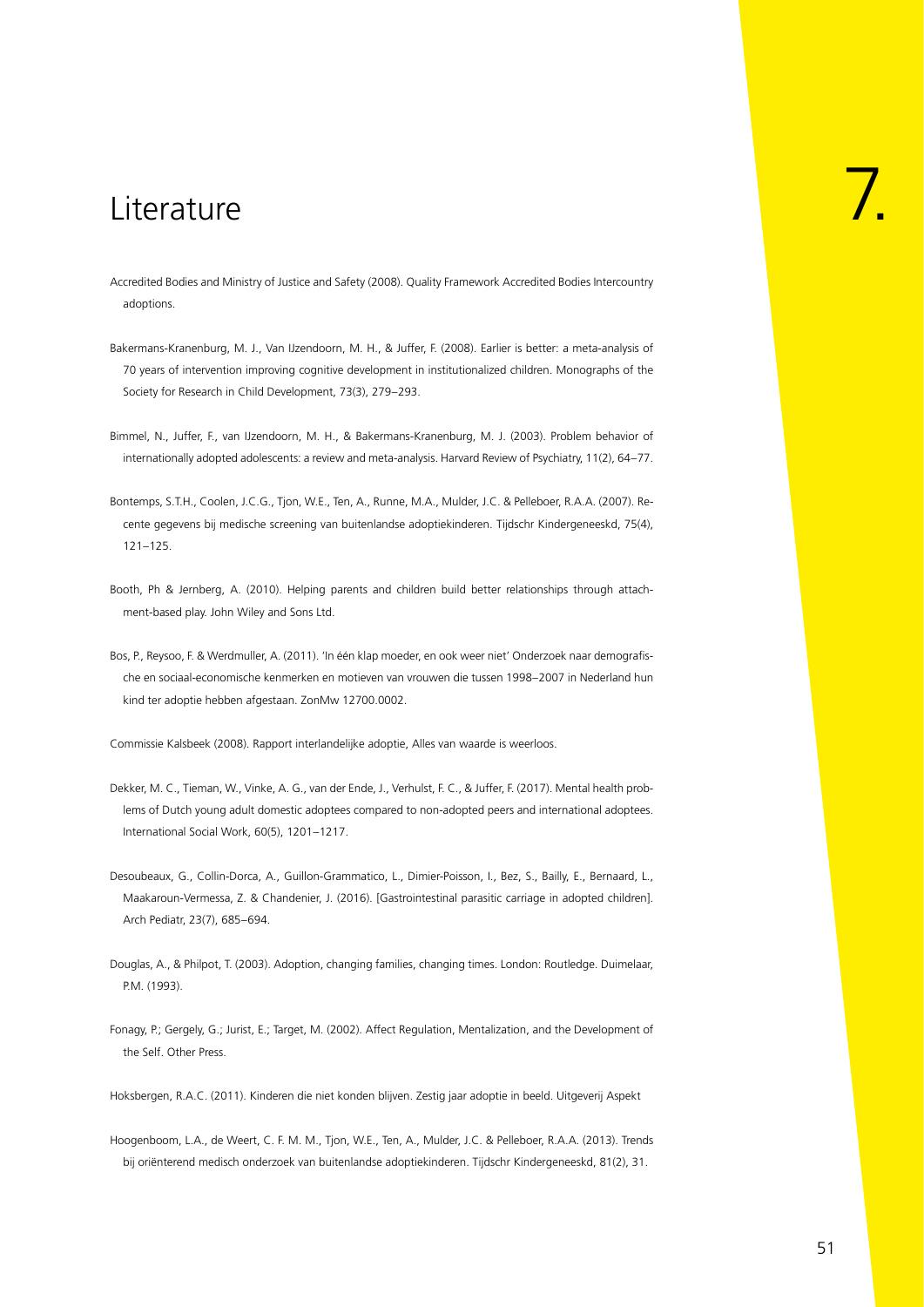# Literature

7.

Accredited Bodies and Ministry of Justice and Safety (2008). Quality Framework Accredited Bodies Intercountry adoptions.

Bakermans-Kranenburg, M. J., Van IJzendoorn, M. H., & Juffer, F. (2008). Earlier is better: a meta-analysis of 70 years of intervention improving cognitive development in institutionalized children. Monographs of the Society for Research in Child Development, 73(3), 279–293.

Bimmel, N., Juffer, F., van IJzendoorn, M. H., & Bakermans-Kranenburg, M. J. (2003). Problem behavior of internationally adopted adolescents: a review and meta-analysis. Harvard Review of Psychiatry, 11(2), 64–77.

Bontemps, S.T.H., Coolen, J.C.G., Tjon, W.E., Ten, A., Runne, M.A., Mulder, J.C. & Pelleboer, R.A.A. (2007). Recente gegevens bij medische screening van buitenlandse adoptiekinderen. Tijdschr Kindergeneeskd, 75(4), 121–125.

Booth, Ph & Jernberg, A. (2010). Helping parents and children build better relationships through attachment-based play. John Wiley and Sons Ltd.

Bos, P., Reysoo, F. & Werdmuller, A. (2011). 'In één klap moeder, en ook weer niet' Onderzoek naar demografische en sociaal-economische kenmerken en motieven van vrouwen die tussen 1998–2007 in Nederland hun kind ter adoptie hebben afgestaan. ZonMw 12700.0002.

Commissie Kalsbeek (2008). Rapport interlandelijke adoptie, Alles van waarde is weerloos.

Dekker, M. C., Tieman, W., Vinke, A. G., van der Ende, J., Verhulst, F. C., & Juffer, F. (2017). Mental health problems of Dutch young adult domestic adoptees compared to non-adopted peers and international adoptees. International Social Work, 60(5), 1201–1217.

Desoubeaux, G., Collin-Dorca, A., Guillon-Grammatico, L., Dimier-Poisson, I., Bez, S., Bailly, E., Bernaard, L., Maakaroun-Vermessa, Z. & Chandenier, J. (2016). [Gastrointestinal parasitic carriage in adopted children]. Arch Pediatr, 23(7), 685–694.

Douglas, A., & Philpot, T. (2003). Adoption, changing families, changing times. London: Routledge. Duimelaar, P.M. (1993).

Fonagy, P.; Gergely, G.; Jurist, E.; Target, M. (2002). Affect Regulation, Mentalization, and the Development of the Self. Other Press.

Hoksbergen, R.A.C. (2011). Kinderen die niet konden blijven. Zestig jaar adoptie in beeld. Uitgeverij Aspekt

Hoogenboom, L.A., de Weert, C. F. M. M., Tjon, W.E., Ten, A., Mulder, J.C. & Pelleboer, R.A.A. (2013). Trends bij oriënterend medisch onderzoek van buitenlandse adoptiekinderen. Tijdschr Kindergeneeskd, 81(2), 31.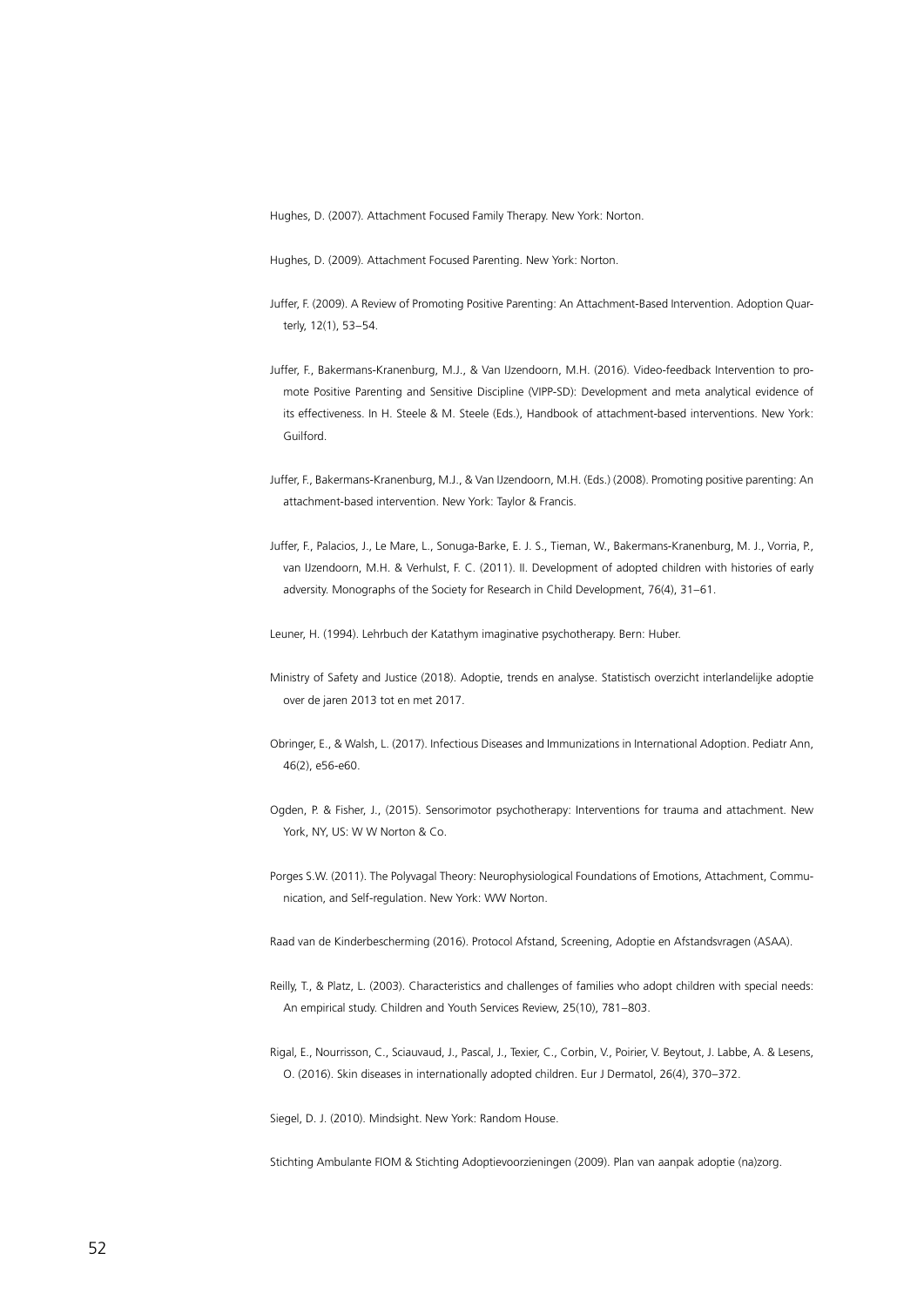Hughes, D. (2007). Attachment Focused Family Therapy. New York: Norton.

Hughes, D. (2009). Attachment Focused Parenting. New York: Norton.

Juffer, F. (2009). A Review of Promoting Positive Parenting: An Attachment-Based Intervention. Adoption Quarterly, 12(1), 53–54.

Juffer, F., Bakermans-Kranenburg, M.J., & Van IJzendoorn, M.H. (2016). Video-feedback Intervention to promote Positive Parenting and Sensitive Discipline (VIPP-SD): Development and meta analytical evidence of its effectiveness. In H. Steele & M. Steele (Eds.), Handbook of attachment-based interventions. New York: Guilford.

Juffer, F., Bakermans-Kranenburg, M.J., & Van IJzendoorn, M.H. (Eds.) (2008). Promoting positive parenting: An attachment-based intervention. New York: Taylor & Francis.

Juffer, F., Palacios, J., Le Mare, L., Sonuga-Barke, E. J. S., Tieman, W., Bakermans-Kranenburg, M. J., Vorria, P., van IJzendoorn, M.H. & Verhulst, F. C. (2011). II. Development of adopted children with histories of early adversity. Monographs of the Society for Research in Child Development, 76(4), 31–61.

Leuner, H. (1994). Lehrbuch der Katathym imaginative psychotherapy. Bern: Huber.

Ministry of Safety and Justice (2018). Adoptie, trends en analyse. Statistisch overzicht interlandelijke adoptie over de jaren 2013 tot en met 2017.

Obringer, E., & Walsh, L. (2017). Infectious Diseases and Immunizations in International Adoption. Pediatr Ann, 46(2), e56-e60.

Ogden, P. & Fisher, J., (2015). Sensorimotor psychotherapy: Interventions for trauma and attachment. New York, NY, US: W W Norton & Co.

Porges S.W. (2011). The Polyvagal Theory: Neurophysiological Foundations of Emotions, Attachment, Communication, and Self-regulation. New York: WW Norton.

Raad van de Kinderbescherming (2016). Protocol Afstand, Screening, Adoptie en Afstandsvragen (ASAA).

Reilly, T., & Platz, L. (2003). Characteristics and challenges of families who adopt children with special needs: An empirical study. Children and Youth Services Review, 25(10), 781–803.

Rigal, E., Nourrisson, C., Sciauvaud, J., Pascal, J., Texier, C., Corbin, V., Poirier, V. Beytout, J. Labbe, A. & Lesens, O. (2016). Skin diseases in internationally adopted children. Eur J Dermatol, 26(4), 370–372.

Siegel, D. J. (2010). Mindsight. New York: Random House.

Stichting Ambulante FIOM & Stichting Adoptievoorzieningen (2009). Plan van aanpak adoptie (na)zorg.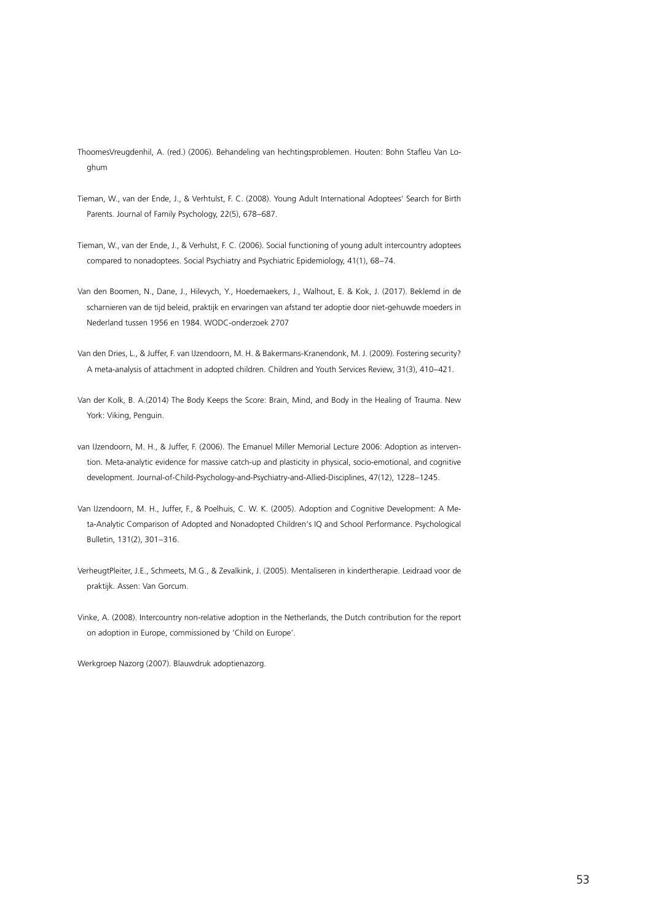ThoomesVreugdenhil, A. (red.) (2006). Behandeling van hechtingsproblemen. Houten: Bohn Stafleu Van Loghum

Tieman, W., van der Ende, J., & Verhtulst, F. C. (2008). Young Adult International Adoptees' Search for Birth Parents. Journal of Family Psychology, 22(5), 678–687.

Tieman, W., van der Ende, J., & Verhulst, F. C. (2006). Social functioning of young adult intercountry adoptees compared to nonadoptees. Social Psychiatry and Psychiatric Epidemiology, 41(1), 68–74.

Van den Boomen, N., Dane, J., Hilevych, Y., Hoedemaekers, J., Walhout, E. & Kok, J. (2017). Beklemd in de scharnieren van de tijd beleid, praktijk en ervaringen van afstand ter adoptie door niet-gehuwde moeders in Nederland tussen 1956 en 1984. WODC-onderzoek 2707

Van den Dries, L., & Juffer, F. van IJzendoorn, M. H. & Bakermans-Kranendonk, M. J. (2009). Fostering security? A meta-analysis of attachment in adopted children. Children and Youth Services Review, 31(3), 410–421.

Van der Kolk, B. A.(2014) The Body Keeps the Score: Brain, Mind, and Body in the Healing of Trauma. New York: Viking, Penguin.

van IJzendoorn, M. H., & Juffer, F. (2006). The Emanuel Miller Memorial Lecture 2006: Adoption as intervention. Meta-analytic evidence for massive catch-up and plasticity in physical, socio-emotional, and cognitive development. Journal-of-Child-Psychology-and-Psychiatry-and-Allied-Disciplines, 47(12), 1228–1245.

Van IJzendoorn, M. H., Juffer, F., & Poelhuis, C. W. K. (2005). Adoption and Cognitive Development: A Meta-Analytic Comparison of Adopted and Nonadopted Children's IQ and School Performance. Psychological Bulletin, 131(2), 301–316.

VerheugtPleiter, J.E., Schmeets, M.G., & Zevalkink, J. (2005). Mentaliseren in kindertherapie. Leidraad voor de praktijk. Assen: Van Gorcum.

Vinke, A. (2008). Intercountry non-relative adoption in the Netherlands, the Dutch contribution for the report on adoption in Europe, commissioned by 'Child on Europe'.

Werkgroep Nazorg (2007). Blauwdruk adoptienazorg.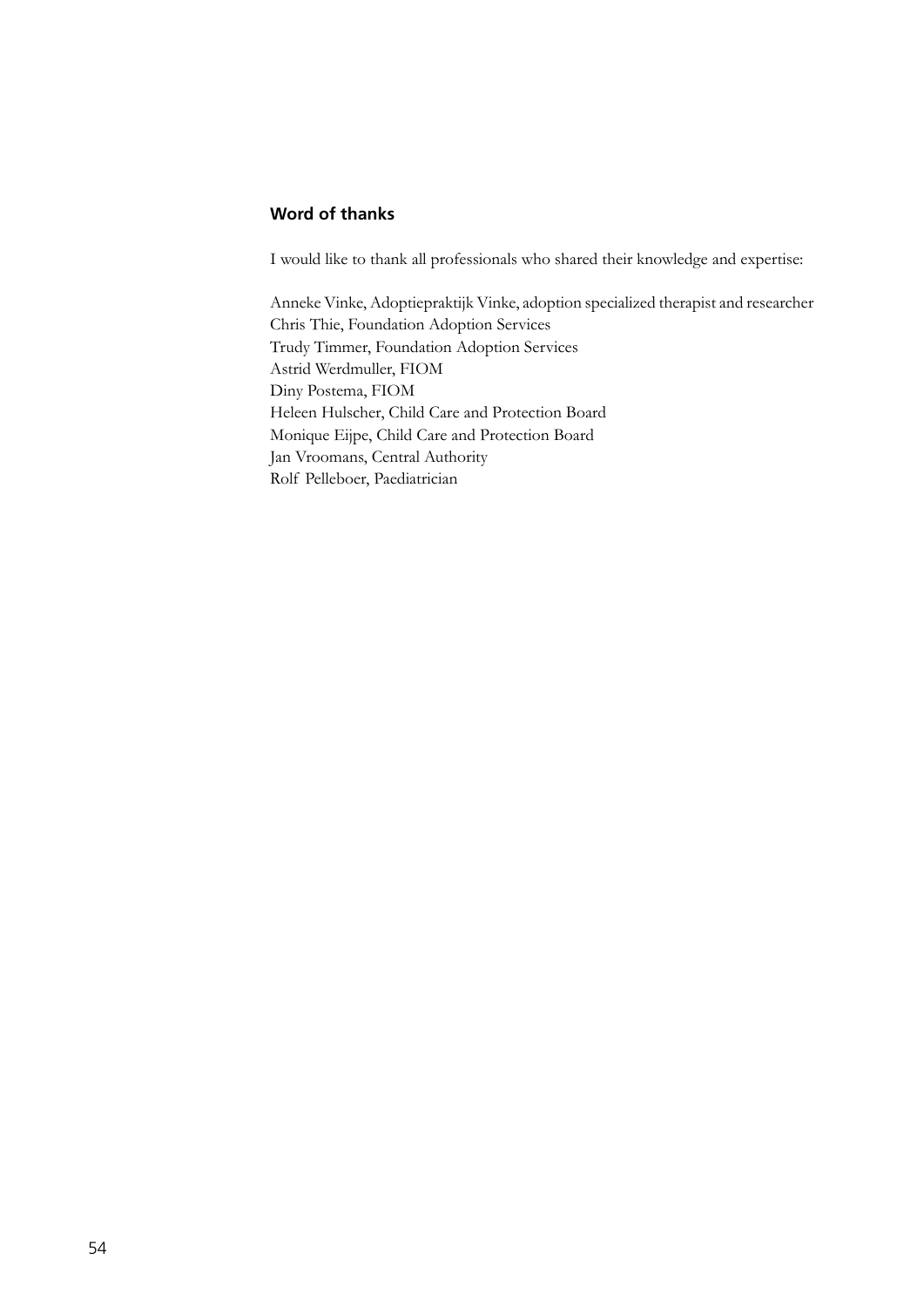## Word of thanks

I would like to thank all professionals who shared their knowledge and expertise:

Anneke Vinke, Adoptiepraktijk Vinke, adoption specialized therapist and researcher
Chris Thie, Foundation Adoption Services
Trudy Timmer, Foundation Adoption Services
Astrid Werdmuller, FIOM
Diny Postema, FIOM
Heleen Hulscher, Child Care and Protection Board
Monique Eijpe, Child Care and Protection Board
Jan Vroomans, Central Authority
Rolf Pelleboer, Paediatrician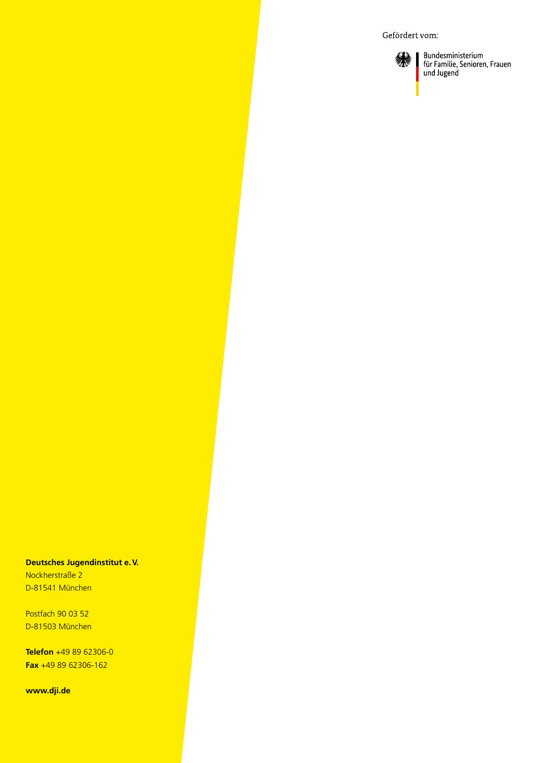Gefördert vom:

Bundesministerium
für Familie, Senioren, Frauen
und Jugend

**Deutsches Jugendinstitut e. V.**
Nockherstraße 2
D-81541 München

Postfach 90 03 52
D-81503 München

**Telefon** +49 89 62306-0
**Fax** +49 89 62306-162

**www.dji.de**